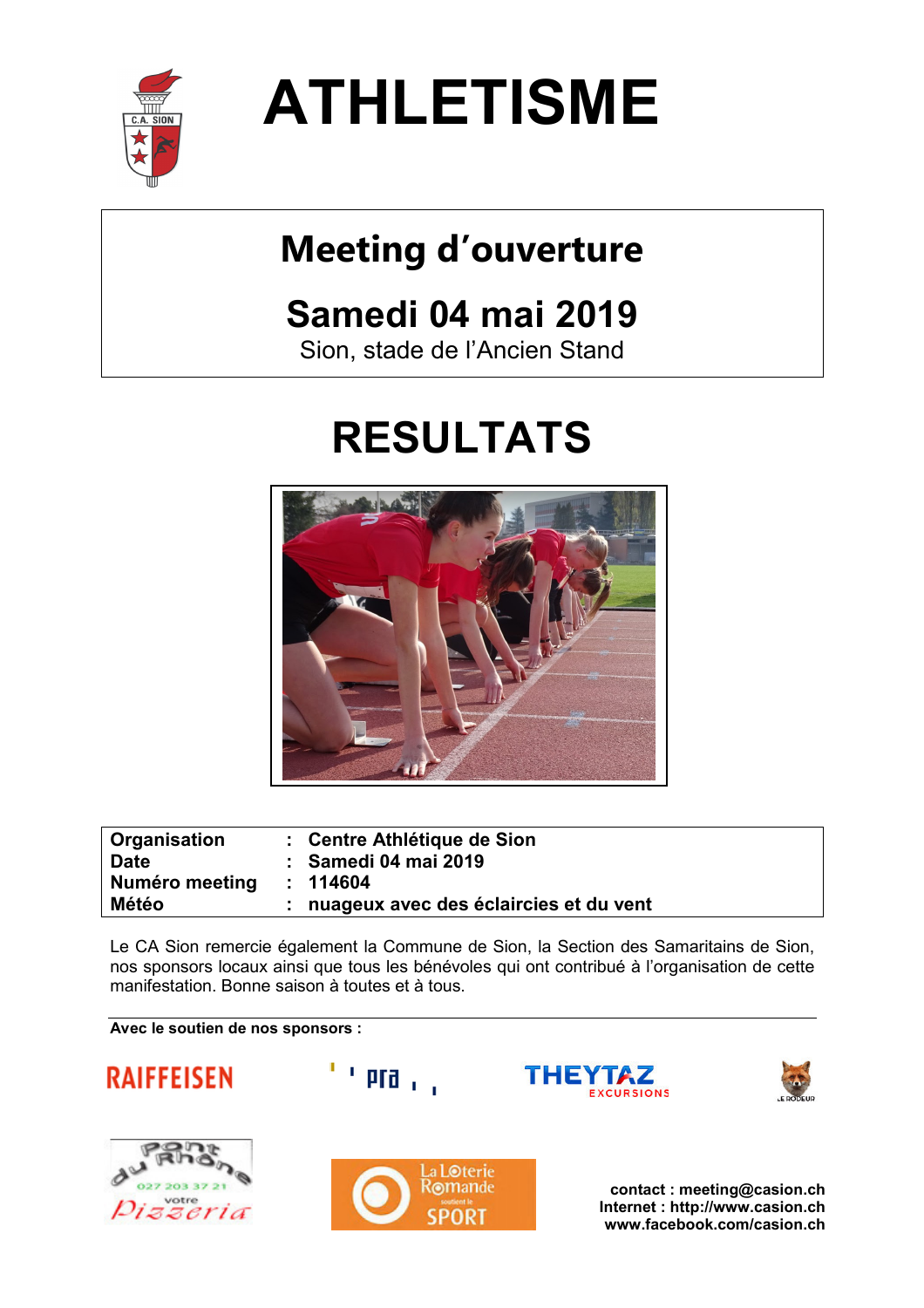# ATHLETISME

## Meeting d'ouverture

## Samedi 04 mai 2019

Sion, stade de l'Ancien Stand

# RESULTATS

| | | |
|---|---|---|
| **Organisation** | : | **Centre Athlétique de Sion** |
| **Date** | : | **Samedi 04 mai 2019** |
| **Numéro meeting** | : | **114604** |
| **Météo** | : | **nuageux avec des éclaircies et du vent** |

Le CA Sion remercie également la Commune de Sion, la Section des Samaritains de Sion, nos sponsors locaux ainsi que tous les bénévoles qui ont contribué à l'organisation de cette manifestation. Bonne saison à toutes et à tous.

**Avec le soutien de nos sponsors :**

**contact : meeting@casion.ch**
**Internet : http://www.casion.ch**
**www.facebook.com/casion.ch**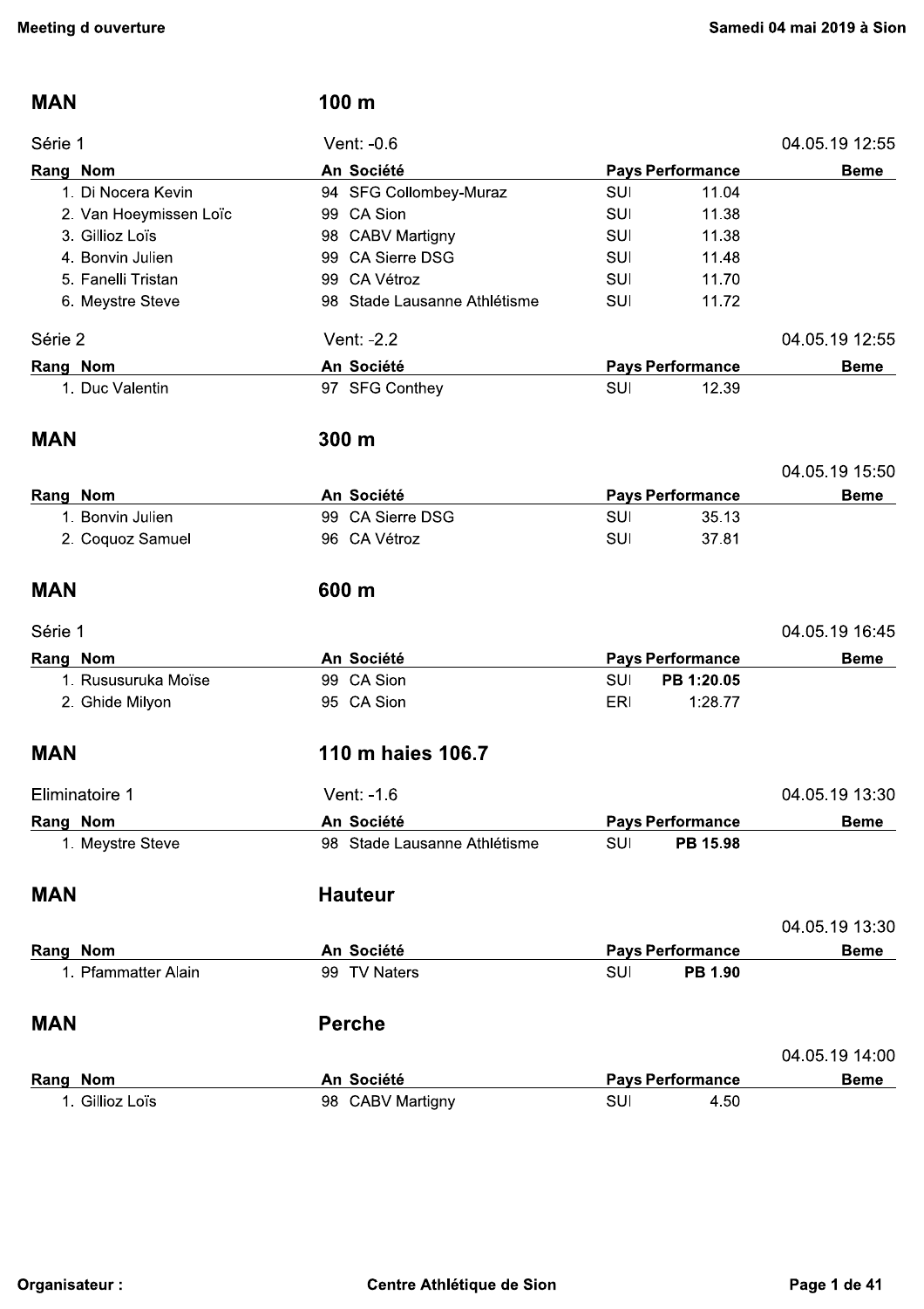## MAN — 100 m

### Série 1 — Vent: -0.6 — 04.05.19 12:55

| Rang | Nom | An | Société | Pays | Performance | Beme |
|---|---|---|---|---|---|---|
| 1. | Di Nocera Kevin | 94 | SFG Collombey-Muraz | SUI | 11.04 | |
| 2. | Van Hoeymissen Loïc | 99 | CA Sion | SUI | 11.38 | |
| 3. | Gillioz Loïs | 98 | CABV Martigny | SUI | 11.38 | |
| 4. | Bonvin Julien | 99 | CA Sierre DSG | SUI | 11.48 | |
| 5. | Fanelli Tristan | 99 | CA Vétroz | SUI | 11.70 | |
| 6. | Meystre Steve | 98 | Stade Lausanne Athlétisme | SUI | 11.72 | |

### Série 2 — Vent: -2.2 — 04.05.19 12:55

| Rang | Nom | An | Société | Pays | Performance | Beme |
|---|---|---|---|---|---|---|
| 1. | Duc Valentin | 97 | SFG Conthey | SUI | 12.39 | |

## MAN — 300 m

04.05.19 15:50

| Rang | Nom | An | Société | Pays | Performance | Beme |
|---|---|---|---|---|---|---|
| 1. | Bonvin Julien | 99 | CA Sierre DSG | SUI | 35.13 | |
| 2. | Coquoz Samuel | 96 | CA Vétroz | SUI | 37.81 | |

## MAN — 600 m

### Série 1 — 04.05.19 16:45

| Rang | Nom | An | Société | Pays | Performance | Beme |
|---|---|---|---|---|---|---|
| 1. | Rususuruka Moïse | 99 | CA Sion | SUI | **PB 1:20.05** | |
| 2. | Ghide Milyon | 95 | CA Sion | ERI | 1:28.77 | |

## MAN — 110 m haies 106.7

### Eliminatoire 1 — Vent: -1.6 — 04.05.19 13:30

| Rang | Nom | An | Société | Pays | Performance | Beme |
|---|---|---|---|---|---|---|
| 1. | Meystre Steve | 98 | Stade Lausanne Athlétisme | SUI | **PB 15.98** | |

## MAN — Hauteur

04.05.19 13:30

| Rang | Nom | An | Société | Pays | Performance | Beme |
|---|---|---|---|---|---|---|
| 1. | Pfammatter Alain | 99 | TV Naters | SUI | **PB 1.90** | |

## MAN — Perche

04.05.19 14:00

| Rang | Nom | An | Société | Pays | Performance | Beme |
|---|---|---|---|---|---|---|
| 1. | Gillioz Loïs | 98 | CABV Martigny | SUI | 4.50 | |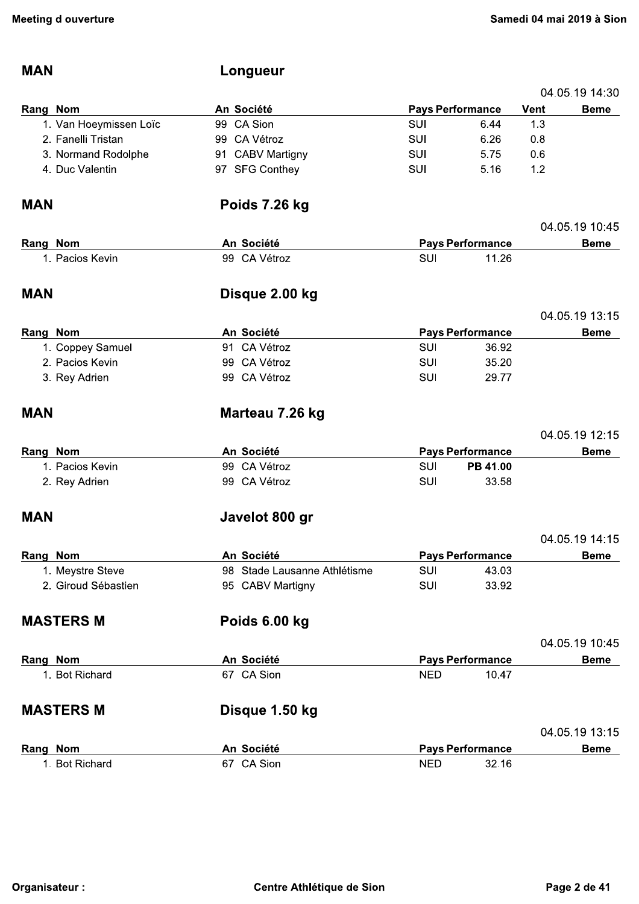## MAN — Longueur

04.05.19 14:30

| Rang | Nom | An | Société | Pays | Performance | Vent | Beme |
|---|---|---|---|---|---|---|---|
| 1. | Van Hoeymissen Loïc | 99 | CA Sion | SUI | 6.44 | 1.3 | |
| 2. | Fanelli Tristan | 99 | CA Vétroz | SUI | 6.26 | 0.8 | |
| 3. | Normand Rodolphe | 91 | CABV Martigny | SUI | 5.75 | 0.6 | |
| 4. | Duc Valentin | 97 | SFG Conthey | SUI | 5.16 | 1.2 | |

## MAN — Poids 7.26 kg

04.05.19 10:45

| Rang | Nom | An | Société | Pays | Performance | Beme |
|---|---|---|---|---|---|---|
| 1. | Pacios Kevin | 99 | CA Vétroz | SUI | 11.26 | |

## MAN — Disque 2.00 kg

04.05.19 13:15

| Rang | Nom | An | Société | Pays | Performance | Beme |
|---|---|---|---|---|---|---|
| 1. | Coppey Samuel | 91 | CA Vétroz | SUI | 36.92 | |
| 2. | Pacios Kevin | 99 | CA Vétroz | SUI | 35.20 | |
| 3. | Rey Adrien | 99 | CA Vétroz | SUI | 29.77 | |

## MAN — Marteau 7.26 kg

04.05.19 12:15

| Rang | Nom | An | Société | Pays | Performance | Beme |
|---|---|---|---|---|---|---|
| 1. | Pacios Kevin | 99 | CA Vétroz | SUI | **PB 41.00** | |
| 2. | Rey Adrien | 99 | CA Vétroz | SUI | 33.58 | |

## MAN — Javelot 800 gr

04.05.19 14:15

| Rang | Nom | An | Société | Pays | Performance | Beme |
|---|---|---|---|---|---|---|
| 1. | Meystre Steve | 98 | Stade Lausanne Athlétisme | SUI | 43.03 | |
| 2. | Giroud Sébastien | 95 | CABV Martigny | SUI | 33.92 | |

## MASTERS M — Poids 6.00 kg

04.05.19 10:45

| Rang | Nom | An | Société | Pays | Performance | Beme |
|---|---|---|---|---|---|---|
| 1. | Bot Richard | 67 | CA Sion | NED | 10.47 | |

## MASTERS M — Disque 1.50 kg

04.05.19 13:15

| Rang | Nom | An | Société | Pays | Performance | Beme |
|---|---|---|---|---|---|---|
| 1. | Bot Richard | 67 | CA Sion | NED | 32.16 | |

Organisateur : Centre Athlétique de Sion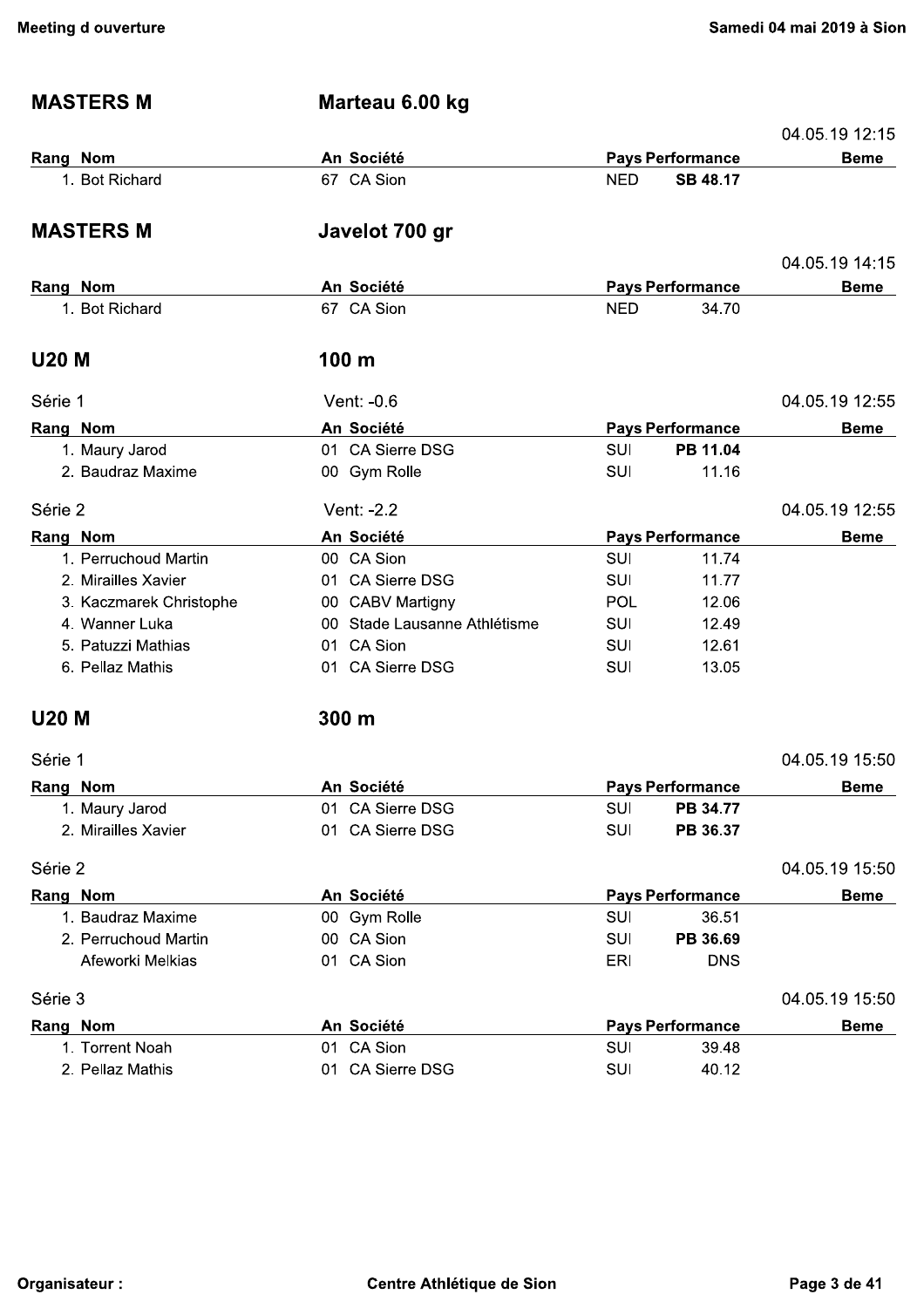## MASTERS M — Marteau 6.00 kg

04.05.19 12:15

| Rang | Nom | An | Société | Pays | Performance | Beme |
|---|---|---|---|---|---|---|
| 1. | Bot Richard | 67 | CA Sion | NED | **SB 48.17** | |

## MASTERS M — Javelot 700 gr

04.05.19 14:15

| Rang | Nom | An | Société | Pays | Performance | Beme |
|---|---|---|---|---|---|---|
| 1. | Bot Richard | 67 | CA Sion | NED | 34.70 | |

## U20 M — 100 m

Série 1 — Vent: -0.6 — 04.05.19 12:55

| Rang | Nom | An | Société | Pays | Performance | Beme |
|---|---|---|---|---|---|---|
| 1. | Maury Jarod | 01 | CA Sierre DSG | SUI | **PB 11.04** | |
| 2. | Baudraz Maxime | 00 | Gym Rolle | SUI | 11.16 | |

Série 2 — Vent: -2.2 — 04.05.19 12:55

| Rang | Nom | An | Société | Pays | Performance | Beme |
|---|---|---|---|---|---|---|
| 1. | Perruchoud Martin | 00 | CA Sion | SUI | 11.74 | |
| 2. | Mirailles Xavier | 01 | CA Sierre DSG | SUI | 11.77 | |
| 3. | Kaczmarek Christophe | 00 | CABV Martigny | POL | 12.06 | |
| 4. | Wanner Luka | 00 | Stade Lausanne Athlétisme | SUI | 12.49 | |
| 5. | Patuzzi Mathias | 01 | CA Sion | SUI | 12.61 | |
| 6. | Pellaz Mathis | 01 | CA Sierre DSG | SUI | 13.05 | |

## U20 M — 300 m

Série 1 — 04.05.19 15:50

| Rang | Nom | An | Société | Pays | Performance | Beme |
|---|---|---|---|---|---|---|
| 1. | Maury Jarod | 01 | CA Sierre DSG | SUI | **PB 34.77** | |
| 2. | Mirailles Xavier | 01 | CA Sierre DSG | SUI | **PB 36.37** | |

Série 2 — 04.05.19 15:50

| Rang | Nom | An | Société | Pays | Performance | Beme |
|---|---|---|---|---|---|---|
| 1. | Baudraz Maxime | 00 | Gym Rolle | SUI | 36.51 | |
| 2. | Perruchoud Martin | 00 | CA Sion | SUI | **PB 36.69** | |
| | Afeworki Melkias | 01 | CA Sion | ERI | DNS | |

Série 3 — 04.05.19 15:50

| Rang | Nom | An | Société | Pays | Performance | Beme |
|---|---|---|---|---|---|---|
| 1. | Torrent Noah | 01 | CA Sion | SUI | 39.48 | |
| 2. | Pellaz Mathis | 01 | CA Sierre DSG | SUI | 40.12 | |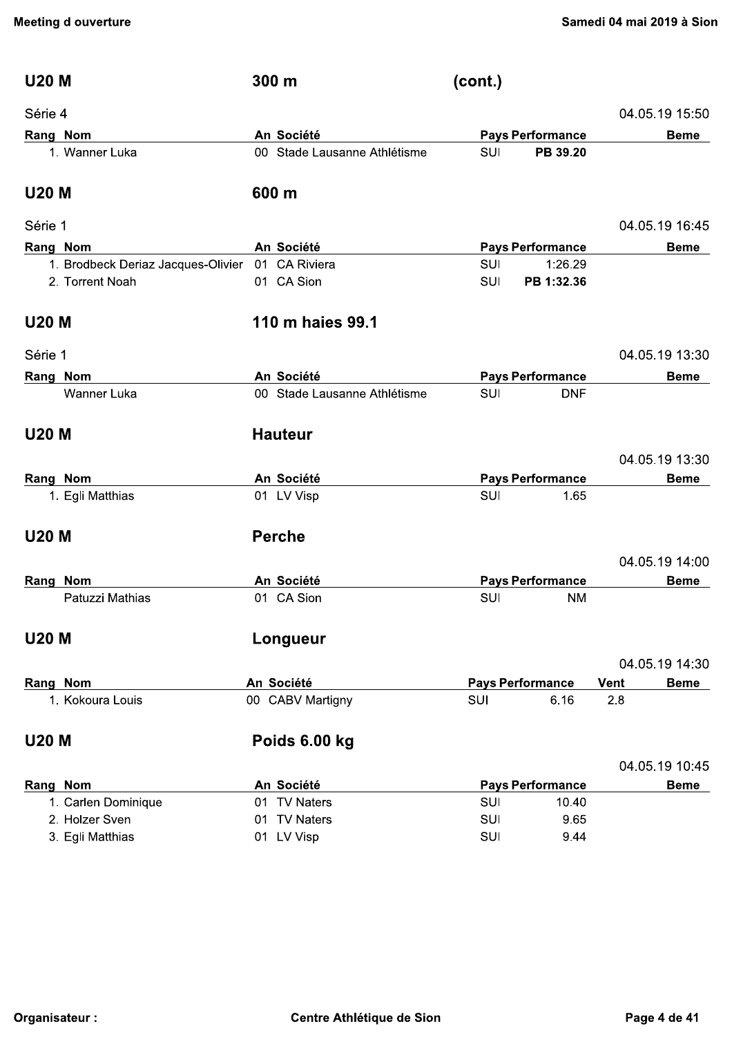## U20 M — 300 m (cont.)

Série 4 — 04.05.19 15:50

| Rang | Nom | An | Société | Pays | Performance | Beme |
|---|---|---|---|---|---|---|
| 1. | Wanner Luka | 00 | Stade Lausanne Athlétisme | SUI | **PB 39.20** | |

## U20 M — 600 m

Série 1 — 04.05.19 16:45

| Rang | Nom | An | Société | Pays | Performance | Beme |
|---|---|---|---|---|---|---|
| 1. | Brodbeck Deriaz Jacques-Olivier | 01 | CA Riviera | SUI | 1:26.29 | |
| 2. | Torrent Noah | 01 | CA Sion | SUI | **PB 1:32.36** | |

## U20 M — 110 m haies 99.1

Série 1 — 04.05.19 13:30

| Rang | Nom | An | Société | Pays | Performance | Beme |
|---|---|---|---|---|---|---|
| | Wanner Luka | 00 | Stade Lausanne Athlétisme | SUI | DNF | |

## U20 M — Hauteur

04.05.19 13:30

| Rang | Nom | An | Société | Pays | Performance | Beme |
|---|---|---|---|---|---|---|
| 1. | Egli Matthias | 01 | LV Visp | SUI | 1.65 | |

## U20 M — Perche

04.05.19 14:00

| Rang | Nom | An | Société | Pays | Performance | Beme |
|---|---|---|---|---|---|---|
| | Patuzzi Mathias | 01 | CA Sion | SUI | NM | |

## U20 M — Longueur

04.05.19 14:30

| Rang | Nom | An | Société | Pays | Performance | Vent | Beme |
|---|---|---|---|---|---|---|---|
| 1. | Kokoura Louis | 00 | CABV Martigny | SUI | 6.16 | 2.8 | |

## U20 M — Poids 6.00 kg

04.05.19 10:45

| Rang | Nom | An | Société | Pays | Performance | Beme |
|---|---|---|---|---|---|---|
| 1. | Carlen Dominique | 01 | TV Naters | SUI | 10.40 | |
| 2. | Holzer Sven | 01 | TV Naters | SUI | 9.65 | |
| 3. | Egli Matthias | 01 | LV Visp | SUI | 9.44 | |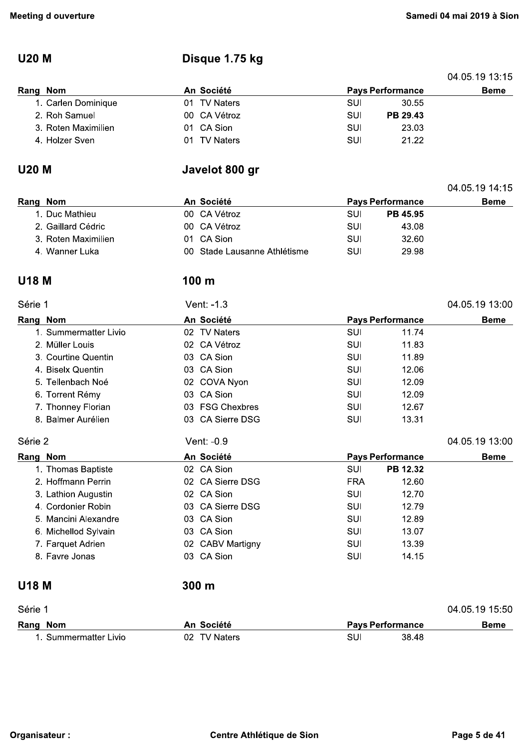## U20 M — Disque 1.75 kg

04.05.19 13:15

| Rang | Nom | An | Société | Pays | Performance | Beme |
|---|---|---|---|---|---|---|
| 1. | Carlen Dominique | 01 | TV Naters | SUI | 30.55 | |
| 2. | Roh Samuel | 00 | CA Vétroz | SUI | **PB 29.43** | |
| 3. | Roten Maximilien | 01 | CA Sion | SUI | 23.03 | |
| 4. | Holzer Sven | 01 | TV Naters | SUI | 21.22 | |

## U20 M — Javelot 800 gr

04.05.19 14:15

| Rang | Nom | An | Société | Pays | Performance | Beme |
|---|---|---|---|---|---|---|
| 1. | Duc Mathieu | 00 | CA Vétroz | SUI | **PB 45.95** | |
| 2. | Gaillard Cédric | 00 | CA Vétroz | SUI | 43.08 | |
| 3. | Roten Maximilien | 01 | CA Sion | SUI | 32.60 | |
| 4. | Wanner Luka | 00 | Stade Lausanne Athlétisme | SUI | 29.98 | |

## U18 M — 100 m

Série 1 — Vent: -1.3 — 04.05.19 13:00

| Rang | Nom | An | Société | Pays | Performance | Beme |
|---|---|---|---|---|---|---|
| 1. | Summermatter Livio | 02 | TV Naters | SUI | 11.74 | |
| 2. | Müller Louis | 02 | CA Vétroz | SUI | 11.83 | |
| 3. | Courtine Quentin | 03 | CA Sion | SUI | 11.89 | |
| 4. | Biselx Quentin | 03 | CA Sion | SUI | 12.06 | |
| 5. | Tellenbach Noé | 02 | COVA Nyon | SUI | 12.09 | |
| 6. | Torrent Rémy | 03 | CA Sion | SUI | 12.09 | |
| 7. | Thonney Florian | 03 | FSG Chexbres | SUI | 12.67 | |
| 8. | Balmer Aurélien | 03 | CA Sierre DSG | SUI | 13.31 | |

Série 2 — Vent: -0.9 — 04.05.19 13:00

| Rang | Nom | An | Société | Pays | Performance | Beme |
|---|---|---|---|---|---|---|
| 1. | Thomas Baptiste | 02 | CA Sion | SUI | **PB 12.32** | |
| 2. | Hoffmann Perrin | 02 | CA Sierre DSG | FRA | 12.60 | |
| 3. | Lathion Augustin | 02 | CA Sion | SUI | 12.70 | |
| 4. | Cordonier Robin | 03 | CA Sierre DSG | SUI | 12.79 | |
| 5. | Mancini Alexandre | 03 | CA Sion | SUI | 12.89 | |
| 6. | Michellod Sylvain | 03 | CA Sion | SUI | 13.07 | |
| 7. | Farquet Adrien | 02 | CABV Martigny | SUI | 13.39 | |
| 8. | Favre Jonas | 03 | CA Sion | SUI | 14.15 | |

## U18 M — 300 m

Série 1 — 04.05.19 15:50

| Rang | Nom | An | Société | Pays | Performance | Beme |
|---|---|---|---|---|---|---|
| 1. | Summermatter Livio | 02 | TV Naters | SUI | 38.48 | |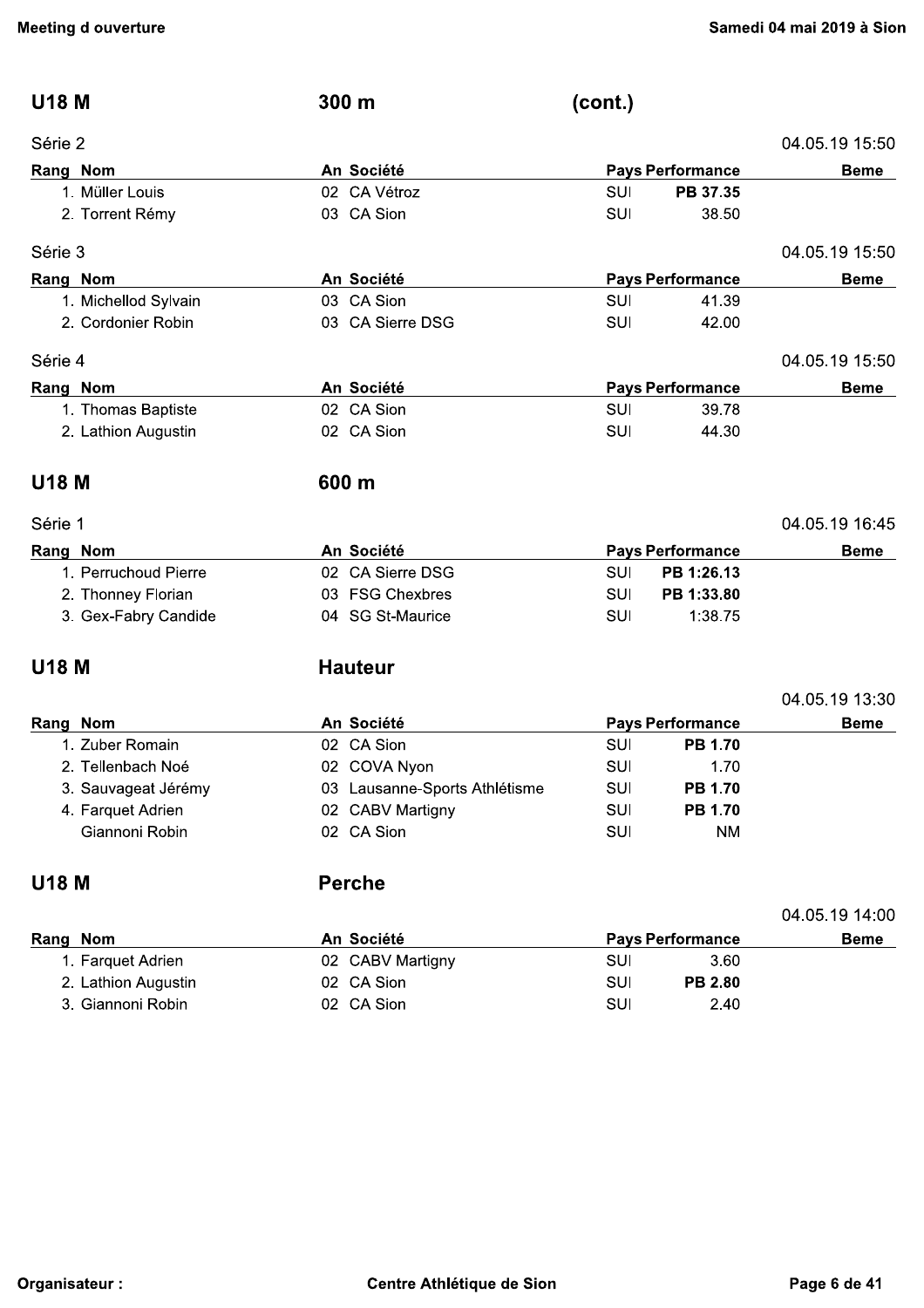## U18 M — 300 m (cont.)

Série 2 — 04.05.19 15:50

| Rang | Nom | An | Société | Pays | Performance | Beme |
|---|---|---|---|---|---|---|
| 1. | Müller Louis | 02 | CA Vétroz | SUI | **PB 37.35** | |
| 2. | Torrent Rémy | 03 | CA Sion | SUI | 38.50 | |

Série 3 — 04.05.19 15:50

| Rang | Nom | An | Société | Pays | Performance | Beme |
|---|---|---|---|---|---|---|
| 1. | Michellod Sylvain | 03 | CA Sion | SUI | 41.39 | |
| 2. | Cordonier Robin | 03 | CA Sierre DSG | SUI | 42.00 | |

Série 4 — 04.05.19 15:50

| Rang | Nom | An | Société | Pays | Performance | Beme |
|---|---|---|---|---|---|---|
| 1. | Thomas Baptiste | 02 | CA Sion | SUI | 39.78 | |
| 2. | Lathion Augustin | 02 | CA Sion | SUI | 44.30 | |

## U18 M — 600 m

Série 1 — 04.05.19 16:45

| Rang | Nom | An | Société | Pays | Performance | Beme |
|---|---|---|---|---|---|---|
| 1. | Perruchoud Pierre | 02 | CA Sierre DSG | SUI | **PB 1:26.13** | |
| 2. | Thonney Florian | 03 | FSG Chexbres | SUI | **PB 1:33.80** | |
| 3. | Gex-Fabry Candide | 04 | SG St-Maurice | SUI | 1:38.75 | |

## U18 M — Hauteur

04.05.19 13:30

| Rang | Nom | An | Société | Pays | Performance | Beme |
|---|---|---|---|---|---|---|
| 1. | Zuber Romain | 02 | CA Sion | SUI | **PB 1.70** | |
| 2. | Tellenbach Noé | 02 | COVA Nyon | SUI | 1.70 | |
| 3. | Sauvageat Jérémy | 03 | Lausanne-Sports Athlétisme | SUI | **PB 1.70** | |
| 4. | Farquet Adrien | 02 | CABV Martigny | SUI | **PB 1.70** | |
| | Giannoni Robin | 02 | CA Sion | SUI | NM | |

## U18 M — Perche

04.05.19 14:00

| Rang | Nom | An | Société | Pays | Performance | Beme |
|---|---|---|---|---|---|---|
| 1. | Farquet Adrien | 02 | CABV Martigny | SUI | 3.60 | |
| 2. | Lathion Augustin | 02 | CA Sion | SUI | **PB 2.80** | |
| 3. | Giannoni Robin | 02 | CA Sion | SUI | 2.40 | |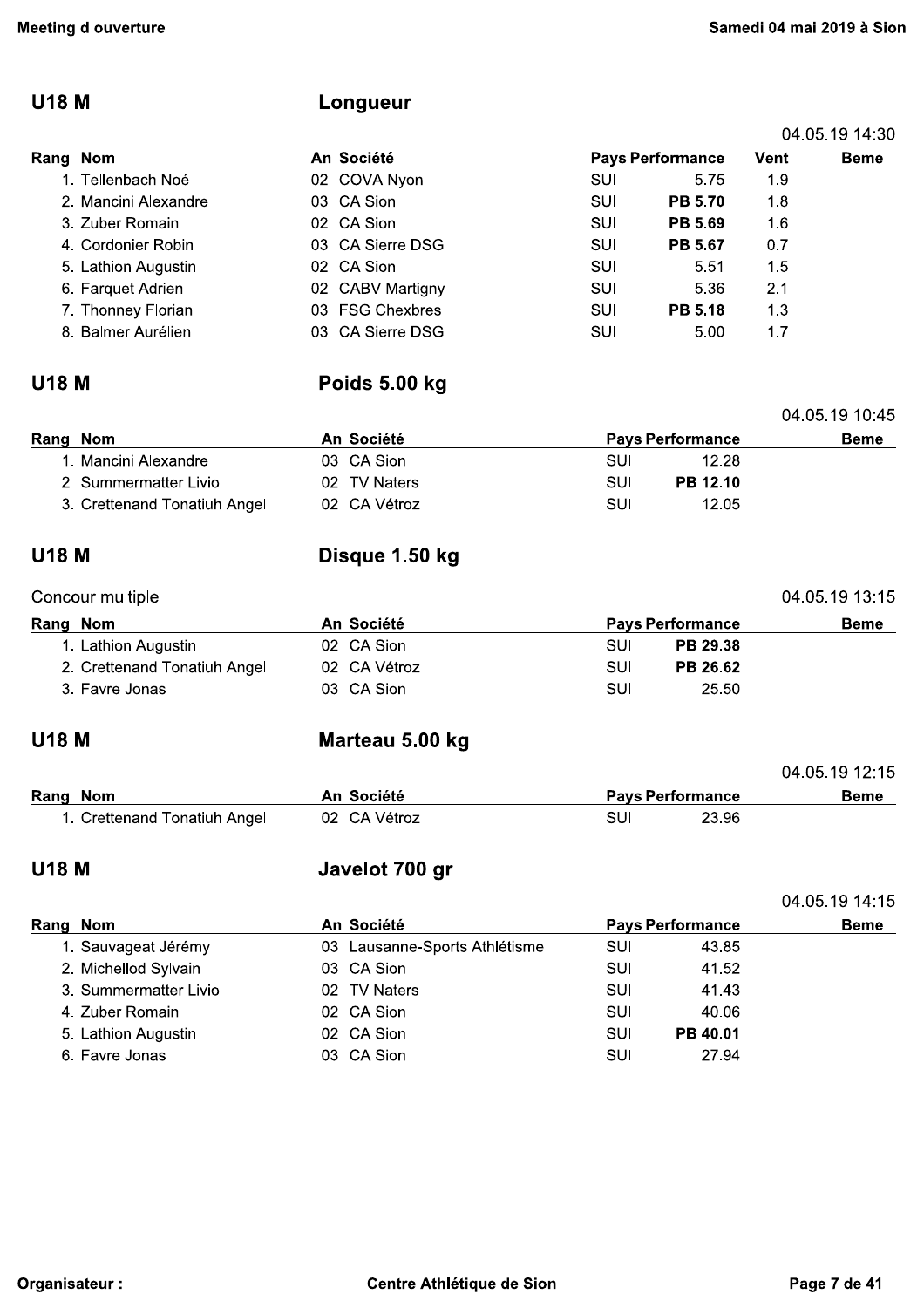## U18 M — Longueur

04.05.19 14:30

| Rang | Nom | An | Société | Pays | Performance | Vent | Beme |
|---|---|---|---|---|---|---|---|
| 1. | Tellenbach Noé | 02 | COVA Nyon | SUI | 5.75 | 1.9 | |
| 2. | Mancini Alexandre | 03 | CA Sion | SUI | **PB 5.70** | 1.8 | |
| 3. | Zuber Romain | 02 | CA Sion | SUI | **PB 5.69** | 1.6 | |
| 4. | Cordonier Robin | 03 | CA Sierre DSG | SUI | **PB 5.67** | 0.7 | |
| 5. | Lathion Augustin | 02 | CA Sion | SUI | 5.51 | 1.5 | |
| 6. | Farquet Adrien | 02 | CABV Martigny | SUI | 5.36 | 2.1 | |
| 7. | Thonney Florian | 03 | FSG Chexbres | SUI | **PB 5.18** | 1.3 | |
| 8. | Balmer Aurélien | 03 | CA Sierre DSG | SUI | 5.00 | 1.7 | |

## U18 M — Poids 5.00 kg

04.05.19 10:45

| Rang | Nom | An | Société | Pays | Performance | Beme |
|---|---|---|---|---|---|---|
| 1. | Mancini Alexandre | 03 | CA Sion | SUI | 12.28 | |
| 2. | Summermatter Livio | 02 | TV Naters | SUI | **PB 12.10** | |
| 3. | Crettenand Tonatiuh Angel | 02 | CA Vétroz | SUI | 12.05 | |

## U18 M — Disque 1.50 kg

Concour multiple

04.05.19 13:15

| Rang | Nom | An | Société | Pays | Performance | Beme |
|---|---|---|---|---|---|---|
| 1. | Lathion Augustin | 02 | CA Sion | SUI | **PB 29.38** | |
| 2. | Crettenand Tonatiuh Angel | 02 | CA Vétroz | SUI | **PB 26.62** | |
| 3. | Favre Jonas | 03 | CA Sion | SUI | 25.50 | |

## U18 M — Marteau 5.00 kg

04.05.19 12:15

| Rang | Nom | An | Société | Pays | Performance | Beme |
|---|---|---|---|---|---|---|
| 1. | Crettenand Tonatiuh Angel | 02 | CA Vétroz | SUI | 23.96 | |

## U18 M — Javelot 700 gr

04.05.19 14:15

| Rang | Nom | An | Société | Pays | Performance | Beme |
|---|---|---|---|---|---|---|
| 1. | Sauvageat Jérémy | 03 | Lausanne-Sports Athlétisme | SUI | 43.85 | |
| 2. | Michellod Sylvain | 03 | CA Sion | SUI | 41.52 | |
| 3. | Summermatter Livio | 02 | TV Naters | SUI | 41.43 | |
| 4. | Zuber Romain | 02 | CA Sion | SUI | 40.06 | |
| 5. | Lathion Augustin | 02 | CA Sion | SUI | **PB 40.01** | |
| 6. | Favre Jonas | 03 | CA Sion | SUI | 27.94 | |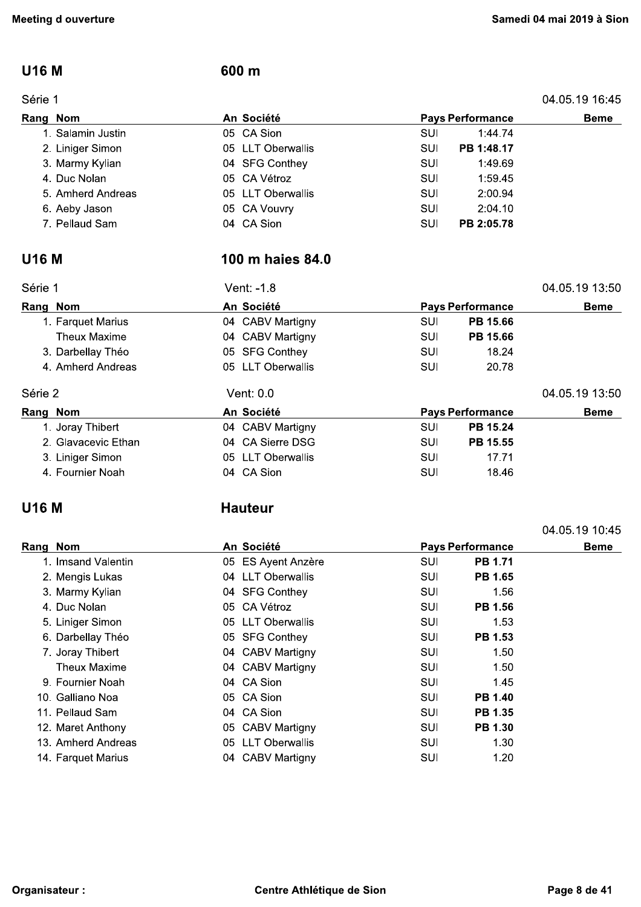## U16 M — 600 m

Série 1 — 04.05.19 16:45

| Rang | Nom | An | Société | Pays | Performance | Beme |
|---|---|---|---|---|---|---|
| 1. | Salamin Justin | 05 | CA Sion | SUI | 1:44.74 | |
| 2. | Liniger Simon | 05 | LLT Oberwallis | SUI | **PB 1:48.17** | |
| 3. | Marmy Kylian | 04 | SFG Conthey | SUI | 1:49.69 | |
| 4. | Duc Nolan | 05 | CA Vétroz | SUI | 1:59.45 | |
| 5. | Amherd Andreas | 05 | LLT Oberwallis | SUI | 2:00.94 | |
| 6. | Aeby Jason | 05 | CA Vouvry | SUI | 2:04.10 | |
| 7. | Pellaud Sam | 04 | CA Sion | SUI | **PB 2:05.78** | |

## U16 M — 100 m haies 84.0

Série 1 — Vent: -1.8 — 04.05.19 13:50

| Rang | Nom | An | Société | Pays | Performance | Beme |
|---|---|---|---|---|---|---|
| 1. | Farquet Marius | 04 | CABV Martigny | SUI | **PB 15.66** | |
| | Theux Maxime | 04 | CABV Martigny | SUI | **PB 15.66** | |
| 3. | Darbellay Théo | 05 | SFG Conthey | SUI | 18.24 | |
| 4. | Amherd Andreas | 05 | LLT Oberwallis | SUI | 20.78 | |

Série 2 — Vent: 0.0 — 04.05.19 13:50

| Rang | Nom | An | Société | Pays | Performance | Beme |
|---|---|---|---|---|---|---|
| 1. | Joray Thibert | 04 | CABV Martigny | SUI | **PB 15.24** | |
| 2. | Glavacevic Ethan | 04 | CA Sierre DSG | SUI | **PB 15.55** | |
| 3. | Liniger Simon | 05 | LLT Oberwallis | SUI | 17.71 | |
| 4. | Fournier Noah | 04 | CA Sion | SUI | 18.46 | |

## U16 M — Hauteur

04.05.19 10:45

| Rang | Nom | An | Société | Pays | Performance | Beme |
|---|---|---|---|---|---|---|
| 1. | Imsand Valentin | 05 | ES Ayent Anzère | SUI | **PB 1.71** | |
| 2. | Mengis Lukas | 04 | LLT Oberwallis | SUI | **PB 1.65** | |
| 3. | Marmy Kylian | 04 | SFG Conthey | SUI | 1.56 | |
| 4. | Duc Nolan | 05 | CA Vétroz | SUI | **PB 1.56** | |
| 5. | Liniger Simon | 05 | LLT Oberwallis | SUI | 1.53 | |
| 6. | Darbellay Théo | 05 | SFG Conthey | SUI | **PB 1.53** | |
| 7. | Joray Thibert | 04 | CABV Martigny | SUI | 1.50 | |
| | Theux Maxime | 04 | CABV Martigny | SUI | 1.50 | |
| 9. | Fournier Noah | 04 | CA Sion | SUI | 1.45 | |
| 10. | Galliano Noa | 05 | CA Sion | SUI | **PB 1.40** | |
| 11. | Pellaud Sam | 04 | CA Sion | SUI | **PB 1.35** | |
| 12. | Maret Anthony | 05 | CABV Martigny | SUI | **PB 1.30** | |
| 13. | Amherd Andreas | 05 | LLT Oberwallis | SUI | 1.30 | |
| 14. | Farquet Marius | 04 | CABV Martigny | SUI | 1.20 | |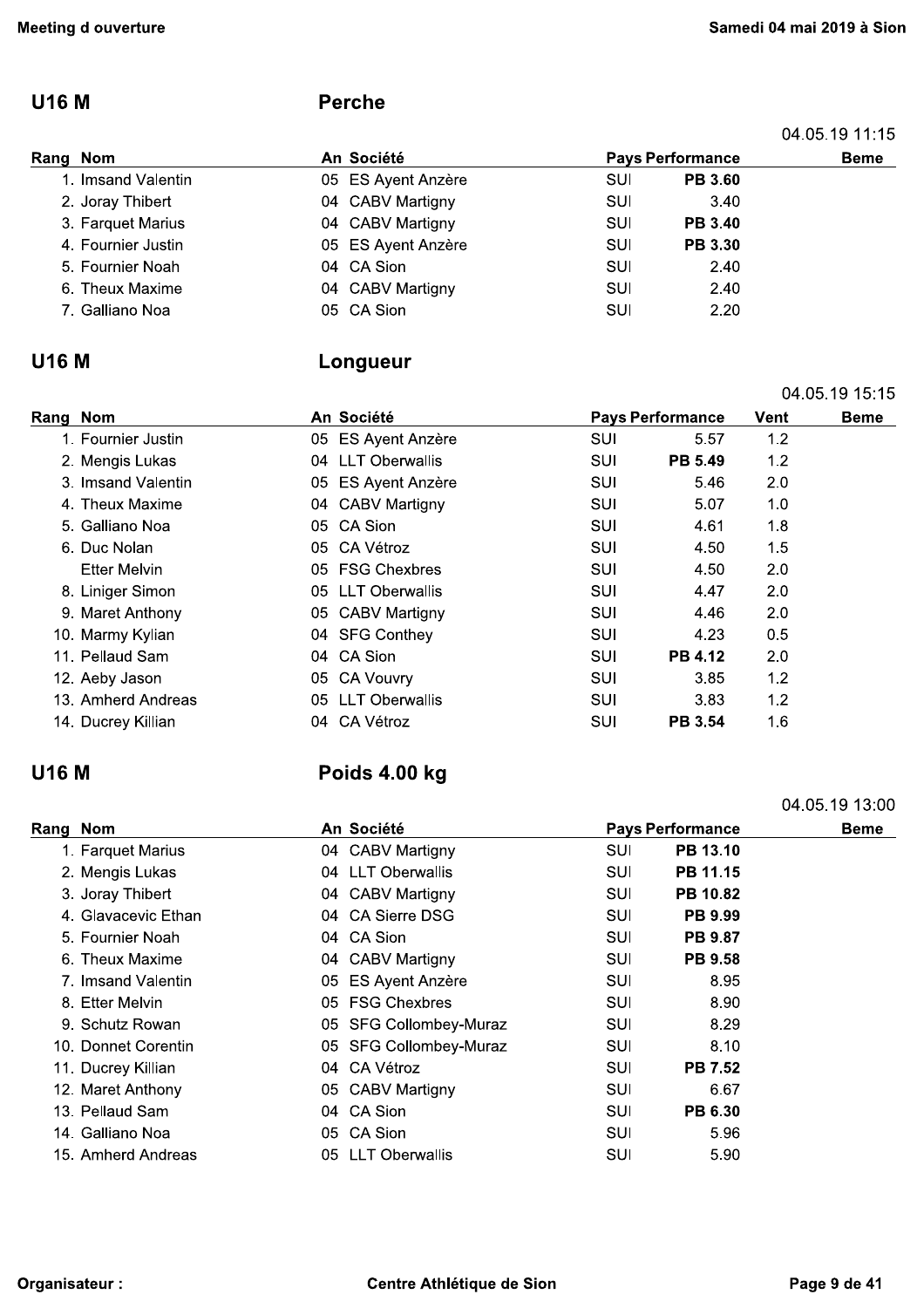## U16 M — Perche

04.05.19 11:15

| Rang | Nom | An | Société | Pays | Performance | Beme |
|---|---|---|---|---|---|---|
| 1. | Imsand Valentin | 05 | ES Ayent Anzère | SUI | **PB 3.60** | |
| 2. | Joray Thibert | 04 | CABV Martigny | SUI | 3.40 | |
| 3. | Farquet Marius | 04 | CABV Martigny | SUI | **PB 3.40** | |
| 4. | Fournier Justin | 05 | ES Ayent Anzère | SUI | **PB 3.30** | |
| 5. | Fournier Noah | 04 | CA Sion | SUI | 2.40 | |
| 6. | Theux Maxime | 04 | CABV Martigny | SUI | 2.40 | |
| 7. | Galliano Noa | 05 | CA Sion | SUI | 2.20 | |

## U16 M — Longueur

04.05.19 15:15

| Rang | Nom | An | Société | Pays | Performance | Vent | Beme |
|---|---|---|---|---|---|---|---|
| 1. | Fournier Justin | 05 | ES Ayent Anzère | SUI | 5.57 | 1.2 | |
| 2. | Mengis Lukas | 04 | LLT Oberwallis | SUI | **PB 5.49** | 1.2 | |
| 3. | Imsand Valentin | 05 | ES Ayent Anzère | SUI | 5.46 | 2.0 | |
| 4. | Theux Maxime | 04 | CABV Martigny | SUI | 5.07 | 1.0 | |
| 5. | Galliano Noa | 05 | CA Sion | SUI | 4.61 | 1.8 | |
| 6. | Duc Nolan | 05 | CA Vétroz | SUI | 4.50 | 1.5 | |
| | Etter Melvin | 05 | FSG Chexbres | SUI | 4.50 | 2.0 | |
| 8. | Liniger Simon | 05 | LLT Oberwallis | SUI | 4.47 | 2.0 | |
| 9. | Maret Anthony | 05 | CABV Martigny | SUI | 4.46 | 2.0 | |
| 10. | Marmy Kylian | 04 | SFG Conthey | SUI | 4.23 | 0.5 | |
| 11. | Pellaud Sam | 04 | CA Sion | SUI | **PB 4.12** | 2.0 | |
| 12. | Aeby Jason | 05 | CA Vouvry | SUI | 3.85 | 1.2 | |
| 13. | Amherd Andreas | 05 | LLT Oberwallis | SUI | 3.83 | 1.2 | |
| 14. | Ducrey Killian | 04 | CA Vétroz | SUI | **PB 3.54** | 1.6 | |

## U16 M — Poids 4.00 kg

04.05.19 13:00

| Rang | Nom | An | Société | Pays | Performance | Beme |
|---|---|---|---|---|---|---|
| 1. | Farquet Marius | 04 | CABV Martigny | SUI | **PB 13.10** | |
| 2. | Mengis Lukas | 04 | LLT Oberwallis | SUI | **PB 11.15** | |
| 3. | Joray Thibert | 04 | CABV Martigny | SUI | **PB 10.82** | |
| 4. | Glavacevic Ethan | 04 | CA Sierre DSG | SUI | **PB 9.99** | |
| 5. | Fournier Noah | 04 | CA Sion | SUI | **PB 9.87** | |
| 6. | Theux Maxime | 04 | CABV Martigny | SUI | **PB 9.58** | |
| 7. | Imsand Valentin | 05 | ES Ayent Anzère | SUI | 8.95 | |
| 8. | Etter Melvin | 05 | FSG Chexbres | SUI | 8.90 | |
| 9. | Schutz Rowan | 05 | SFG Collombey-Muraz | SUI | 8.29 | |
| 10. | Donnet Corentin | 05 | SFG Collombey-Muraz | SUI | 8.10 | |
| 11. | Ducrey Killian | 04 | CA Vétroz | SUI | **PB 7.52** | |
| 12. | Maret Anthony | 05 | CABV Martigny | SUI | 6.67 | |
| 13. | Pellaud Sam | 04 | CA Sion | SUI | **PB 6.30** | |
| 14. | Galliano Noa | 05 | CA Sion | SUI | 5.96 | |
| 15. | Amherd Andreas | 05 | LLT Oberwallis | SUI | 5.90 | |

Organisateur : Centre Athlétique de Sion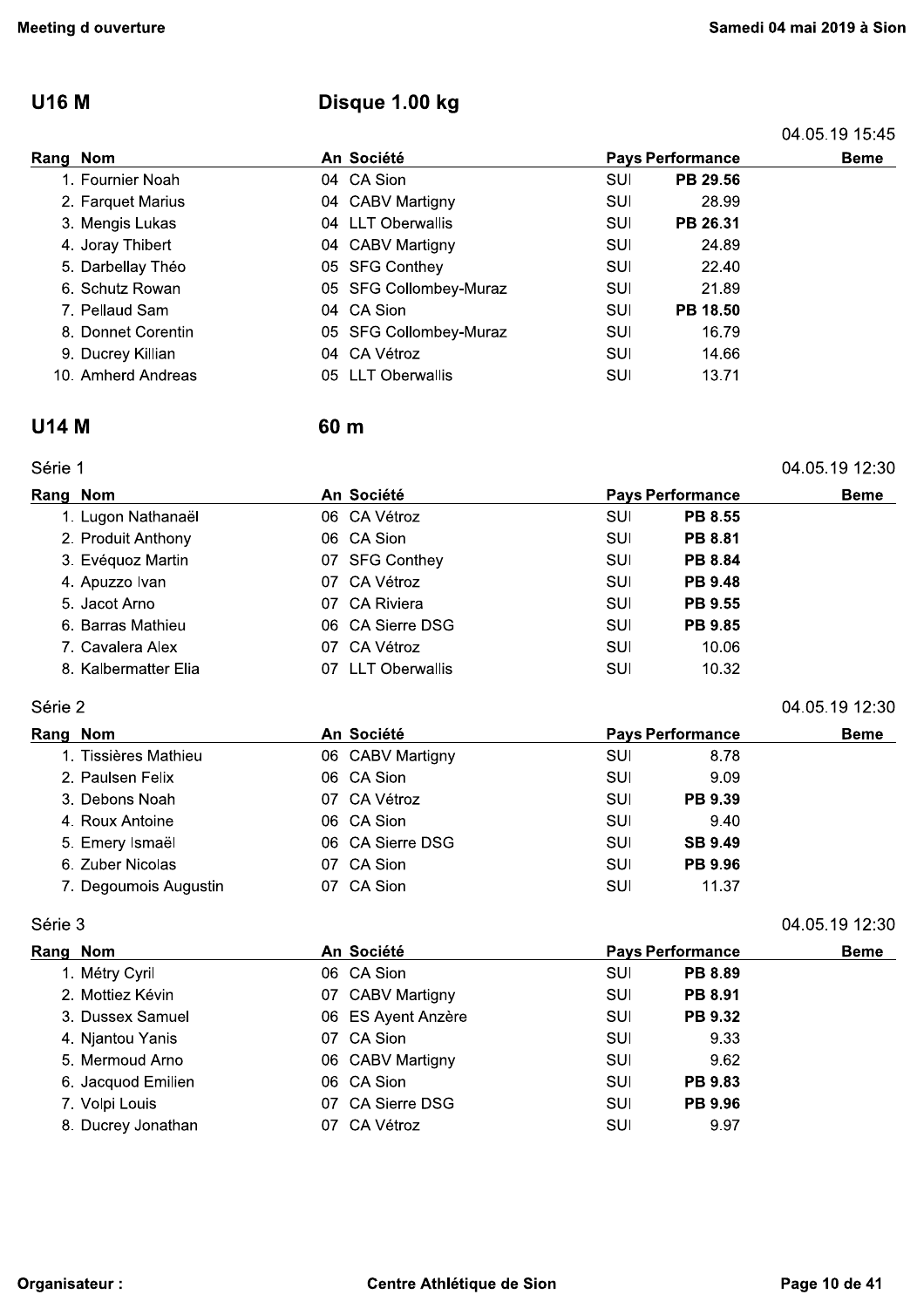## U16 M — Disque 1.00 kg

04.05.19 15:45

| Rang | Nom | An | Société | Pays | Performance | Beme |
|---|---|---|---|---|---|---|
| 1. | Fournier Noah | 04 | CA Sion | SUI | **PB 29.56** | |
| 2. | Farquet Marius | 04 | CABV Martigny | SUI | 28.99 | |
| 3. | Mengis Lukas | 04 | LLT Oberwallis | SUI | **PB 26.31** | |
| 4. | Joray Thibert | 04 | CABV Martigny | SUI | 24.89 | |
| 5. | Darbellay Théo | 05 | SFG Conthey | SUI | 22.40 | |
| 6. | Schutz Rowan | 05 | SFG Collombey-Muraz | SUI | 21.89 | |
| 7. | Pellaud Sam | 04 | CA Sion | SUI | **PB 18.50** | |
| 8. | Donnet Corentin | 05 | SFG Collombey-Muraz | SUI | 16.79 | |
| 9. | Ducrey Killian | 04 | CA Vétroz | SUI | 14.66 | |
| 10. | Amherd Andreas | 05 | LLT Oberwallis | SUI | 13.71 | |

## U14 M — 60 m

### Série 1

04.05.19 12:30

| Rang | Nom | An | Société | Pays | Performance | Beme |
|---|---|---|---|---|---|---|
| 1. | Lugon Nathanaël | 06 | CA Vétroz | SUI | **PB 8.55** | |
| 2. | Produit Anthony | 06 | CA Sion | SUI | **PB 8.81** | |
| 3. | Evéquoz Martin | 07 | SFG Conthey | SUI | **PB 8.84** | |
| 4. | Apuzzo Ivan | 07 | CA Vétroz | SUI | **PB 9.48** | |
| 5. | Jacot Arno | 07 | CA Riviera | SUI | **PB 9.55** | |
| 6. | Barras Mathieu | 06 | CA Sierre DSG | SUI | **PB 9.85** | |
| 7. | Cavalera Alex | 07 | CA Vétroz | SUI | 10.06 | |
| 8. | Kalbermatter Elia | 07 | LLT Oberwallis | SUI | 10.32 | |

### Série 2

04.05.19 12:30

| Rang | Nom | An | Société | Pays | Performance | Beme |
|---|---|---|---|---|---|---|
| 1. | Tissières Mathieu | 06 | CABV Martigny | SUI | 8.78 | |
| 2. | Paulsen Felix | 06 | CA Sion | SUI | 9.09 | |
| 3. | Debons Noah | 07 | CA Vétroz | SUI | **PB 9.39** | |
| 4. | Roux Antoine | 06 | CA Sion | SUI | 9.40 | |
| 5. | Emery Ismaël | 06 | CA Sierre DSG | SUI | **SB 9.49** | |
| 6. | Zuber Nicolas | 07 | CA Sion | SUI | **PB 9.96** | |
| 7. | Degoumois Augustin | 07 | CA Sion | SUI | 11.37 | |

### Série 3

04.05.19 12:30

| Rang | Nom | An | Société | Pays | Performance | Beme |
|---|---|---|---|---|---|---|
| 1. | Métry Cyril | 06 | CA Sion | SUI | **PB 8.89** | |
| 2. | Mottiez Kévin | 07 | CABV Martigny | SUI | **PB 8.91** | |
| 3. | Dussex Samuel | 06 | ES Ayent Anzère | SUI | **PB 9.32** | |
| 4. | Njantou Yanis | 07 | CA Sion | SUI | 9.33 | |
| 5. | Mermoud Arno | 06 | CABV Martigny | SUI | 9.62 | |
| 6. | Jacquod Emilien | 06 | CA Sion | SUI | **PB 9.83** | |
| 7. | Volpi Louis | 07 | CA Sierre DSG | SUI | **PB 9.96** | |
| 8. | Ducrey Jonathan | 07 | CA Vétroz | SUI | 9.97 | |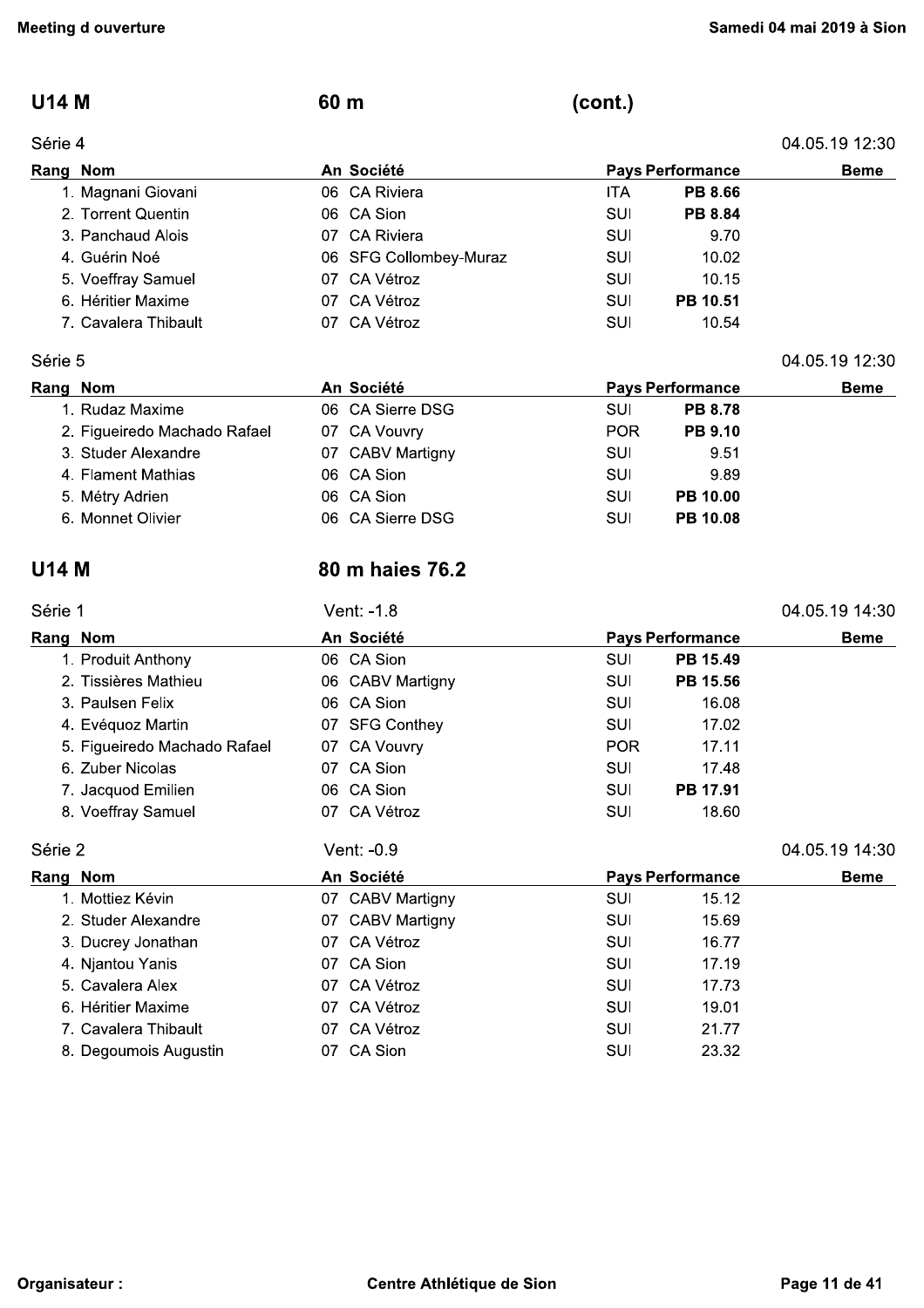## U14 M — 60 m (cont.)

### Série 4

04.05.19 12:30

| Rang | Nom | An | Société | Pays | Performance | Beme |
|---|---|---|---|---|---|---|
| 1. | Magnani Giovani | 06 | CA Riviera | ITA | **PB 8.66** | |
| 2. | Torrent Quentin | 06 | CA Sion | SUI | **PB 8.84** | |
| 3. | Panchaud Alois | 07 | CA Riviera | SUI | 9.70 | |
| 4. | Guérin Noé | 06 | SFG Collombey-Muraz | SUI | 10.02 | |
| 5. | Voeffray Samuel | 07 | CA Vétroz | SUI | 10.15 | |
| 6. | Héritier Maxime | 07 | CA Vétroz | SUI | **PB 10.51** | |
| 7. | Cavalera Thibault | 07 | CA Vétroz | SUI | 10.54 | |

### Série 5

04.05.19 12:30

| Rang | Nom | An | Société | Pays | Performance | Beme |
|---|---|---|---|---|---|---|
| 1. | Rudaz Maxime | 06 | CA Sierre DSG | SUI | **PB 8.78** | |
| 2. | Figueiredo Machado Rafael | 07 | CA Vouvry | POR | **PB 9.10** | |
| 3. | Studer Alexandre | 07 | CABV Martigny | SUI | 9.51 | |
| 4. | Flament Mathias | 06 | CA Sion | SUI | 9.89 | |
| 5. | Métry Adrien | 06 | CA Sion | SUI | **PB 10.00** | |
| 6. | Monnet Olivier | 06 | CA Sierre DSG | SUI | **PB 10.08** | |

## U14 M — 80 m haies 76.2

### Série 1

Vent: -1.8 — 04.05.19 14:30

| Rang | Nom | An | Société | Pays | Performance | Beme |
|---|---|---|---|---|---|---|
| 1. | Produit Anthony | 06 | CA Sion | SUI | **PB 15.49** | |
| 2. | Tissières Mathieu | 06 | CABV Martigny | SUI | **PB 15.56** | |
| 3. | Paulsen Felix | 06 | CA Sion | SUI | 16.08 | |
| 4. | Evéquoz Martin | 07 | SFG Conthey | SUI | 17.02 | |
| 5. | Figueiredo Machado Rafael | 07 | CA Vouvry | POR | 17.11 | |
| 6. | Zuber Nicolas | 07 | CA Sion | SUI | 17.48 | |
| 7. | Jacquod Emilien | 06 | CA Sion | SUI | **PB 17.91** | |
| 8. | Voeffray Samuel | 07 | CA Vétroz | SUI | 18.60 | |

### Série 2

Vent: -0.9 — 04.05.19 14:30

| Rang | Nom | An | Société | Pays | Performance | Beme |
|---|---|---|---|---|---|---|
| 1. | Mottiez Kévin | 07 | CABV Martigny | SUI | 15.12 | |
| 2. | Studer Alexandre | 07 | CABV Martigny | SUI | 15.69 | |
| 3. | Ducrey Jonathan | 07 | CA Vétroz | SUI | 16.77 | |
| 4. | Njantou Yanis | 07 | CA Sion | SUI | 17.19 | |
| 5. | Cavalera Alex | 07 | CA Vétroz | SUI | 17.73 | |
| 6. | Héritier Maxime | 07 | CA Vétroz | SUI | 19.01 | |
| 7. | Cavalera Thibault | 07 | CA Vétroz | SUI | 21.77 | |
| 8. | Degoumois Augustin | 07 | CA Sion | SUI | 23.32 | |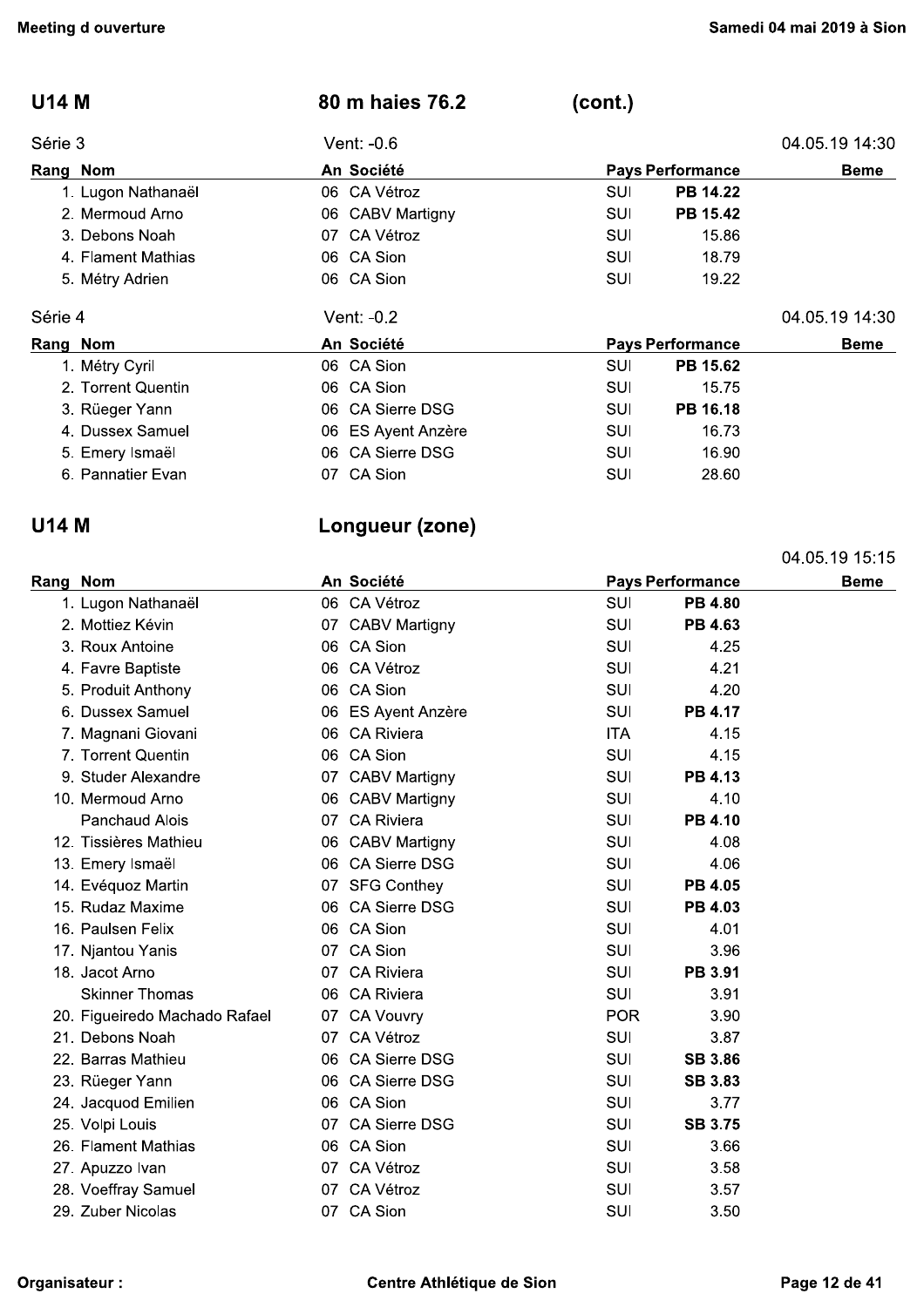## U14 M — 80 m haies 76.2 (cont.)

### Série 3

Vent: -0.6 — 04.05.19 14:30

| Rang | Nom | An | Société | Pays | Performance | Beme |
|---|---|---|---|---|---|---|
| 1. | Lugon Nathanaël | 06 | CA Vétroz | SUI | **PB 14.22** | |
| 2. | Mermoud Arno | 06 | CABV Martigny | SUI | **PB 15.42** | |
| 3. | Debons Noah | 07 | CA Vétroz | SUI | 15.86 | |
| 4. | Flament Mathias | 06 | CA Sion | SUI | 18.79 | |
| 5. | Métry Adrien | 06 | CA Sion | SUI | 19.22 | |

### Série 4

Vent: -0.2 — 04.05.19 14:30

| Rang | Nom | An | Société | Pays | Performance | Beme |
|---|---|---|---|---|---|---|
| 1. | Métry Cyril | 06 | CA Sion | SUI | **PB 15.62** | |
| 2. | Torrent Quentin | 06 | CA Sion | SUI | 15.75 | |
| 3. | Rüeger Yann | 06 | CA Sierre DSG | SUI | **PB 16.18** | |
| 4. | Dussex Samuel | 06 | ES Ayent Anzère | SUI | 16.73 | |
| 5. | Emery Ismaël | 06 | CA Sierre DSG | SUI | 16.90 | |
| 6. | Pannatier Evan | 07 | CA Sion | SUI | 28.60 | |

## U14 M — Longueur (zone)

04.05.19 15:15

| Rang | Nom | An | Société | Pays | Performance | Beme |
|---|---|---|---|---|---|---|
| 1. | Lugon Nathanaël | 06 | CA Vétroz | SUI | **PB 4.80** | |
| 2. | Mottiez Kévin | 07 | CABV Martigny | SUI | **PB 4.63** | |
| 3. | Roux Antoine | 06 | CA Sion | SUI | 4.25 | |
| 4. | Favre Baptiste | 06 | CA Vétroz | SUI | 4.21 | |
| 5. | Produit Anthony | 06 | CA Sion | SUI | 4.20 | |
| 6. | Dussex Samuel | 06 | ES Ayent Anzère | SUI | **PB 4.17** | |
| 7. | Magnani Giovani | 06 | CA Riviera | ITA | 4.15 | |
| 7. | Torrent Quentin | 06 | CA Sion | SUI | 4.15 | |
| 9. | Studer Alexandre | 07 | CABV Martigny | SUI | **PB 4.13** | |
| 10. | Mermoud Arno | 06 | CABV Martigny | SUI | 4.10 | |
| | Panchaud Alois | 07 | CA Riviera | SUI | **PB 4.10** | |
| 12. | Tissières Mathieu | 06 | CABV Martigny | SUI | 4.08 | |
| 13. | Emery Ismaël | 06 | CA Sierre DSG | SUI | 4.06 | |
| 14. | Evéquoz Martin | 07 | SFG Conthey | SUI | **PB 4.05** | |
| 15. | Rudaz Maxime | 06 | CA Sierre DSG | SUI | **PB 4.03** | |
| 16. | Paulsen Felix | 06 | CA Sion | SUI | 4.01 | |
| 17. | Njantou Yanis | 07 | CA Sion | SUI | 3.96 | |
| 18. | Jacot Arno | 07 | CA Riviera | SUI | **PB 3.91** | |
| | Skinner Thomas | 06 | CA Riviera | SUI | 3.91 | |
| 20. | Figueiredo Machado Rafael | 07 | CA Vouvry | POR | 3.90 | |
| 21. | Debons Noah | 07 | CA Vétroz | SUI | 3.87 | |
| 22. | Barras Mathieu | 06 | CA Sierre DSG | SUI | **SB 3.86** | |
| 23. | Rüeger Yann | 06 | CA Sierre DSG | SUI | **SB 3.83** | |
| 24. | Jacquod Emilien | 06 | CA Sion | SUI | 3.77 | |
| 25. | Volpi Louis | 07 | CA Sierre DSG | SUI | **SB 3.75** | |
| 26. | Flament Mathias | 06 | CA Sion | SUI | 3.66 | |
| 27. | Apuzzo Ivan | 07 | CA Vétroz | SUI | 3.58 | |
| 28. | Voeffray Samuel | 07 | CA Vétroz | SUI | 3.57 | |
| 29. | Zuber Nicolas | 07 | CA Sion | SUI | 3.50 | |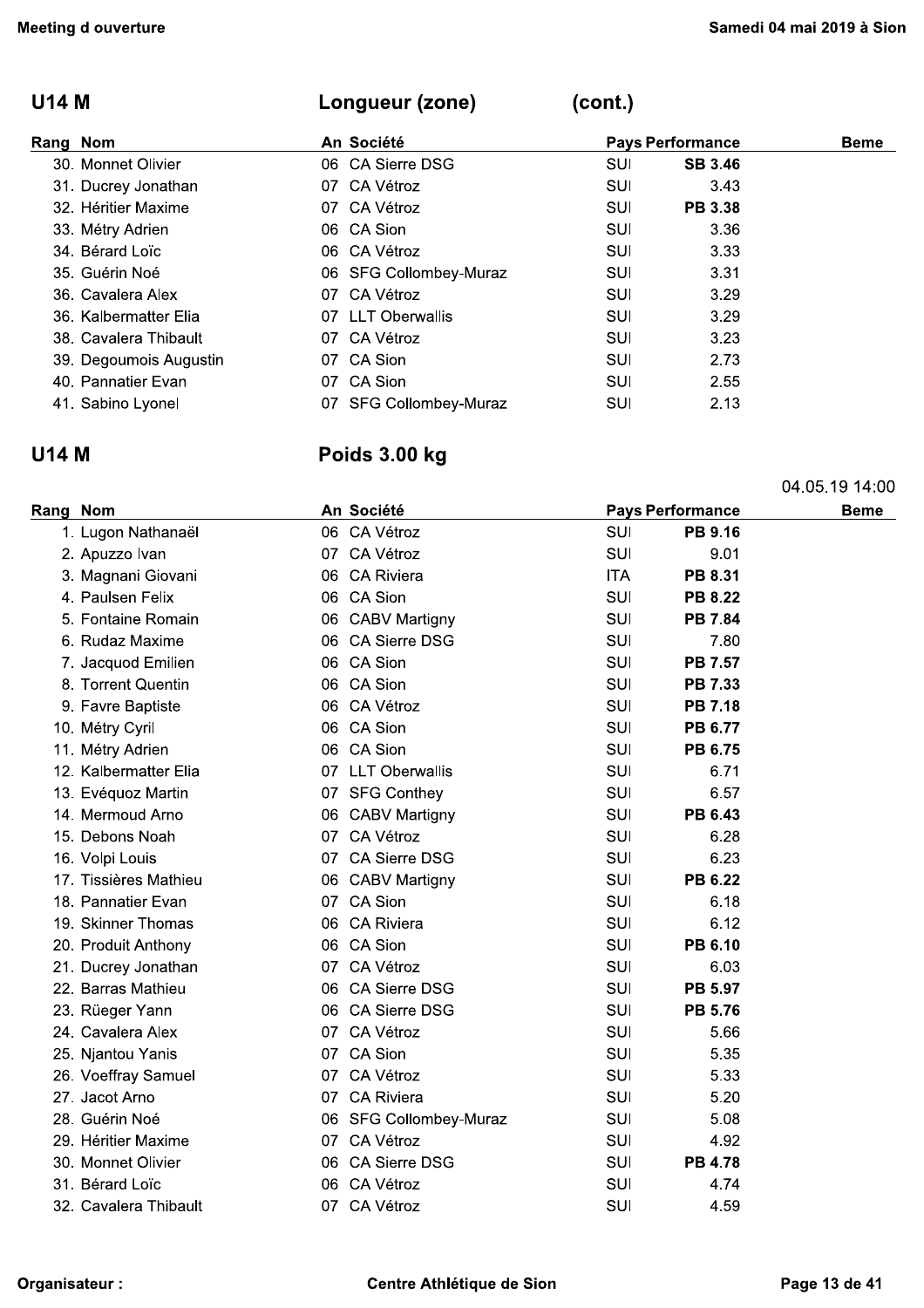## U14 M — Longueur (zone) (cont.)

| Rang | Nom | An | Société | Pays | Performance | Beme |
|---|---|---|---|---|---|---|
| 30. | Monnet Olivier | 06 | CA Sierre DSG | SUI | **SB 3.46** | |
| 31. | Ducrey Jonathan | 07 | CA Vétroz | SUI | 3.43 | |
| 32. | Héritier Maxime | 07 | CA Vétroz | SUI | **PB 3.38** | |
| 33. | Métry Adrien | 06 | CA Sion | SUI | 3.36 | |
| 34. | Bérard Loïc | 06 | CA Vétroz | SUI | 3.33 | |
| 35. | Guérin Noé | 06 | SFG Collombey-Muraz | SUI | 3.31 | |
| 36. | Cavalera Alex | 07 | CA Vétroz | SUI | 3.29 | |
| 36. | Kalbermatter Elia | 07 | LLT Oberwallis | SUI | 3.29 | |
| 38. | Cavalera Thibault | 07 | CA Vétroz | SUI | 3.23 | |
| 39. | Degoumois Augustin | 07 | CA Sion | SUI | 2.73 | |
| 40. | Pannatier Evan | 07 | CA Sion | SUI | 2.55 | |
| 41. | Sabino Lyonel | 07 | SFG Collombey-Muraz | SUI | 2.13 | |

## U14 M — Poids 3.00 kg

04.05.19 14:00

| Rang | Nom | An | Société | Pays | Performance | Beme |
|---|---|---|---|---|---|---|
| 1. | Lugon Nathanaël | 06 | CA Vétroz | SUI | **PB 9.16** | |
| 2. | Apuzzo Ivan | 07 | CA Vétroz | SUI | 9.01 | |
| 3. | Magnani Giovani | 06 | CA Riviera | ITA | **PB 8.31** | |
| 4. | Paulsen Felix | 06 | CA Sion | SUI | **PB 8.22** | |
| 5. | Fontaine Romain | 06 | CABV Martigny | SUI | **PB 7.84** | |
| 6. | Rudaz Maxime | 06 | CA Sierre DSG | SUI | 7.80 | |
| 7. | Jacquod Emilien | 06 | CA Sion | SUI | **PB 7.57** | |
| 8. | Torrent Quentin | 06 | CA Sion | SUI | **PB 7.33** | |
| 9. | Favre Baptiste | 06 | CA Vétroz | SUI | **PB 7.18** | |
| 10. | Métry Cyril | 06 | CA Sion | SUI | **PB 6.77** | |
| 11. | Métry Adrien | 06 | CA Sion | SUI | **PB 6.75** | |
| 12. | Kalbermatter Elia | 07 | LLT Oberwallis | SUI | 6.71 | |
| 13. | Evéquoz Martin | 07 | SFG Conthey | SUI | 6.57 | |
| 14. | Mermoud Arno | 06 | CABV Martigny | SUI | **PB 6.43** | |
| 15. | Debons Noah | 07 | CA Vétroz | SUI | 6.28 | |
| 16. | Volpi Louis | 07 | CA Sierre DSG | SUI | 6.23 | |
| 17. | Tissières Mathieu | 06 | CABV Martigny | SUI | **PB 6.22** | |
| 18. | Pannatier Evan | 07 | CA Sion | SUI | 6.18 | |
| 19. | Skinner Thomas | 06 | CA Riviera | SUI | 6.12 | |
| 20. | Produit Anthony | 06 | CA Sion | SUI | **PB 6.10** | |
| 21. | Ducrey Jonathan | 07 | CA Vétroz | SUI | 6.03 | |
| 22. | Barras Mathieu | 06 | CA Sierre DSG | SUI | **PB 5.97** | |
| 23. | Rüeger Yann | 06 | CA Sierre DSG | SUI | **PB 5.76** | |
| 24. | Cavalera Alex | 07 | CA Vétroz | SUI | 5.66 | |
| 25. | Njantou Yanis | 07 | CA Sion | SUI | 5.35 | |
| 26. | Voeffray Samuel | 07 | CA Vétroz | SUI | 5.33 | |
| 27. | Jacot Arno | 07 | CA Riviera | SUI | 5.20 | |
| 28. | Guérin Noé | 06 | SFG Collombey-Muraz | SUI | 5.08 | |
| 29. | Héritier Maxime | 07 | CA Vétroz | SUI | 4.92 | |
| 30. | Monnet Olivier | 06 | CA Sierre DSG | SUI | **PB 4.78** | |
| 31. | Bérard Loïc | 06 | CA Vétroz | SUI | 4.74 | |
| 32. | Cavalera Thibault | 07 | CA Vétroz | SUI | 4.59 | |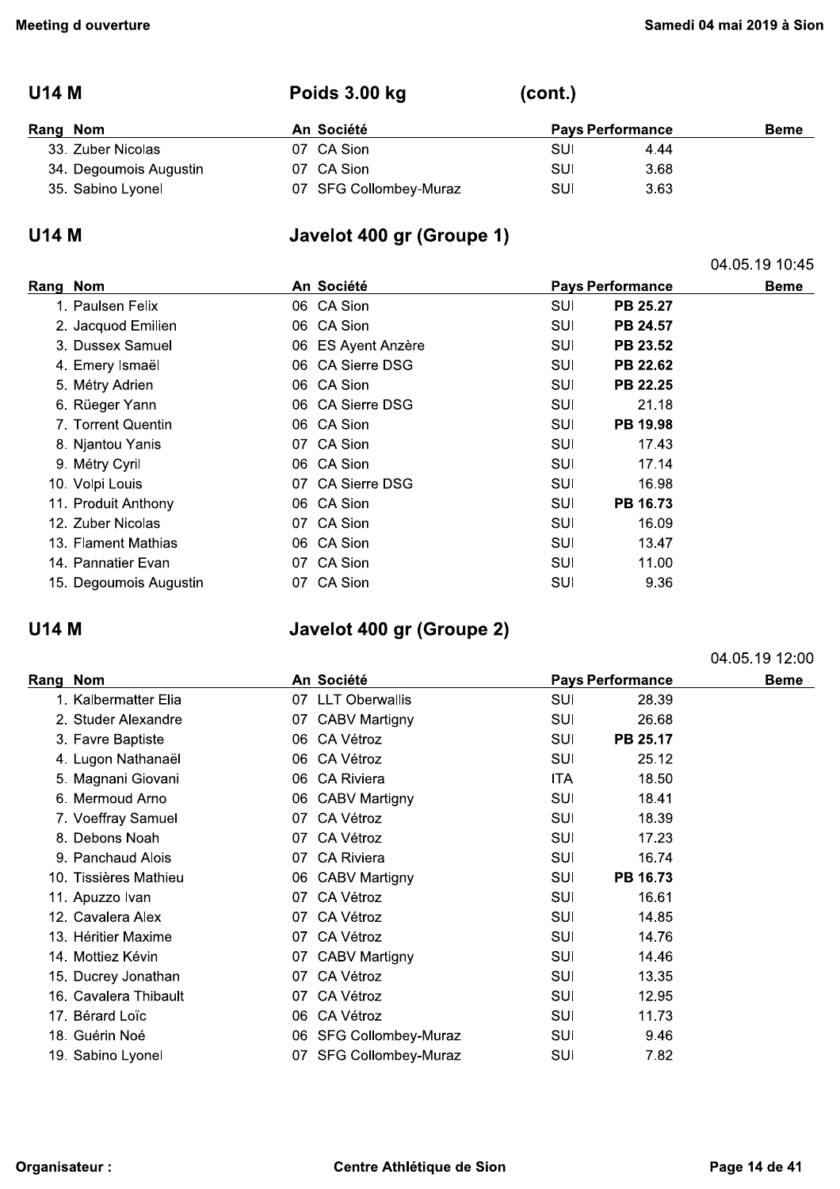## U14 M — Poids 3.00 kg (cont.)

| Rang | Nom | An | Société | Pays | Performance | Beme |
|---|---|---|---|---|---|---|
| 33. | Zuber Nicolas | 07 | CA Sion | SUI | 4.44 | |
| 34. | Degoumois Augustin | 07 | CA Sion | SUI | 3.68 | |
| 35. | Sabino Lyonel | 07 | SFG Collombey-Muraz | SUI | 3.63 | |

## U14 M — Javelot 400 gr (Groupe 1)

04.05.19 10:45

| Rang | Nom | An | Société | Pays | Performance | Beme |
|---|---|---|---|---|---|---|
| 1. | Paulsen Felix | 06 | CA Sion | SUI | **PB 25.27** | |
| 2. | Jacquod Emilien | 06 | CA Sion | SUI | **PB 24.57** | |
| 3. | Dussex Samuel | 06 | ES Ayent Anzère | SUI | **PB 23.52** | |
| 4. | Emery Ismaël | 06 | CA Sierre DSG | SUI | **PB 22.62** | |
| 5. | Métry Adrien | 06 | CA Sion | SUI | **PB 22.25** | |
| 6. | Rüeger Yann | 06 | CA Sierre DSG | SUI | 21.18 | |
| 7. | Torrent Quentin | 06 | CA Sion | SUI | **PB 19.98** | |
| 8. | Njantou Yanis | 07 | CA Sion | SUI | 17.43 | |
| 9. | Métry Cyril | 06 | CA Sion | SUI | 17.14 | |
| 10. | Volpi Louis | 07 | CA Sierre DSG | SUI | 16.98 | |
| 11. | Produit Anthony | 06 | CA Sion | SUI | **PB 16.73** | |
| 12. | Zuber Nicolas | 07 | CA Sion | SUI | 16.09 | |
| 13. | Flament Mathias | 06 | CA Sion | SUI | 13.47 | |
| 14. | Pannatier Evan | 07 | CA Sion | SUI | 11.00 | |
| 15. | Degoumois Augustin | 07 | CA Sion | SUI | 9.36 | |

## U14 M — Javelot 400 gr (Groupe 2)

04.05.19 12:00

| Rang | Nom | An | Société | Pays | Performance | Beme |
|---|---|---|---|---|---|---|
| 1. | Kalbermatter Elia | 07 | LLT Oberwallis | SUI | 28.39 | |
| 2. | Studer Alexandre | 07 | CABV Martigny | SUI | 26.68 | |
| 3. | Favre Baptiste | 06 | CA Vétroz | SUI | **PB 25.17** | |
| 4. | Lugon Nathanaël | 06 | CA Vétroz | SUI | 25.12 | |
| 5. | Magnani Giovani | 06 | CA Riviera | ITA | 18.50 | |
| 6. | Mermoud Arno | 06 | CABV Martigny | SUI | 18.41 | |
| 7. | Voeffray Samuel | 07 | CA Vétroz | SUI | 18.39 | |
| 8. | Debons Noah | 07 | CA Vétroz | SUI | 17.23 | |
| 9. | Panchaud Alois | 07 | CA Riviera | SUI | 16.74 | |
| 10. | Tissières Mathieu | 06 | CABV Martigny | SUI | **PB 16.73** | |
| 11. | Apuzzo Ivan | 07 | CA Vétroz | SUI | 16.61 | |
| 12. | Cavalera Alex | 07 | CA Vétroz | SUI | 14.85 | |
| 13. | Héritier Maxime | 07 | CA Vétroz | SUI | 14.76 | |
| 14. | Mottiez Kévin | 07 | CABV Martigny | SUI | 14.46 | |
| 15. | Ducrey Jonathan | 07 | CA Vétroz | SUI | 13.35 | |
| 16. | Cavalera Thibault | 07 | CA Vétroz | SUI | 12.95 | |
| 17. | Bérard Loïc | 06 | CA Vétroz | SUI | 11.73 | |
| 18. | Guérin Noé | 06 | SFG Collombey-Muraz | SUI | 9.46 | |
| 19. | Sabino Lyonel | 07 | SFG Collombey-Muraz | SUI | 7.82 | |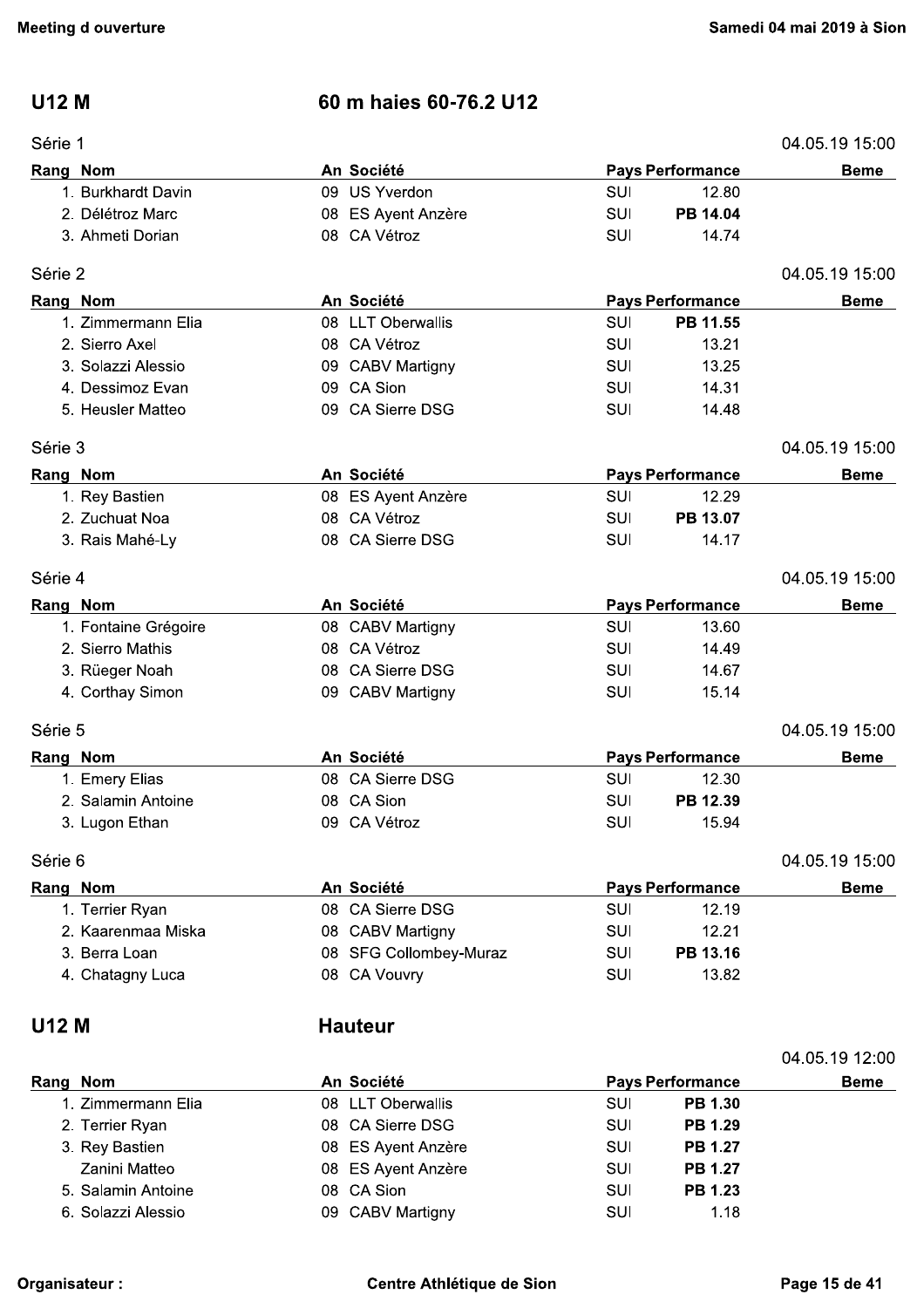## U12 M — 60 m haies 60-76.2 U12

### Série 1

04.05.19 15:00

| Rang | Nom | An | Société | Pays | Performance | Beme |
|---|---|---|---|---|---|---|
| 1. | Burkhardt Davin | 09 | US Yverdon | SUI | 12.80 | |
| 2. | Délétroz Marc | 08 | ES Ayent Anzère | SUI | **PB 14.04** | |
| 3. | Ahmeti Dorian | 08 | CA Vétroz | SUI | 14.74 | |

### Série 2

04.05.19 15:00

| Rang | Nom | An | Société | Pays | Performance | Beme |
|---|---|---|---|---|---|---|
| 1. | Zimmermann Elia | 08 | LLT Oberwallis | SUI | **PB 11.55** | |
| 2. | Sierro Axel | 08 | CA Vétroz | SUI | 13.21 | |
| 3. | Solazzi Alessio | 09 | CABV Martigny | SUI | 13.25 | |
| 4. | Dessimoz Evan | 09 | CA Sion | SUI | 14.31 | |
| 5. | Heusler Matteo | 09 | CA Sierre DSG | SUI | 14.48 | |

### Série 3

04.05.19 15:00

| Rang | Nom | An | Société | Pays | Performance | Beme |
|---|---|---|---|---|---|---|
| 1. | Rey Bastien | 08 | ES Ayent Anzère | SUI | 12.29 | |
| 2. | Zuchuat Noa | 08 | CA Vétroz | SUI | **PB 13.07** | |
| 3. | Rais Mahé-Ly | 08 | CA Sierre DSG | SUI | 14.17 | |

### Série 4

04.05.19 15:00

| Rang | Nom | An | Société | Pays | Performance | Beme |
|---|---|---|---|---|---|---|
| 1. | Fontaine Grégoire | 08 | CABV Martigny | SUI | 13.60 | |
| 2. | Sierro Mathis | 08 | CA Vétroz | SUI | 14.49 | |
| 3. | Rüeger Noah | 08 | CA Sierre DSG | SUI | 14.67 | |
| 4. | Corthay Simon | 09 | CABV Martigny | SUI | 15.14 | |

### Série 5

04.05.19 15:00

| Rang | Nom | An | Société | Pays | Performance | Beme |
|---|---|---|---|---|---|---|
| 1. | Emery Elias | 08 | CA Sierre DSG | SUI | 12.30 | |
| 2. | Salamin Antoine | 08 | CA Sion | SUI | **PB 12.39** | |
| 3. | Lugon Ethan | 09 | CA Vétroz | SUI | 15.94 | |

### Série 6

04.05.19 15:00

| Rang | Nom | An | Société | Pays | Performance | Beme |
|---|---|---|---|---|---|---|
| 1. | Terrier Ryan | 08 | CA Sierre DSG | SUI | 12.19 | |
| 2. | Kaarenmaa Miska | 08 | CABV Martigny | SUI | 12.21 | |
| 3. | Berra Loan | 08 | SFG Collombey-Muraz | SUI | **PB 13.16** | |
| 4. | Chatagny Luca | 08 | CA Vouvry | SUI | 13.82 | |

## U12 M — Hauteur

04.05.19 12:00

| Rang | Nom | An | Société | Pays | Performance | Beme |
|---|---|---|---|---|---|---|
| 1. | Zimmermann Elia | 08 | LLT Oberwallis | SUI | **PB 1.30** | |
| 2. | Terrier Ryan | 08 | CA Sierre DSG | SUI | **PB 1.29** | |
| 3. | Rey Bastien | 08 | ES Ayent Anzère | SUI | **PB 1.27** | |
| | Zanini Matteo | 08 | ES Ayent Anzère | SUI | **PB 1.27** | |
| 5. | Salamin Antoine | 08 | CA Sion | SUI | **PB 1.23** | |
| 6. | Solazzi Alessio | 09 | CABV Martigny | SUI | 1.18 | |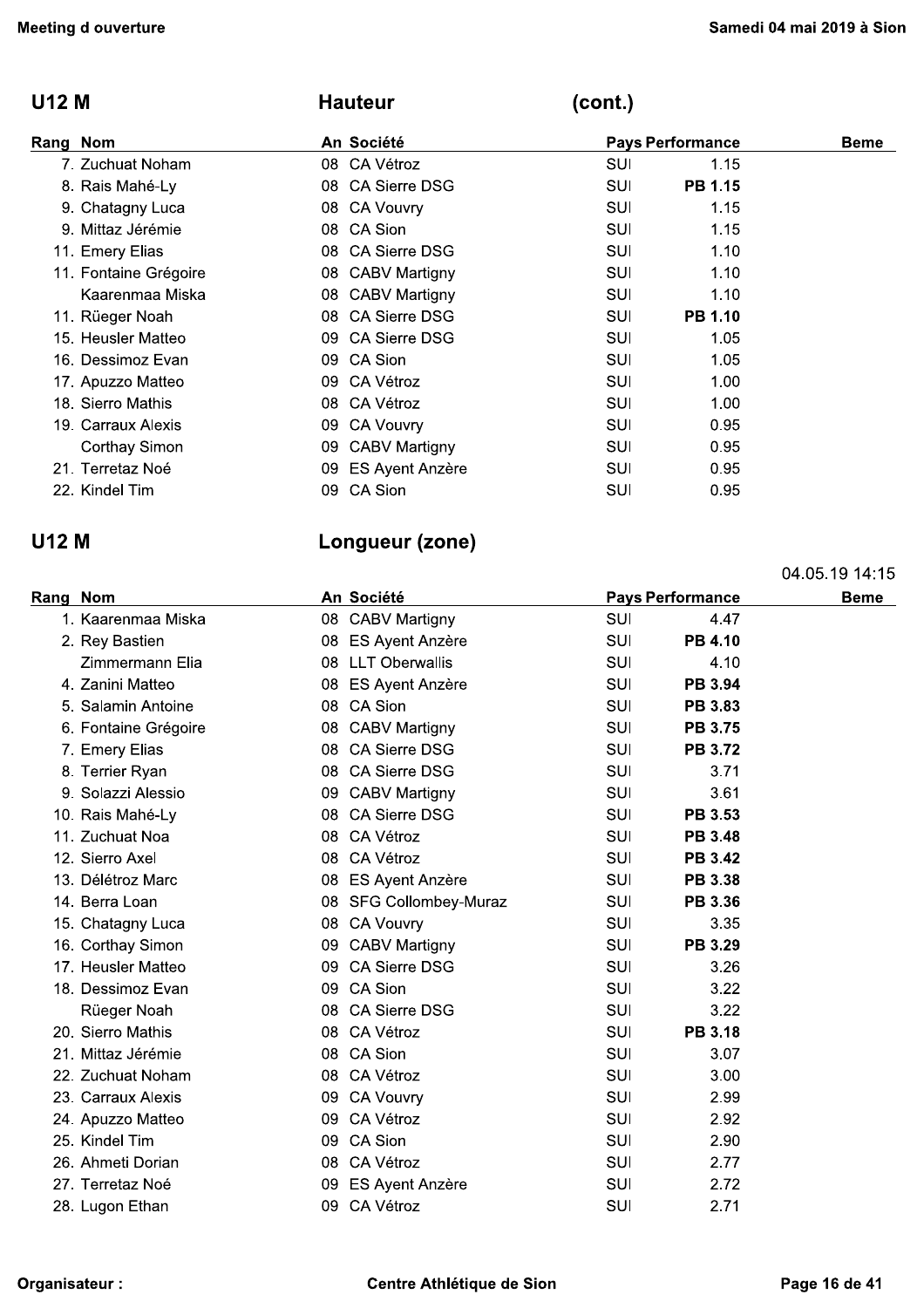## U12 M — Hauteur (cont.)

| Rang | Nom | An | Société | Pays | Performance | Beme |
|---|---|---|---|---|---|---|
| 7. | Zuchuat Noham | 08 | CA Vétroz | SUI | 1.15 | |
| 8. | Rais Mahé-Ly | 08 | CA Sierre DSG | SUI | **PB 1.15** | |
| 9. | Chatagny Luca | 08 | CA Vouvry | SUI | 1.15 | |
| 9. | Mittaz Jérémie | 08 | CA Sion | SUI | 1.15 | |
| 11. | Emery Elias | 08 | CA Sierre DSG | SUI | 1.10 | |
| 11. | Fontaine Grégoire | 08 | CABV Martigny | SUI | 1.10 | |
| | Kaarenmaa Miska | 08 | CABV Martigny | SUI | 1.10 | |
| 11. | Rüeger Noah | 08 | CA Sierre DSG | SUI | **PB 1.10** | |
| 15. | Heusler Matteo | 09 | CA Sierre DSG | SUI | 1.05 | |
| 16. | Dessimoz Evan | 09 | CA Sion | SUI | 1.05 | |
| 17. | Apuzzo Matteo | 09 | CA Vétroz | SUI | 1.00 | |
| 18. | Sierro Mathis | 08 | CA Vétroz | SUI | 1.00 | |
| 19. | Carraux Alexis | 09 | CA Vouvry | SUI | 0.95 | |
| | Corthay Simon | 09 | CABV Martigny | SUI | 0.95 | |
| 21. | Terretaz Noé | 09 | ES Ayent Anzère | SUI | 0.95 | |
| 22. | Kindel Tim | 09 | CA Sion | SUI | 0.95 | |

## U12 M — Longueur (zone)

04.05.19 14:15

| Rang | Nom | An | Société | Pays | Performance | Beme |
|---|---|---|---|---|---|---|
| 1. | Kaarenmaa Miska | 08 | CABV Martigny | SUI | 4.47 | |
| 2. | Rey Bastien | 08 | ES Ayent Anzère | SUI | **PB 4.10** | |
| | Zimmermann Elia | 08 | LLT Oberwallis | SUI | 4.10 | |
| 4. | Zanini Matteo | 08 | ES Ayent Anzère | SUI | **PB 3.94** | |
| 5. | Salamin Antoine | 08 | CA Sion | SUI | **PB 3.83** | |
| 6. | Fontaine Grégoire | 08 | CABV Martigny | SUI | **PB 3.75** | |
| 7. | Emery Elias | 08 | CA Sierre DSG | SUI | **PB 3.72** | |
| 8. | Terrier Ryan | 08 | CA Sierre DSG | SUI | 3.71 | |
| 9. | Solazzi Alessio | 09 | CABV Martigny | SUI | 3.61 | |
| 10. | Rais Mahé-Ly | 08 | CA Sierre DSG | SUI | **PB 3.53** | |
| 11. | Zuchuat Noa | 08 | CA Vétroz | SUI | **PB 3.48** | |
| 12. | Sierro Axel | 08 | CA Vétroz | SUI | **PB 3.42** | |
| 13. | Délétroz Marc | 08 | ES Ayent Anzère | SUI | **PB 3.38** | |
| 14. | Berra Loan | 08 | SFG Collombey-Muraz | SUI | **PB 3.36** | |
| 15. | Chatagny Luca | 08 | CA Vouvry | SUI | 3.35 | |
| 16. | Corthay Simon | 09 | CABV Martigny | SUI | **PB 3.29** | |
| 17. | Heusler Matteo | 09 | CA Sierre DSG | SUI | 3.26 | |
| 18. | Dessimoz Evan | 09 | CA Sion | SUI | 3.22 | |
| | Rüeger Noah | 08 | CA Sierre DSG | SUI | 3.22 | |
| 20. | Sierro Mathis | 08 | CA Vétroz | SUI | **PB 3.18** | |
| 21. | Mittaz Jérémie | 08 | CA Sion | SUI | 3.07 | |
| 22. | Zuchuat Noham | 08 | CA Vétroz | SUI | 3.00 | |
| 23. | Carraux Alexis | 09 | CA Vouvry | SUI | 2.99 | |
| 24. | Apuzzo Matteo | 09 | CA Vétroz | SUI | 2.92 | |
| 25. | Kindel Tim | 09 | CA Sion | SUI | 2.90 | |
| 26. | Ahmeti Dorian | 08 | CA Vétroz | SUI | 2.77 | |
| 27. | Terretaz Noé | 09 | ES Ayent Anzère | SUI | 2.72 | |
| 28. | Lugon Ethan | 09 | CA Vétroz | SUI | 2.71 | |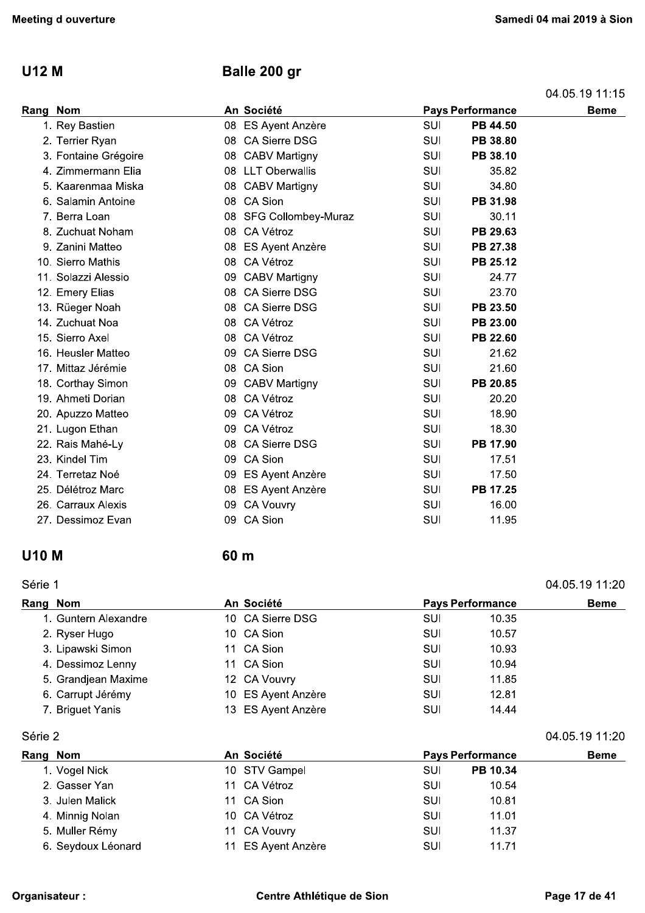## U12 M — Balle 200 gr

04.05.19 11:15

| Rang | Nom | An | Société | Pays | Performance | Beme |
|---|---|---|---|---|---|---|
| 1. | Rey Bastien | 08 | ES Ayent Anzère | SUI | PB 44.50 | |
| 2. | Terrier Ryan | 08 | CA Sierre DSG | SUI | PB 38.80 | |
| 3. | Fontaine Grégoire | 08 | CABV Martigny | SUI | PB 38.10 | |
| 4. | Zimmermann Elia | 08 | LLT Oberwallis | SUI | 35.82 | |
| 5. | Kaarenmaa Miska | 08 | CABV Martigny | SUI | 34.80 | |
| 6. | Salamin Antoine | 08 | CA Sion | SUI | PB 31.98 | |
| 7. | Berra Loan | 08 | SFG Collombey-Muraz | SUI | 30.11 | |
| 8. | Zuchuat Noham | 08 | CA Vétroz | SUI | PB 29.63 | |
| 9. | Zanini Matteo | 08 | ES Ayent Anzère | SUI | PB 27.38 | |
| 10. | Sierro Mathis | 08 | CA Vétroz | SUI | PB 25.12 | |
| 11. | Solazzi Alessio | 09 | CABV Martigny | SUI | 24.77 | |
| 12. | Emery Elias | 08 | CA Sierre DSG | SUI | 23.70 | |
| 13. | Rüeger Noah | 08 | CA Sierre DSG | SUI | PB 23.50 | |
| 14. | Zuchuat Noa | 08 | CA Vétroz | SUI | PB 23.00 | |
| 15. | Sierro Axel | 08 | CA Vétroz | SUI | PB 22.60 | |
| 16. | Heusler Matteo | 09 | CA Sierre DSG | SUI | 21.62 | |
| 17. | Mittaz Jérémie | 08 | CA Sion | SUI | 21.60 | |
| 18. | Corthay Simon | 09 | CABV Martigny | SUI | PB 20.85 | |
| 19. | Ahmeti Dorian | 08 | CA Vétroz | SUI | 20.20 | |
| 20. | Apuzzo Matteo | 09 | CA Vétroz | SUI | 18.90 | |
| 21. | Lugon Ethan | 09 | CA Vétroz | SUI | 18.30 | |
| 22. | Rais Mahé-Ly | 08 | CA Sierre DSG | SUI | PB 17.90 | |
| 23. | Kindel Tim | 09 | CA Sion | SUI | 17.51 | |
| 24. | Terretaz Noé | 09 | ES Ayent Anzère | SUI | 17.50 | |
| 25. | Délétroz Marc | 08 | ES Ayent Anzère | SUI | PB 17.25 | |
| 26. | Carraux Alexis | 09 | CA Vouvry | SUI | 16.00 | |
| 27. | Dessimoz Evan | 09 | CA Sion | SUI | 11.95 | |

## U10 M — 60 m

### Série 1

04.05.19 11:20

| Rang | Nom | An | Société | Pays | Performance | Beme |
|---|---|---|---|---|---|---|
| 1. | Guntern Alexandre | 10 | CA Sierre DSG | SUI | 10.35 | |
| 2. | Ryser Hugo | 10 | CA Sion | SUI | 10.57 | |
| 3. | Lipawski Simon | 11 | CA Sion | SUI | 10.93 | |
| 4. | Dessimoz Lenny | 11 | CA Sion | SUI | 10.94 | |
| 5. | Grandjean Maxime | 12 | CA Vouvry | SUI | 11.85 | |
| 6. | Carrupt Jérémy | 10 | ES Ayent Anzère | SUI | 12.81 | |
| 7. | Briguet Yanis | 13 | ES Ayent Anzère | SUI | 14.44 | |

### Série 2

04.05.19 11:20

| Rang | Nom | An | Société | Pays | Performance | Beme |
|---|---|---|---|---|---|---|
| 1. | Vogel Nick | 10 | STV Gampel | SUI | PB 10.34 | |
| 2. | Gasser Yan | 11 | CA Vétroz | SUI | 10.54 | |
| 3. | Julen Malick | 11 | CA Sion | SUI | 10.81 | |
| 4. | Minnig Nolan | 10 | CA Vétroz | SUI | 11.01 | |
| 5. | Muller Rémy | 11 | CA Vouvry | SUI | 11.37 | |
| 6. | Seydoux Léonard | 11 | ES Ayent Anzère | SUI | 11.71 | |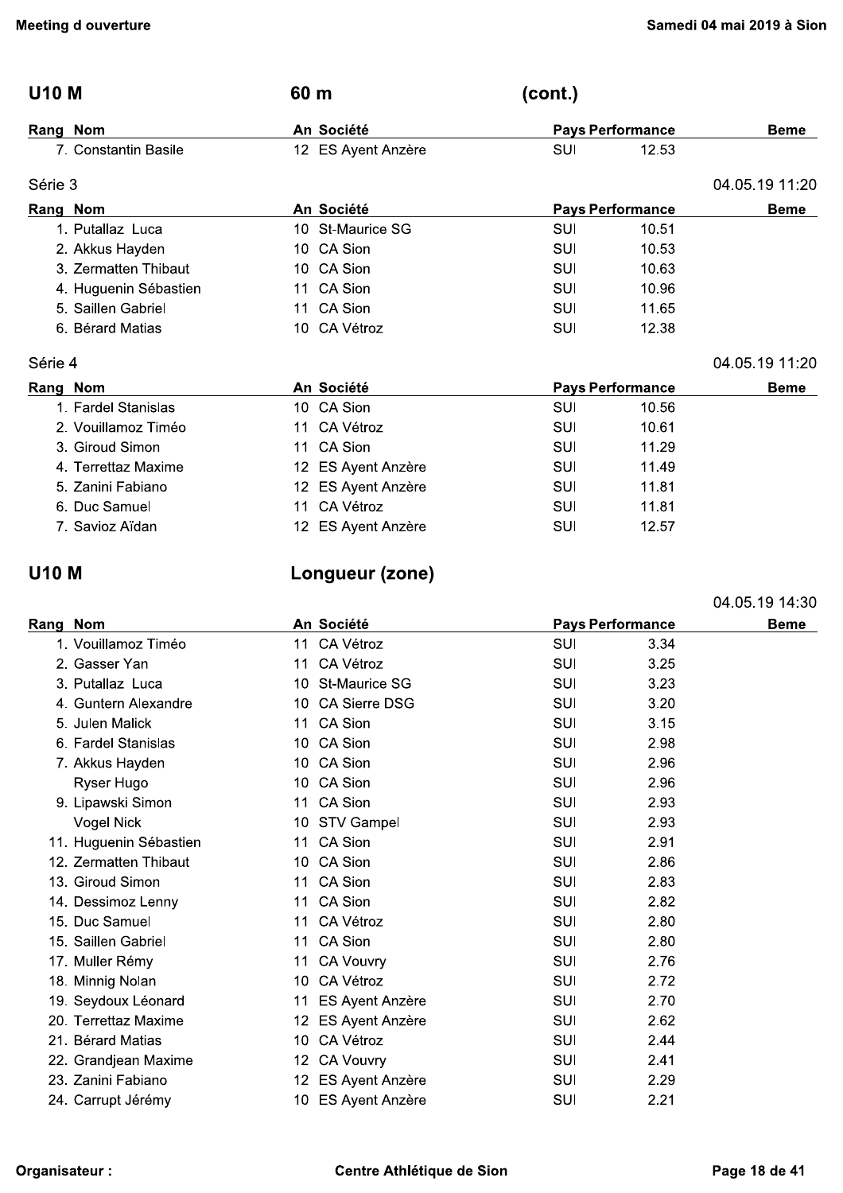## U10 M — 60 m (cont.)

| Rang | Nom | An | Société | Pays | Performance | Beme |
|---|---|---|---|---|---|---|
| 7. | Constantin Basile | 12 | ES Ayent Anzère | SUI | 12.53 | |

### Série 3

04.05.19 11:20

| Rang | Nom | An | Société | Pays | Performance | Beme |
|---|---|---|---|---|---|---|
| 1. | Putallaz Luca | 10 | St-Maurice SG | SUI | 10.51 | |
| 2. | Akkus Hayden | 10 | CA Sion | SUI | 10.53 | |
| 3. | Zermatten Thibaut | 10 | CA Sion | SUI | 10.63 | |
| 4. | Huguenin Sébastien | 11 | CA Sion | SUI | 10.96 | |
| 5. | Saillen Gabriel | 11 | CA Sion | SUI | 11.65 | |
| 6. | Bérard Matias | 10 | CA Vétroz | SUI | 12.38 | |

### Série 4

04.05.19 11:20

| Rang | Nom | An | Société | Pays | Performance | Beme |
|---|---|---|---|---|---|---|
| 1. | Fardel Stanislas | 10 | CA Sion | SUI | 10.56 | |
| 2. | Vouillamoz Timéo | 11 | CA Vétroz | SUI | 10.61 | |
| 3. | Giroud Simon | 11 | CA Sion | SUI | 11.29 | |
| 4. | Terrettaz Maxime | 12 | ES Ayent Anzère | SUI | 11.49 | |
| 5. | Zanini Fabiano | 12 | ES Ayent Anzère | SUI | 11.81 | |
| 6. | Duc Samuel | 11 | CA Vétroz | SUI | 11.81 | |
| 7. | Savioz Aïdan | 12 | ES Ayent Anzère | SUI | 12.57 | |

## U10 M — Longueur (zone)

04.05.19 14:30

| Rang | Nom | An | Société | Pays | Performance | Beme |
|---|---|---|---|---|---|---|
| 1. | Vouillamoz Timéo | 11 | CA Vétroz | SUI | 3.34 | |
| 2. | Gasser Yan | 11 | CA Vétroz | SUI | 3.25 | |
| 3. | Putallaz Luca | 10 | St-Maurice SG | SUI | 3.23 | |
| 4. | Guntern Alexandre | 10 | CA Sierre DSG | SUI | 3.20 | |
| 5. | Julen Malick | 11 | CA Sion | SUI | 3.15 | |
| 6. | Fardel Stanislas | 10 | CA Sion | SUI | 2.98 | |
| 7. | Akkus Hayden | 10 | CA Sion | SUI | 2.96 | |
| | Ryser Hugo | 10 | CA Sion | SUI | 2.96 | |
| 9. | Lipawski Simon | 11 | CA Sion | SUI | 2.93 | |
| | Vogel Nick | 10 | STV Gampel | SUI | 2.93 | |
| 11. | Huguenin Sébastien | 11 | CA Sion | SUI | 2.91 | |
| 12. | Zermatten Thibaut | 10 | CA Sion | SUI | 2.86 | |
| 13. | Giroud Simon | 11 | CA Sion | SUI | 2.83 | |
| 14. | Dessimoz Lenny | 11 | CA Sion | SUI | 2.82 | |
| 15. | Duc Samuel | 11 | CA Vétroz | SUI | 2.80 | |
| 15. | Saillen Gabriel | 11 | CA Sion | SUI | 2.80 | |
| 17. | Muller Rémy | 11 | CA Vouvry | SUI | 2.76 | |
| 18. | Minnig Nolan | 10 | CA Vétroz | SUI | 2.72 | |
| 19. | Seydoux Léonard | 11 | ES Ayent Anzère | SUI | 2.70 | |
| 20. | Terrettaz Maxime | 12 | ES Ayent Anzère | SUI | 2.62 | |
| 21. | Bérard Matias | 10 | CA Vétroz | SUI | 2.44 | |
| 22. | Grandjean Maxime | 12 | CA Vouvry | SUI | 2.41 | |
| 23. | Zanini Fabiano | 12 | ES Ayent Anzère | SUI | 2.29 | |
| 24. | Carrupt Jérémy | 10 | ES Ayent Anzère | SUI | 2.21 | |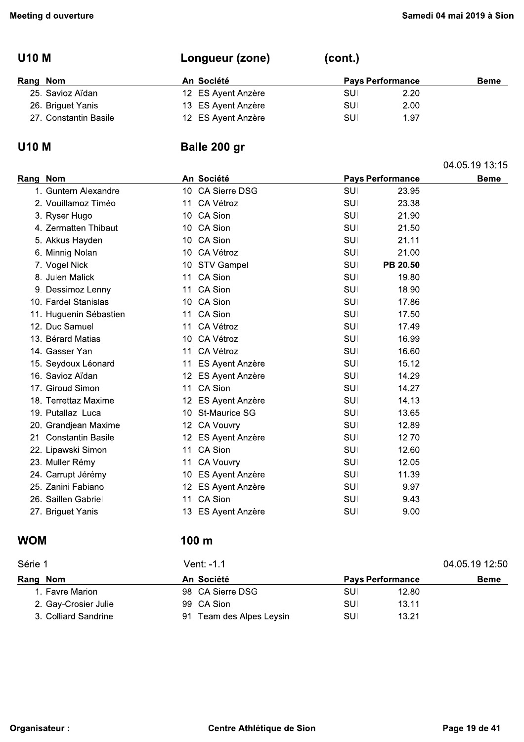## U10 M — Longueur (zone) (cont.)

| Rang | Nom | An | Société | Pays | Performance | Beme |
|---|---|---|---|---|---|---|
| 25. | Savioz Aïdan | 12 | ES Ayent Anzère | SUI | 2.20 | |
| 26. | Briguet Yanis | 13 | ES Ayent Anzère | SUI | 2.00 | |
| 27. | Constantin Basile | 12 | ES Ayent Anzère | SUI | 1.97 | |

## U10 M — Balle 200 gr

04.05.19 13:15

| Rang | Nom | An | Société | Pays | Performance | Beme |
|---|---|---|---|---|---|---|
| 1. | Guntern Alexandre | 10 | CA Sierre DSG | SUI | 23.95 | |
| 2. | Vouillamoz Timéo | 11 | CA Vétroz | SUI | 23.38 | |
| 3. | Ryser Hugo | 10 | CA Sion | SUI | 21.90 | |
| 4. | Zermatten Thibaut | 10 | CA Sion | SUI | 21.50 | |
| 5. | Akkus Hayden | 10 | CA Sion | SUI | 21.11 | |
| 6. | Minnig Nolan | 10 | CA Vétroz | SUI | 21.00 | |
| 7. | Vogel Nick | 10 | STV Gampel | SUI | **PB 20.50** | |
| 8. | Julen Malick | 11 | CA Sion | SUI | 19.80 | |
| 9. | Dessimoz Lenny | 11 | CA Sion | SUI | 18.90 | |
| 10. | Fardel Stanislas | 10 | CA Sion | SUI | 17.86 | |
| 11. | Huguenin Sébastien | 11 | CA Sion | SUI | 17.50 | |
| 12. | Duc Samuel | 11 | CA Vétroz | SUI | 17.49 | |
| 13. | Bérard Matias | 10 | CA Vétroz | SUI | 16.99 | |
| 14. | Gasser Yan | 11 | CA Vétroz | SUI | 16.60 | |
| 15. | Seydoux Léonard | 11 | ES Ayent Anzère | SUI | 15.12 | |
| 16. | Savioz Aïdan | 12 | ES Ayent Anzère | SUI | 14.29 | |
| 17. | Giroud Simon | 11 | CA Sion | SUI | 14.27 | |
| 18. | Terrettaz Maxime | 12 | ES Ayent Anzère | SUI | 14.13 | |
| 19. | Putallaz Luca | 10 | St-Maurice SG | SUI | 13.65 | |
| 20. | Grandjean Maxime | 12 | CA Vouvry | SUI | 12.89 | |
| 21. | Constantin Basile | 12 | ES Ayent Anzère | SUI | 12.70 | |
| 22. | Lipawski Simon | 11 | CA Sion | SUI | 12.60 | |
| 23. | Muller Rémy | 11 | CA Vouvry | SUI | 12.05 | |
| 24. | Carrupt Jérémy | 10 | ES Ayent Anzère | SUI | 11.39 | |
| 25. | Zanini Fabiano | 12 | ES Ayent Anzère | SUI | 9.97 | |
| 26. | Saillen Gabriel | 11 | CA Sion | SUI | 9.43 | |
| 27. | Briguet Yanis | 13 | ES Ayent Anzère | SUI | 9.00 | |

## WOM — 100 m

Série 1 — Vent: -1.1 — 04.05.19 12:50

| Rang | Nom | An | Société | Pays | Performance | Beme |
|---|---|---|---|---|---|---|
| 1. | Favre Marion | 98 | CA Sierre DSG | SUI | 12.80 | |
| 2. | Gay-Crosier Julie | 99 | CA Sion | SUI | 13.11 | |
| 3. | Colliard Sandrine | 91 | Team des Alpes Leysin | SUI | 13.21 | |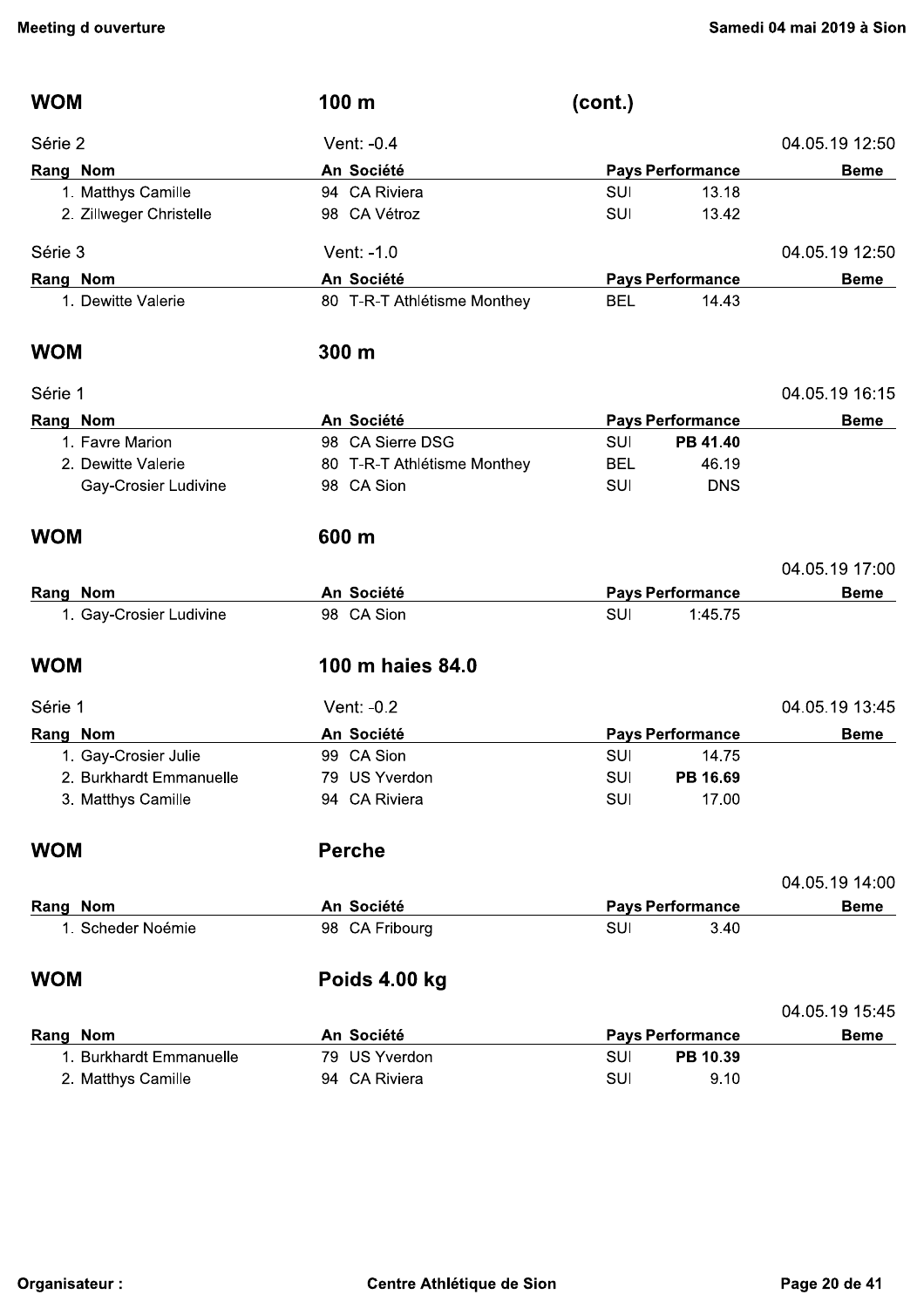## WOM 100 m (cont.)

**Série 2** — Vent: -0.4 — 04.05.19 12:50

| Rang | Nom | An | Société | Pays | Performance | Beme |
|---|---|---|---|---|---|---|
| 1. | Matthys Camille | 94 | CA Riviera | SUI | 13.18 | |
| 2. | Zillweger Christelle | 98 | CA Vétroz | SUI | 13.42 | |

**Série 3** — Vent: -1.0 — 04.05.19 12:50

| Rang | Nom | An | Société | Pays | Performance | Beme |
|---|---|---|---|---|---|---|
| 1. | Dewitte Valerie | 80 | T-R-T Athlétisme Monthey | BEL | 14.43 | |

## WOM 300 m

**Série 1** — 04.05.19 16:15

| Rang | Nom | An | Société | Pays | Performance | Beme |
|---|---|---|---|---|---|---|
| 1. | Favre Marion | 98 | CA Sierre DSG | SUI | **PB 41.40** | |
| 2. | Dewitte Valerie | 80 | T-R-T Athlétisme Monthey | BEL | 46.19 | |
| | Gay-Crosier Ludivine | 98 | CA Sion | SUI | DNS | |

## WOM 600 m

04.05.19 17:00

| Rang | Nom | An | Société | Pays | Performance | Beme |
|---|---|---|---|---|---|---|
| 1. | Gay-Crosier Ludivine | 98 | CA Sion | SUI | 1:45.75 | |

## WOM 100 m haies 84.0

**Série 1** — Vent: -0.2 — 04.05.19 13:45

| Rang | Nom | An | Société | Pays | Performance | Beme |
|---|---|---|---|---|---|---|
| 1. | Gay-Crosier Julie | 99 | CA Sion | SUI | 14.75 | |
| 2. | Burkhardt Emmanuelle | 79 | US Yverdon | SUI | **PB 16.69** | |
| 3. | Matthys Camille | 94 | CA Riviera | SUI | 17.00 | |

## WOM Perche

04.05.19 14:00

| Rang | Nom | An | Société | Pays | Performance | Beme |
|---|---|---|---|---|---|---|
| 1. | Scheder Noémie | 98 | CA Fribourg | SUI | 3.40 | |

## WOM Poids 4.00 kg

04.05.19 15:45

| Rang | Nom | An | Société | Pays | Performance | Beme |
|---|---|---|---|---|---|---|
| 1. | Burkhardt Emmanuelle | 79 | US Yverdon | SUI | **PB 10.39** | |
| 2. | Matthys Camille | 94 | CA Riviera | SUI | 9.10 | |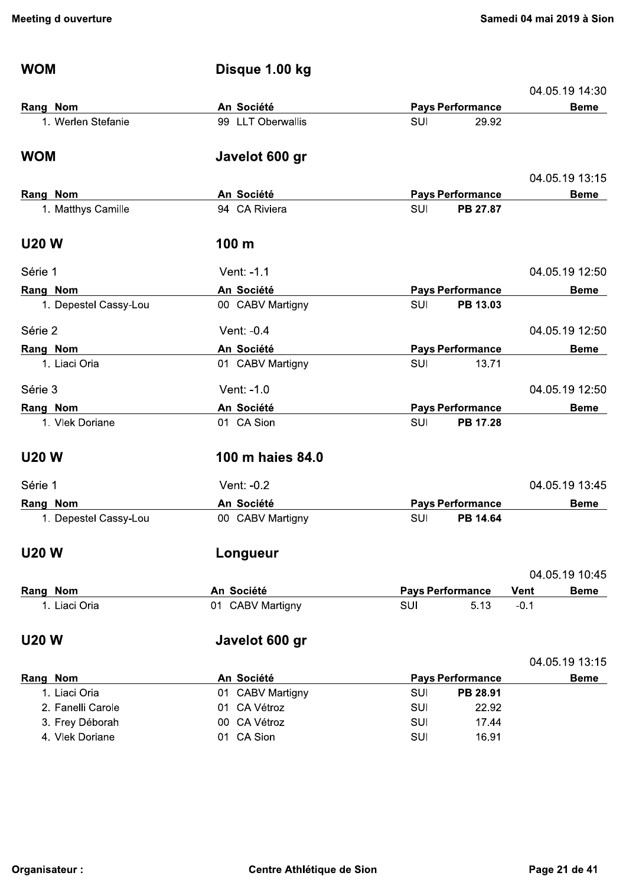## WOM — Disque 1.00 kg

04.05.19 14:30

| Rang | Nom | An | Société | Pays | Performance | Beme |
|---|---|---|---|---|---|---|
| 1. | Werlen Stefanie | 99 | LLT Oberwallis | SUI | 29.92 | |

## WOM — Javelot 600 gr

04.05.19 13:15

| Rang | Nom | An | Société | Pays | Performance | Beme |
|---|---|---|---|---|---|---|
| 1. | Matthys Camille | 94 | CA Riviera | SUI | **PB 27.87** | |

## U20 W — 100 m

Série 1 — Vent: -1.1 — 04.05.19 12:50

| Rang | Nom | An | Société | Pays | Performance | Beme |
|---|---|---|---|---|---|---|
| 1. | Depestel Cassy-Lou | 00 | CABV Martigny | SUI | **PB 13.03** | |

Série 2 — Vent: -0.4 — 04.05.19 12:50

| Rang | Nom | An | Société | Pays | Performance | Beme |
|---|---|---|---|---|---|---|
| 1. | Liaci Oria | 01 | CABV Martigny | SUI | 13.71 | |

Série 3 — Vent: -1.0 — 04.05.19 12:50

| Rang | Nom | An | Société | Pays | Performance | Beme |
|---|---|---|---|---|---|---|
| 1. | Vlek Doriane | 01 | CA Sion | SUI | **PB 17.28** | |

## U20 W — 100 m haies 84.0

Série 1 — Vent: -0.2 — 04.05.19 13:45

| Rang | Nom | An | Société | Pays | Performance | Beme |
|---|---|---|---|---|---|---|
| 1. | Depestel Cassy-Lou | 00 | CABV Martigny | SUI | **PB 14.64** | |

## U20 W — Longueur

04.05.19 10:45

| Rang | Nom | An | Société | Pays | Performance | Vent | Beme |
|---|---|---|---|---|---|---|---|
| 1. | Liaci Oria | 01 | CABV Martigny | SUI | 5.13 | -0.1 | |

## U20 W — Javelot 600 gr

04.05.19 13:15

| Rang | Nom | An | Société | Pays | Performance | Beme |
|---|---|---|---|---|---|---|
| 1. | Liaci Oria | 01 | CABV Martigny | SUI | **PB 28.91** | |
| 2. | Fanelli Carole | 01 | CA Vétroz | SUI | 22.92 | |
| 3. | Frey Déborah | 00 | CA Vétroz | SUI | 17.44 | |
| 4. | Vlek Doriane | 01 | CA Sion | SUI | 16.91 | |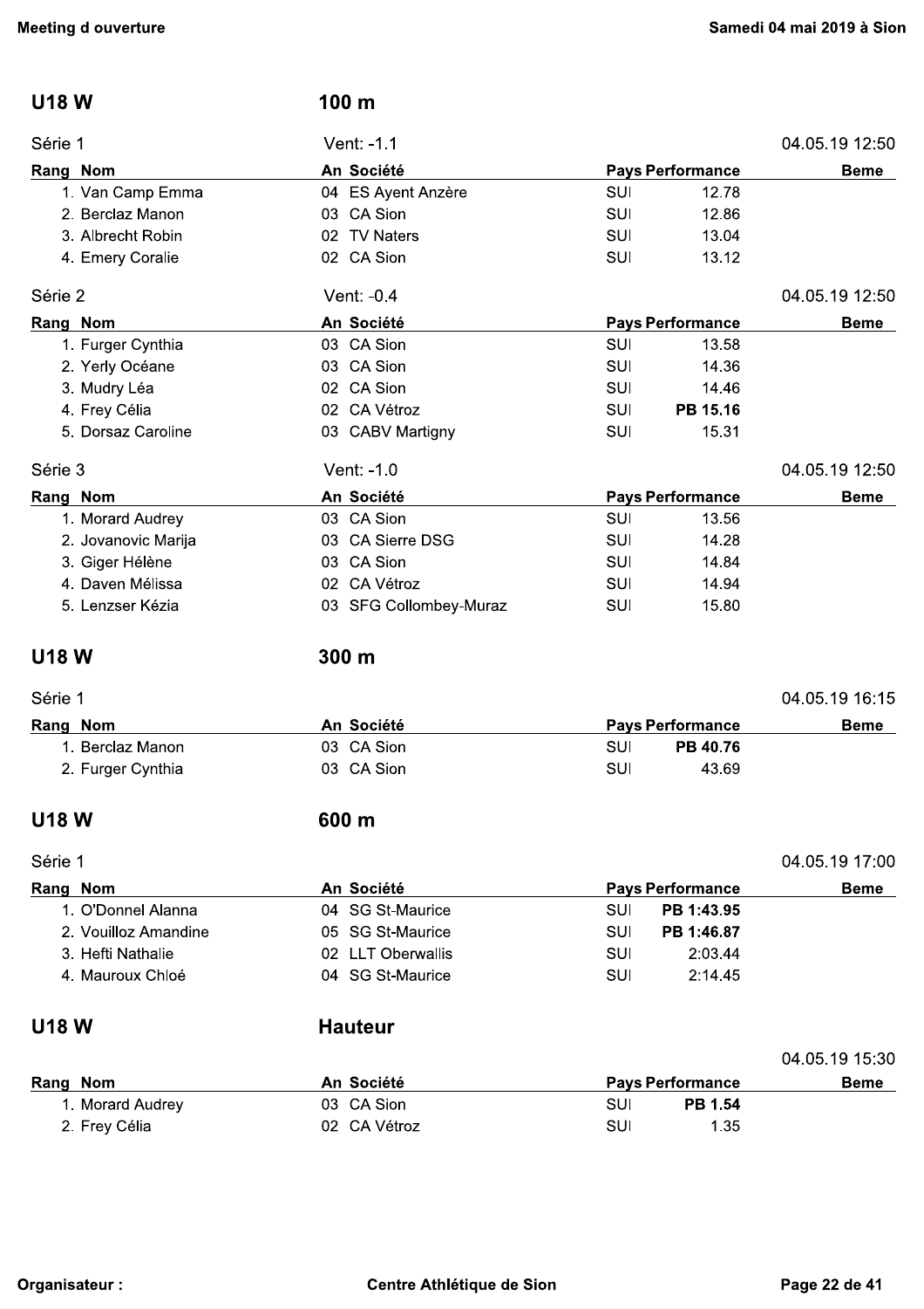## U18 W — 100 m

Série 1 — Vent: -1.1 — 04.05.19 12:50

| Rang | Nom | An | Société | Pays | Performance | Beme |
|---|---|---|---|---|---|---|
| 1. | Van Camp Emma | 04 | ES Ayent Anzère | SUI | 12.78 | |
| 2. | Berclaz Manon | 03 | CA Sion | SUI | 12.86 | |
| 3. | Albrecht Robin | 02 | TV Naters | SUI | 13.04 | |
| 4. | Emery Coralie | 02 | CA Sion | SUI | 13.12 | |

Série 2 — Vent: -0.4 — 04.05.19 12:50

| Rang | Nom | An | Société | Pays | Performance | Beme |
|---|---|---|---|---|---|---|
| 1. | Furger Cynthia | 03 | CA Sion | SUI | 13.58 | |
| 2. | Yerly Océane | 03 | CA Sion | SUI | 14.36 | |
| 3. | Mudry Léa | 02 | CA Sion | SUI | 14.46 | |
| 4. | Frey Célia | 02 | CA Vétroz | SUI | **PB 15.16** | |
| 5. | Dorsaz Caroline | 03 | CABV Martigny | SUI | 15.31 | |

Série 3 — Vent: -1.0 — 04.05.19 12:50

| Rang | Nom | An | Société | Pays | Performance | Beme |
|---|---|---|---|---|---|---|
| 1. | Morard Audrey | 03 | CA Sion | SUI | 13.56 | |
| 2. | Jovanovic Marija | 03 | CA Sierre DSG | SUI | 14.28 | |
| 3. | Giger Hélène | 03 | CA Sion | SUI | 14.84 | |
| 4. | Daven Mélissa | 02 | CA Vétroz | SUI | 14.94 | |
| 5. | Lenzser Kézia | 03 | SFG Collombey-Muraz | SUI | 15.80 | |

## U18 W — 300 m

Série 1 — 04.05.19 16:15

| Rang | Nom | An | Société | Pays | Performance | Beme |
|---|---|---|---|---|---|---|
| 1. | Berclaz Manon | 03 | CA Sion | SUI | **PB 40.76** | |
| 2. | Furger Cynthia | 03 | CA Sion | SUI | 43.69 | |

## U18 W — 600 m

Série 1 — 04.05.19 17:00

| Rang | Nom | An | Société | Pays | Performance | Beme |
|---|---|---|---|---|---|---|
| 1. | O'Donnel Alanna | 04 | SG St-Maurice | SUI | **PB 1:43.95** | |
| 2. | Vouilloz Amandine | 05 | SG St-Maurice | SUI | **PB 1:46.87** | |
| 3. | Hefti Nathalie | 02 | LLT Oberwallis | SUI | 2:03.44 | |
| 4. | Mauroux Chloé | 04 | SG St-Maurice | SUI | 2:14.45 | |

## U18 W — Hauteur

04.05.19 15:30

| Rang | Nom | An | Société | Pays | Performance | Beme |
|---|---|---|---|---|---|---|
| 1. | Morard Audrey | 03 | CA Sion | SUI | **PB 1.54** | |
| 2. | Frey Célia | 02 | CA Vétroz | SUI | 1.35 | |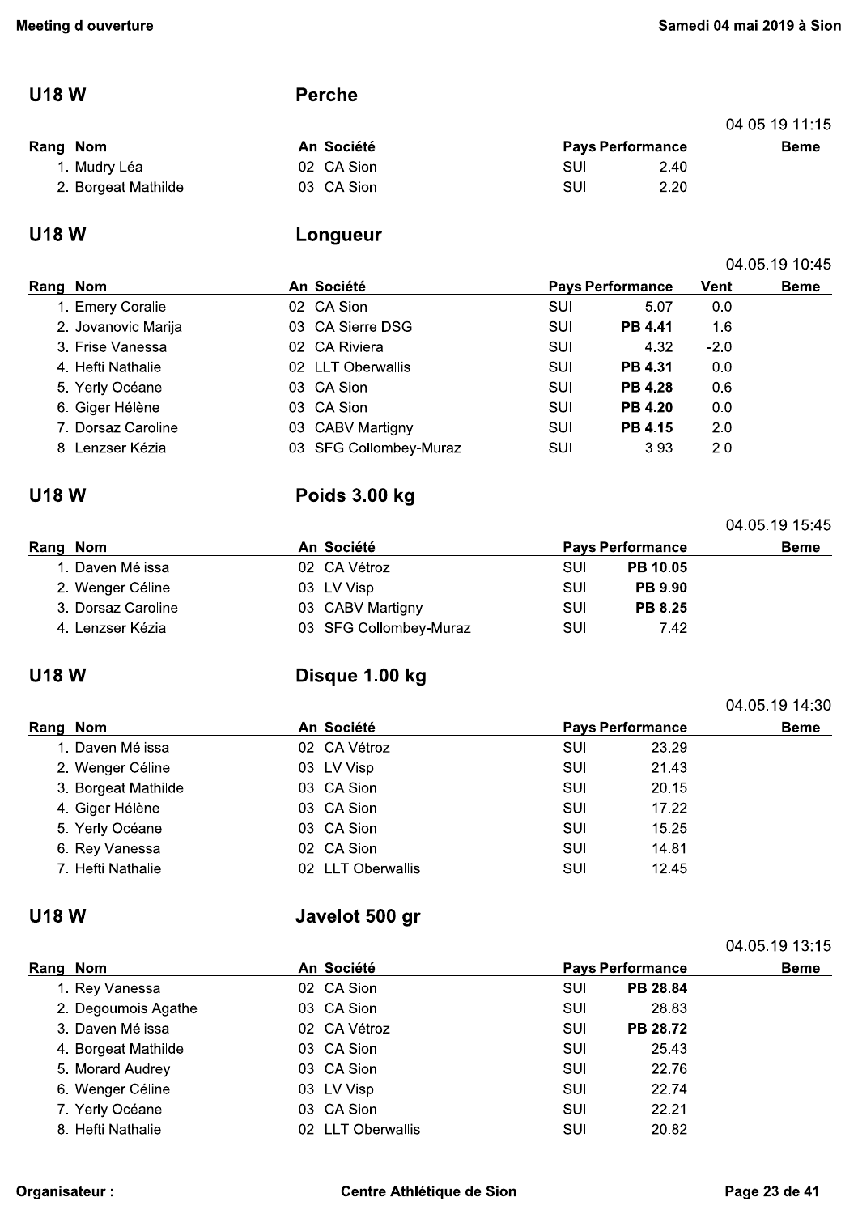## U18 W — Perche

04.05.19 11:15

| Rang | Nom | An | Société | Pays | Performance | Beme |
|---|---|---|---|---|---|---|
| 1. | Mudry Léa | 02 | CA Sion | SUI | 2.40 | |
| 2. | Borgeat Mathilde | 03 | CA Sion | SUI | 2.20 | |

## U18 W — Longueur

04.05.19 10:45

| Rang | Nom | An | Société | Pays | Performance | Vent | Beme |
|---|---|---|---|---|---|---|---|
| 1. | Emery Coralie | 02 | CA Sion | SUI | 5.07 | 0.0 | |
| 2. | Jovanovic Marija | 03 | CA Sierre DSG | SUI | **PB 4.41** | 1.6 | |
| 3. | Frise Vanessa | 02 | CA Riviera | SUI | 4.32 | -2.0 | |
| 4. | Hefti Nathalie | 02 | LLT Oberwallis | SUI | **PB 4.31** | 0.0 | |
| 5. | Yerly Océane | 03 | CA Sion | SUI | **PB 4.28** | 0.6 | |
| 6. | Giger Hélène | 03 | CA Sion | SUI | **PB 4.20** | 0.0 | |
| 7. | Dorsaz Caroline | 03 | CABV Martigny | SUI | **PB 4.15** | 2.0 | |
| 8. | Lenzser Kézia | 03 | SFG Collombey-Muraz | SUI | 3.93 | 2.0 | |

## U18 W — Poids 3.00 kg

04.05.19 15:45

| Rang | Nom | An | Société | Pays | Performance | Beme |
|---|---|---|---|---|---|---|
| 1. | Daven Mélissa | 02 | CA Vétroz | SUI | **PB 10.05** | |
| 2. | Wenger Céline | 03 | LV Visp | SUI | **PB 9.90** | |
| 3. | Dorsaz Caroline | 03 | CABV Martigny | SUI | **PB 8.25** | |
| 4. | Lenzser Kézia | 03 | SFG Collombey-Muraz | SUI | 7.42 | |

## U18 W — Disque 1.00 kg

04.05.19 14:30

| Rang | Nom | An | Société | Pays | Performance | Beme |
|---|---|---|---|---|---|---|
| 1. | Daven Mélissa | 02 | CA Vétroz | SUI | 23.29 | |
| 2. | Wenger Céline | 03 | LV Visp | SUI | 21.43 | |
| 3. | Borgeat Mathilde | 03 | CA Sion | SUI | 20.15 | |
| 4. | Giger Hélène | 03 | CA Sion | SUI | 17.22 | |
| 5. | Yerly Océane | 03 | CA Sion | SUI | 15.25 | |
| 6. | Rey Vanessa | 02 | CA Sion | SUI | 14.81 | |
| 7. | Hefti Nathalie | 02 | LLT Oberwallis | SUI | 12.45 | |

## U18 W — Javelot 500 gr

04.05.19 13:15

| Rang | Nom | An | Société | Pays | Performance | Beme |
|---|---|---|---|---|---|---|
| 1. | Rey Vanessa | 02 | CA Sion | SUI | **PB 28.84** | |
| 2. | Degoumois Agathe | 03 | CA Sion | SUI | 28.83 | |
| 3. | Daven Mélissa | 02 | CA Vétroz | SUI | **PB 28.72** | |
| 4. | Borgeat Mathilde | 03 | CA Sion | SUI | 25.43 | |
| 5. | Morard Audrey | 03 | CA Sion | SUI | 22.76 | |
| 6. | Wenger Céline | 03 | LV Visp | SUI | 22.74 | |
| 7. | Yerly Océane | 03 | CA Sion | SUI | 22.21 | |
| 8. | Hefti Nathalie | 02 | LLT Oberwallis | SUI | 20.82 | |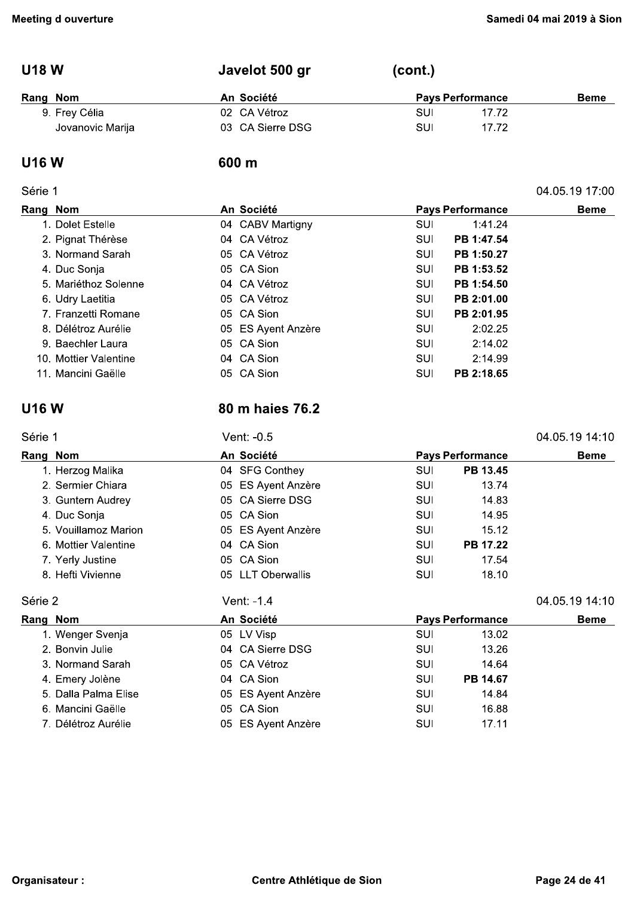## U18 W — Javelot 500 gr (cont.)

| Rang | Nom | An | Société | Pays | Performance | Beme |
|---|---|---|---|---|---|---|
| 9. | Frey Célia | 02 | CA Vétroz | SUI | 17.72 | |
| | Jovanovic Marija | 03 | CA Sierre DSG | SUI | 17.72 | |

## U16 W — 600 m

Série 1 — 04.05.19 17:00

| Rang | Nom | An | Société | Pays | Performance | Beme |
|---|---|---|---|---|---|---|
| 1. | Dolet Estelle | 04 | CABV Martigny | SUI | 1:41.24 | |
| 2. | Pignat Thérèse | 04 | CA Vétroz | SUI | **PB 1:47.54** | |
| 3. | Normand Sarah | 05 | CA Vétroz | SUI | **PB 1:50.27** | |
| 4. | Duc Sonja | 05 | CA Sion | SUI | **PB 1:53.52** | |
| 5. | Mariéthoz Solenne | 04 | CA Vétroz | SUI | **PB 1:54.50** | |
| 6. | Udry Laetitia | 05 | CA Vétroz | SUI | **PB 2:01.00** | |
| 7. | Franzetti Romane | 05 | CA Sion | SUI | **PB 2:01.95** | |
| 8. | Délétroz Aurélie | 05 | ES Ayent Anzère | SUI | 2:02.25 | |
| 9. | Baechler Laura | 05 | CA Sion | SUI | 2:14.02 | |
| 10. | Mottier Valentine | 04 | CA Sion | SUI | 2:14.99 | |
| 11. | Mancini Gaëlle | 05 | CA Sion | SUI | **PB 2:18.65** | |

## U16 W — 80 m haies 76.2

Série 1 — Vent: -0.5 — 04.05.19 14:10

| Rang | Nom | An | Société | Pays | Performance | Beme |
|---|---|---|---|---|---|---|
| 1. | Herzog Malika | 04 | SFG Conthey | SUI | **PB 13.45** | |
| 2. | Sermier Chiara | 05 | ES Ayent Anzère | SUI | 13.74 | |
| 3. | Guntern Audrey | 05 | CA Sierre DSG | SUI | 14.83 | |
| 4. | Duc Sonja | 05 | CA Sion | SUI | 14.95 | |
| 5. | Vouillamoz Marion | 05 | ES Ayent Anzère | SUI | 15.12 | |
| 6. | Mottier Valentine | 04 | CA Sion | SUI | **PB 17.22** | |
| 7. | Yerly Justine | 05 | CA Sion | SUI | 17.54 | |
| 8. | Hefti Vivienne | 05 | LLT Oberwallis | SUI | 18.10 | |

Série 2 — Vent: -1.4 — 04.05.19 14:10

| Rang | Nom | An | Société | Pays | Performance | Beme |
|---|---|---|---|---|---|---|
| 1. | Wenger Svenja | 05 | LV Visp | SUI | 13.02 | |
| 2. | Bonvin Julie | 04 | CA Sierre DSG | SUI | 13.26 | |
| 3. | Normand Sarah | 05 | CA Vétroz | SUI | 14.64 | |
| 4. | Emery Jolène | 04 | CA Sion | SUI | **PB 14.67** | |
| 5. | Dalla Palma Elise | 05 | ES Ayent Anzère | SUI | 14.84 | |
| 6. | Mancini Gaëlle | 05 | CA Sion | SUI | 16.88 | |
| 7. | Délétroz Aurélie | 05 | ES Ayent Anzère | SUI | 17.11 | |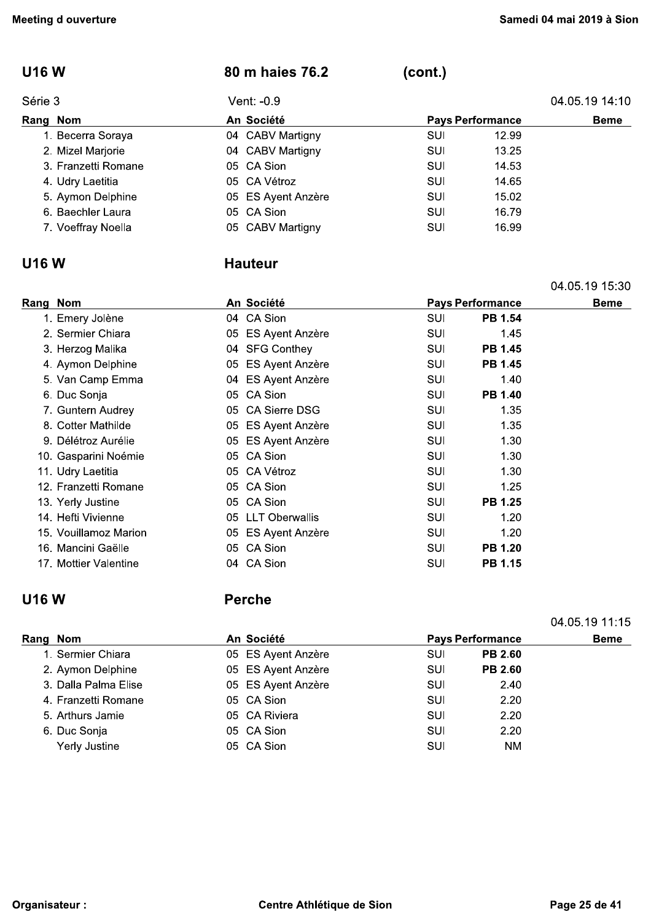## U16 W — 80 m haies 76.2 (cont.)

Série 3 — Vent: -0.9 — 04.05.19 14:10

| Rang | Nom | An | Société | Pays | Performance | Beme |
|---|---|---|---|---|---|---|
| 1. | Becerra Soraya | 04 | CABV Martigny | SUI | 12.99 | |
| 2. | Mizel Marjorie | 04 | CABV Martigny | SUI | 13.25 | |
| 3. | Franzetti Romane | 05 | CA Sion | SUI | 14.53 | |
| 4. | Udry Laetitia | 05 | CA Vétroz | SUI | 14.65 | |
| 5. | Aymon Delphine | 05 | ES Ayent Anzère | SUI | 15.02 | |
| 6. | Baechler Laura | 05 | CA Sion | SUI | 16.79 | |
| 7. | Voeffray Noella | 05 | CABV Martigny | SUI | 16.99 | |

## U16 W — Hauteur

04.05.19 15:30

| Rang | Nom | An | Société | Pays | Performance | Beme |
|---|---|---|---|---|---|---|
| 1. | Emery Jolène | 04 | CA Sion | SUI | **PB 1.54** | |
| 2. | Sermier Chiara | 05 | ES Ayent Anzère | SUI | 1.45 | |
| 3. | Herzog Malika | 04 | SFG Conthey | SUI | **PB 1.45** | |
| 4. | Aymon Delphine | 05 | ES Ayent Anzère | SUI | **PB 1.45** | |
| 5. | Van Camp Emma | 04 | ES Ayent Anzère | SUI | 1.40 | |
| 6. | Duc Sonja | 05 | CA Sion | SUI | **PB 1.40** | |
| 7. | Guntern Audrey | 05 | CA Sierre DSG | SUI | 1.35 | |
| 8. | Cotter Mathilde | 05 | ES Ayent Anzère | SUI | 1.35 | |
| 9. | Délétroz Aurélie | 05 | ES Ayent Anzère | SUI | 1.30 | |
| 10. | Gasparini Noémie | 05 | CA Sion | SUI | 1.30 | |
| 11. | Udry Laetitia | 05 | CA Vétroz | SUI | 1.30 | |
| 12. | Franzetti Romane | 05 | CA Sion | SUI | 1.25 | |
| 13. | Yerly Justine | 05 | CA Sion | SUI | **PB 1.25** | |
| 14. | Hefti Vivienne | 05 | LLT Oberwallis | SUI | 1.20 | |
| 15. | Vouillamoz Marion | 05 | ES Ayent Anzère | SUI | 1.20 | |
| 16. | Mancini Gaëlle | 05 | CA Sion | SUI | **PB 1.20** | |
| 17. | Mottier Valentine | 04 | CA Sion | SUI | **PB 1.15** | |

## U16 W — Perche

04.05.19 11:15

| Rang | Nom | An | Société | Pays | Performance | Beme |
|---|---|---|---|---|---|---|
| 1. | Sermier Chiara | 05 | ES Ayent Anzère | SUI | **PB 2.60** | |
| 2. | Aymon Delphine | 05 | ES Ayent Anzère | SUI | **PB 2.60** | |
| 3. | Dalla Palma Elise | 05 | ES Ayent Anzère | SUI | 2.40 | |
| 4. | Franzetti Romane | 05 | CA Sion | SUI | 2.20 | |
| 5. | Arthurs Jamie | 05 | CA Riviera | SUI | 2.20 | |
| 6. | Duc Sonja | 05 | CA Sion | SUI | 2.20 | |
| | Yerly Justine | 05 | CA Sion | SUI | NM | |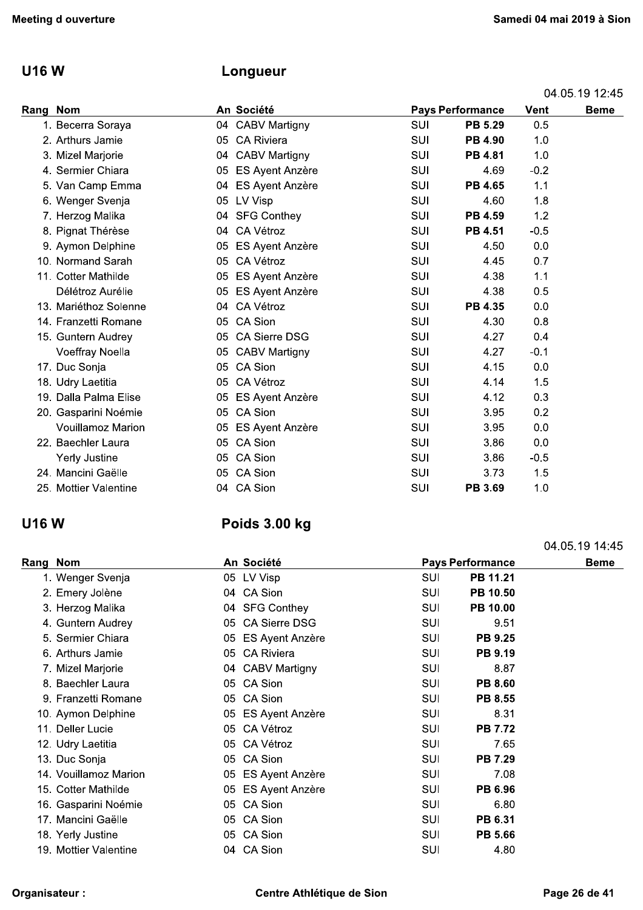## U16 W — Longueur

04.05.19 12:45

| Rang | Nom | An | Société | Pays | Performance | Vent | Beme |
|---|---|---|---|---|---|---|---|
| 1. | Becerra Soraya | 04 | CABV Martigny | SUI | **PB 5.29** | 0.5 | |
| 2. | Arthurs Jamie | 05 | CA Riviera | SUI | **PB 4.90** | 1.0 | |
| 3. | Mizel Marjorie | 04 | CABV Martigny | SUI | **PB 4.81** | 1.0 | |
| 4. | Sermier Chiara | 05 | ES Ayent Anzère | SUI | 4.69 | -0.2 | |
| 5. | Van Camp Emma | 04 | ES Ayent Anzère | SUI | **PB 4.65** | 1.1 | |
| 6. | Wenger Svenja | 05 | LV Visp | SUI | 4.60 | 1.8 | |
| 7. | Herzog Malika | 04 | SFG Conthey | SUI | **PB 4.59** | 1.2 | |
| 8. | Pignat Thérèse | 04 | CA Vétroz | SUI | **PB 4.51** | -0.5 | |
| 9. | Aymon Delphine | 05 | ES Ayent Anzère | SUI | 4.50 | 0.0 | |
| 10. | Normand Sarah | 05 | CA Vétroz | SUI | 4.45 | 0.7 | |
| 11. | Cotter Mathilde | 05 | ES Ayent Anzère | SUI | 4.38 | 1.1 | |
| | Délétroz Aurélie | 05 | ES Ayent Anzère | SUI | 4.38 | 0.5 | |
| 13. | Mariéthoz Solenne | 04 | CA Vétroz | SUI | **PB 4.35** | 0.0 | |
| 14. | Franzetti Romane | 05 | CA Sion | SUI | 4.30 | 0.8 | |
| 15. | Guntern Audrey | 05 | CA Sierre DSG | SUI | 4.27 | 0.4 | |
| | Voeffray Noella | 05 | CABV Martigny | SUI | 4.27 | -0.1 | |
| 17. | Duc Sonja | 05 | CA Sion | SUI | 4.15 | 0.0 | |
| 18. | Udry Laetitia | 05 | CA Vétroz | SUI | 4.14 | 1.5 | |
| 19. | Dalla Palma Elise | 05 | ES Ayent Anzère | SUI | 4.12 | 0.3 | |
| 20. | Gasparini Noémie | 05 | CA Sion | SUI | 3.95 | 0.2 | |
| | Vouillamoz Marion | 05 | ES Ayent Anzère | SUI | 3.95 | 0.0 | |
| 22. | Baechler Laura | 05 | CA Sion | SUI | 3.86 | 0.0 | |
| | Yerly Justine | 05 | CA Sion | SUI | 3.86 | -0.5 | |
| 24. | Mancini Gaëlle | 05 | CA Sion | SUI | 3.73 | 1.5 | |
| 25. | Mottier Valentine | 04 | CA Sion | SUI | **PB 3.69** | 1.0 | |

## U16 W — Poids 3.00 kg

04.05.19 14:45

| Rang | Nom | An | Société | Pays | Performance | Beme |
|---|---|---|---|---|---|---|
| 1. | Wenger Svenja | 05 | LV Visp | SUI | **PB 11.21** | |
| 2. | Emery Jolène | 04 | CA Sion | SUI | **PB 10.50** | |
| 3. | Herzog Malika | 04 | SFG Conthey | SUI | **PB 10.00** | |
| 4. | Guntern Audrey | 05 | CA Sierre DSG | SUI | 9.51 | |
| 5. | Sermier Chiara | 05 | ES Ayent Anzère | SUI | **PB 9.25** | |
| 6. | Arthurs Jamie | 05 | CA Riviera | SUI | **PB 9.19** | |
| 7. | Mizel Marjorie | 04 | CABV Martigny | SUI | 8.87 | |
| 8. | Baechler Laura | 05 | CA Sion | SUI | **PB 8.60** | |
| 9. | Franzetti Romane | 05 | CA Sion | SUI | **PB 8.55** | |
| 10. | Aymon Delphine | 05 | ES Ayent Anzère | SUI | 8.31 | |
| 11. | Deller Lucie | 05 | CA Vétroz | SUI | **PB 7.72** | |
| 12. | Udry Laetitia | 05 | CA Vétroz | SUI | 7.65 | |
| 13. | Duc Sonja | 05 | CA Sion | SUI | **PB 7.29** | |
| 14. | Vouillamoz Marion | 05 | ES Ayent Anzère | SUI | 7.08 | |
| 15. | Cotter Mathilde | 05 | ES Ayent Anzère | SUI | **PB 6.96** | |
| 16. | Gasparini Noémie | 05 | CA Sion | SUI | 6.80 | |
| 17. | Mancini Gaëlle | 05 | CA Sion | SUI | **PB 6.31** | |
| 18. | Yerly Justine | 05 | CA Sion | SUI | **PB 5.66** | |
| 19. | Mottier Valentine | 04 | CA Sion | SUI | 4.80 | |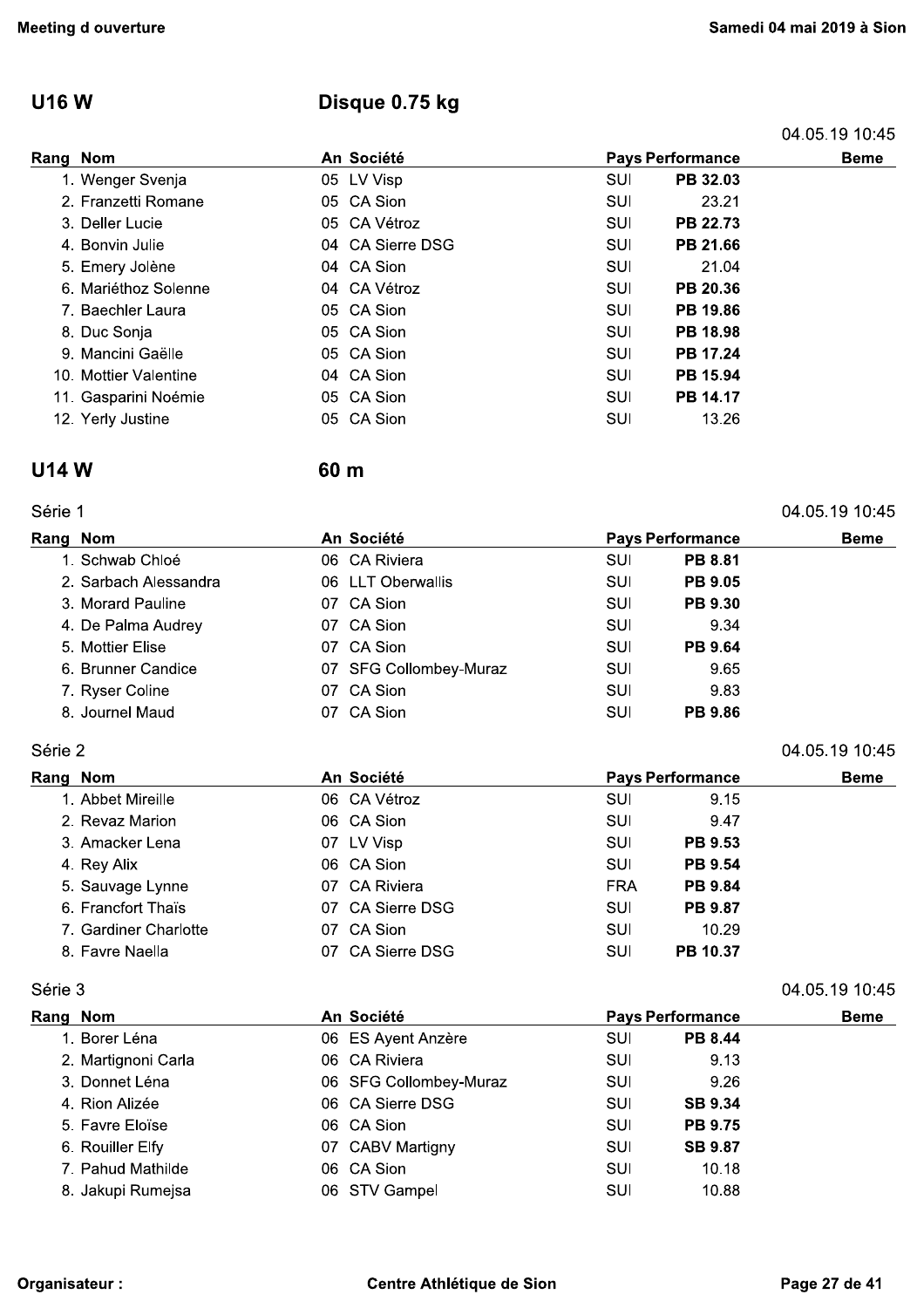## U16 W — Disque 0.75 kg

04.05.19 10:45

| Rang | Nom | An | Société | Pays | Performance | Beme |
|---|---|---|---|---|---|---|
| 1. | Wenger Svenja | 05 | LV Visp | SUI | **PB 32.03** | |
| 2. | Franzetti Romane | 05 | CA Sion | SUI | 23.21 | |
| 3. | Deller Lucie | 05 | CA Vétroz | SUI | **PB 22.73** | |
| 4. | Bonvin Julie | 04 | CA Sierre DSG | SUI | **PB 21.66** | |
| 5. | Emery Jolène | 04 | CA Sion | SUI | 21.04 | |
| 6. | Mariéthoz Solenne | 04 | CA Vétroz | SUI | **PB 20.36** | |
| 7. | Baechler Laura | 05 | CA Sion | SUI | **PB 19.86** | |
| 8. | Duc Sonja | 05 | CA Sion | SUI | **PB 18.98** | |
| 9. | Mancini Gaëlle | 05 | CA Sion | SUI | **PB 17.24** | |
| 10. | Mottier Valentine | 04 | CA Sion | SUI | **PB 15.94** | |
| 11. | Gasparini Noémie | 05 | CA Sion | SUI | **PB 14.17** | |
| 12. | Yerly Justine | 05 | CA Sion | SUI | 13.26 | |

## U14 W — 60 m

### Série 1

04.05.19 10:45

| Rang | Nom | An | Société | Pays | Performance | Beme |
|---|---|---|---|---|---|---|
| 1. | Schwab Chloé | 06 | CA Riviera | SUI | **PB 8.81** | |
| 2. | Sarbach Alessandra | 06 | LLT Oberwallis | SUI | **PB 9.05** | |
| 3. | Morard Pauline | 07 | CA Sion | SUI | **PB 9.30** | |
| 4. | De Palma Audrey | 07 | CA Sion | SUI | 9.34 | |
| 5. | Mottier Elise | 07 | CA Sion | SUI | **PB 9.64** | |
| 6. | Brunner Candice | 07 | SFG Collombey-Muraz | SUI | 9.65 | |
| 7. | Ryser Coline | 07 | CA Sion | SUI | 9.83 | |
| 8. | Journel Maud | 07 | CA Sion | SUI | **PB 9.86** | |

### Série 2

04.05.19 10:45

| Rang | Nom | An | Société | Pays | Performance | Beme |
|---|---|---|---|---|---|---|
| 1. | Abbet Mireille | 06 | CA Vétroz | SUI | 9.15 | |
| 2. | Revaz Marion | 06 | CA Sion | SUI | 9.47 | |
| 3. | Amacker Lena | 07 | LV Visp | SUI | **PB 9.53** | |
| 4. | Rey Alix | 06 | CA Sion | SUI | **PB 9.54** | |
| 5. | Sauvage Lynne | 07 | CA Riviera | FRA | **PB 9.84** | |
| 6. | Francfort Thaïs | 07 | CA Sierre DSG | SUI | **PB 9.87** | |
| 7. | Gardiner Charlotte | 07 | CA Sion | SUI | 10.29 | |
| 8. | Favre Naella | 07 | CA Sierre DSG | SUI | **PB 10.37** | |

### Série 3

04.05.19 10:45

| Rang | Nom | An | Société | Pays | Performance | Beme |
|---|---|---|---|---|---|---|
| 1. | Borer Léna | 06 | ES Ayent Anzère | SUI | **PB 8.44** | |
| 2. | Martignoni Carla | 06 | CA Riviera | SUI | 9.13 | |
| 3. | Donnet Léna | 06 | SFG Collombey-Muraz | SUI | 9.26 | |
| 4. | Rion Alizée | 06 | CA Sierre DSG | SUI | **SB 9.34** | |
| 5. | Favre Eloïse | 06 | CA Sion | SUI | **PB 9.75** | |
| 6. | Rouiller Elfy | 07 | CABV Martigny | SUI | **SB 9.87** | |
| 7. | Pahud Mathilde | 06 | CA Sion | SUI | 10.18 | |
| 8. | Jakupi Rumejsa | 06 | STV Gampel | SUI | 10.88 | |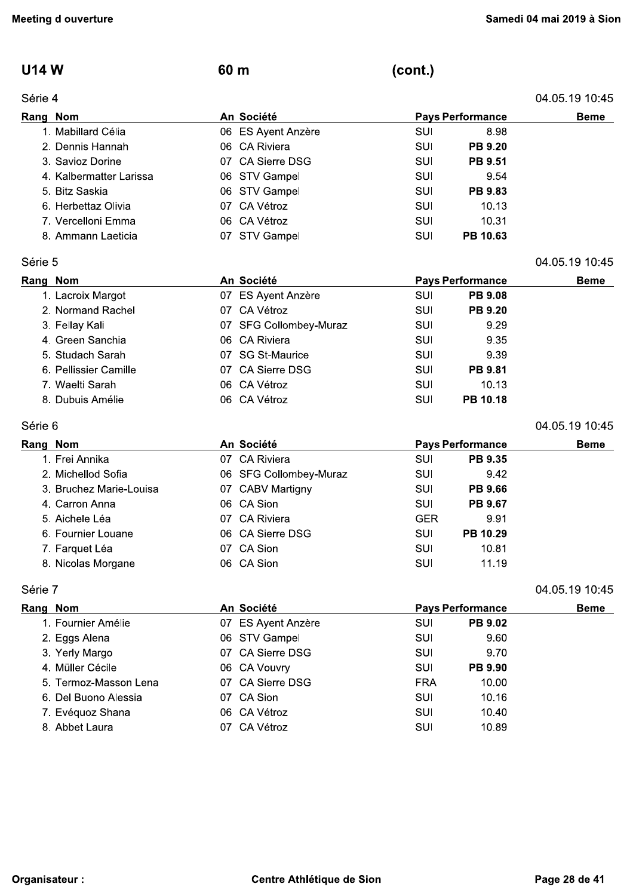## U14 W 60 m (cont.)

### Série 4

04.05.19 10:45

| Rang | Nom | An | Société | Pays | Performance | Beme |
|---|---|---|---|---|---|---|
| 1. | Mabillard Célia | 06 | ES Ayent Anzère | SUI | 8.98 | |
| 2. | Dennis Hannah | 06 | CA Riviera | SUI | **PB 9.20** | |
| 3. | Savioz Dorine | 07 | CA Sierre DSG | SUI | **PB 9.51** | |
| 4. | Kalbermatter Larissa | 06 | STV Gampel | SUI | 9.54 | |
| 5. | Bitz Saskia | 06 | STV Gampel | SUI | **PB 9.83** | |
| 6. | Herbettaz Olivia | 07 | CA Vétroz | SUI | 10.13 | |
| 7. | Vercelloni Emma | 06 | CA Vétroz | SUI | 10.31 | |
| 8. | Ammann Laeticia | 07 | STV Gampel | SUI | **PB 10.63** | |

### Série 5

04.05.19 10:45

| Rang | Nom | An | Société | Pays | Performance | Beme |
|---|---|---|---|---|---|---|
| 1. | Lacroix Margot | 07 | ES Ayent Anzère | SUI | **PB 9.08** | |
| 2. | Normand Rachel | 07 | CA Vétroz | SUI | **PB 9.20** | |
| 3. | Fellay Kali | 07 | SFG Collombey-Muraz | SUI | 9.29 | |
| 4. | Green Sanchia | 06 | CA Riviera | SUI | 9.35 | |
| 5. | Studach Sarah | 07 | SG St-Maurice | SUI | 9.39 | |
| 6. | Pellissier Camille | 07 | CA Sierre DSG | SUI | **PB 9.81** | |
| 7. | Waelti Sarah | 06 | CA Vétroz | SUI | 10.13 | |
| 8. | Dubuis Amélie | 06 | CA Vétroz | SUI | **PB 10.18** | |

### Série 6

04.05.19 10:45

| Rang | Nom | An | Société | Pays | Performance | Beme |
|---|---|---|---|---|---|---|
| 1. | Frei Annika | 07 | CA Riviera | SUI | **PB 9.35** | |
| 2. | Michellod Sofia | 06 | SFG Collombey-Muraz | SUI | 9.42 | |
| 3. | Bruchez Marie-Louisa | 07 | CABV Martigny | SUI | **PB 9.66** | |
| 4. | Carron Anna | 06 | CA Sion | SUI | **PB 9.67** | |
| 5. | Aichele Léa | 07 | CA Riviera | GER | 9.91 | |
| 6. | Fournier Louane | 06 | CA Sierre DSG | SUI | **PB 10.29** | |
| 7. | Farquet Léa | 07 | CA Sion | SUI | 10.81 | |
| 8. | Nicolas Morgane | 06 | CA Sion | SUI | 11.19 | |

### Série 7

04.05.19 10:45

| Rang | Nom | An | Société | Pays | Performance | Beme |
|---|---|---|---|---|---|---|
| 1. | Fournier Amélie | 07 | ES Ayent Anzère | SUI | **PB 9.02** | |
| 2. | Eggs Alena | 06 | STV Gampel | SUI | 9.60 | |
| 3. | Yerly Margo | 07 | CA Sierre DSG | SUI | 9.70 | |
| 4. | Müller Cécile | 06 | CA Vouvry | SUI | **PB 9.90** | |
| 5. | Termoz-Masson Lena | 07 | CA Sierre DSG | FRA | 10.00 | |
| 6. | Del Buono Alessia | 07 | CA Sion | SUI | 10.16 | |
| 7. | Evéquoz Shana | 06 | CA Vétroz | SUI | 10.40 | |
| 8. | Abbet Laura | 07 | CA Vétroz | SUI | 10.89 | |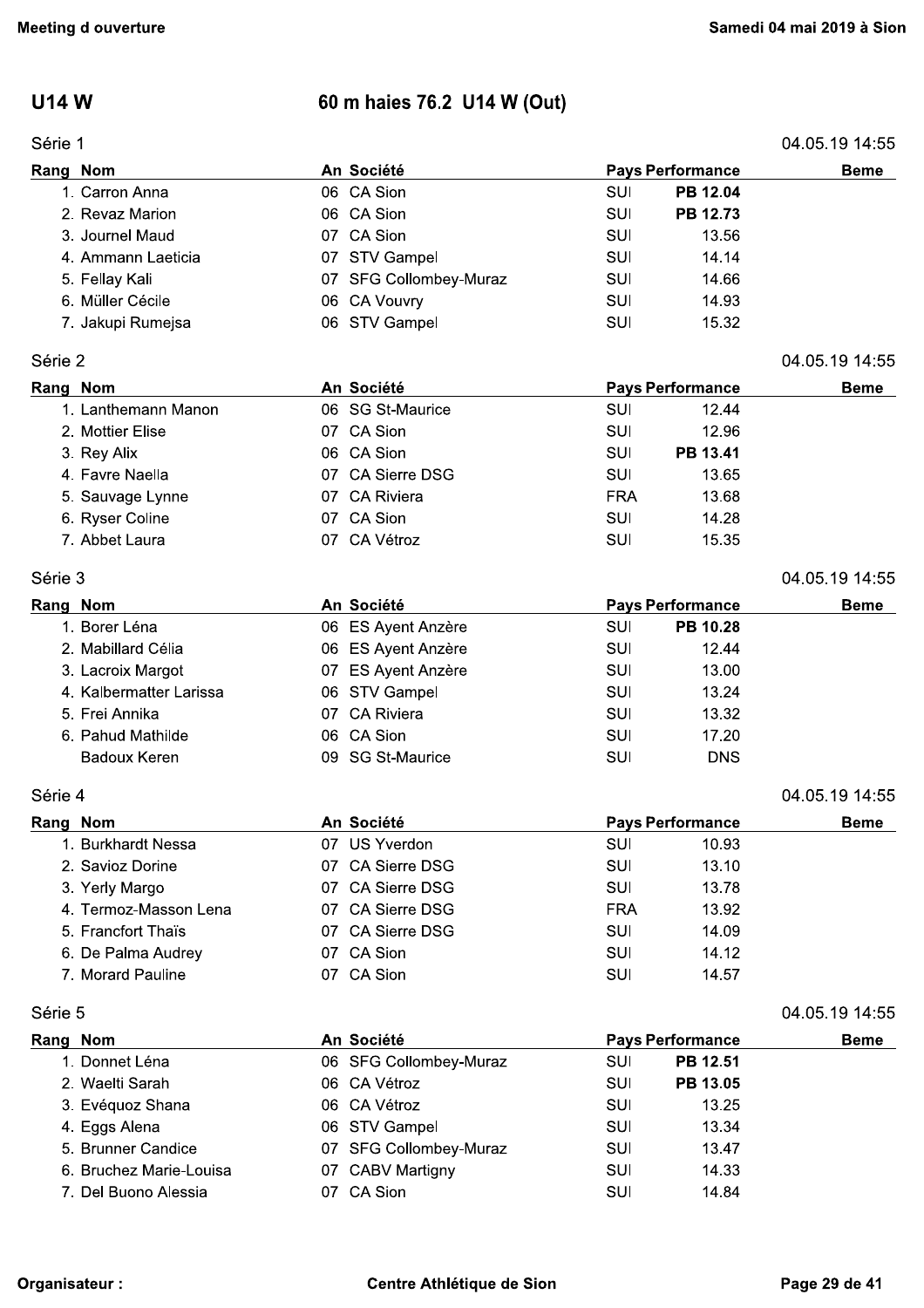## U14 W

## 60 m haies 76.2 U14 W (Out)

### Série 1

04.05.19 14:55

| Rang | Nom | An | Société | Pays | Performance | Beme |
|---|---|---|---|---|---|---|
| 1. | Carron Anna | 06 | CA Sion | SUI | **PB 12.04** | |
| 2. | Revaz Marion | 06 | CA Sion | SUI | **PB 12.73** | |
| 3. | Journel Maud | 07 | CA Sion | SUI | 13.56 | |
| 4. | Ammann Laeticia | 07 | STV Gampel | SUI | 14.14 | |
| 5. | Fellay Kali | 07 | SFG Collombey-Muraz | SUI | 14.66 | |
| 6. | Müller Cécile | 06 | CA Vouvry | SUI | 14.93 | |
| 7. | Jakupi Rumejsa | 06 | STV Gampel | SUI | 15.32 | |

### Série 2

04.05.19 14:55

| Rang | Nom | An | Société | Pays | Performance | Beme |
|---|---|---|---|---|---|---|
| 1. | Lanthemann Manon | 06 | SG St-Maurice | SUI | 12.44 | |
| 2. | Mottier Elise | 07 | CA Sion | SUI | 12.96 | |
| 3. | Rey Alix | 06 | CA Sion | SUI | **PB 13.41** | |
| 4. | Favre Naella | 07 | CA Sierre DSG | SUI | 13.65 | |
| 5. | Sauvage Lynne | 07 | CA Riviera | FRA | 13.68 | |
| 6. | Ryser Coline | 07 | CA Sion | SUI | 14.28 | |
| 7. | Abbet Laura | 07 | CA Vétroz | SUI | 15.35 | |

### Série 3

04.05.19 14:55

| Rang | Nom | An | Société | Pays | Performance | Beme |
|---|---|---|---|---|---|---|
| 1. | Borer Léna | 06 | ES Ayent Anzère | SUI | **PB 10.28** | |
| 2. | Mabillard Célia | 06 | ES Ayent Anzère | SUI | 12.44 | |
| 3. | Lacroix Margot | 07 | ES Ayent Anzère | SUI | 13.00 | |
| 4. | Kalbermatter Larissa | 06 | STV Gampel | SUI | 13.24 | |
| 5. | Frei Annika | 07 | CA Riviera | SUI | 13.32 | |
| 6. | Pahud Mathilde | 06 | CA Sion | SUI | 17.20 | |
| | Badoux Keren | 09 | SG St-Maurice | SUI | DNS | |

### Série 4

04.05.19 14:55

| Rang | Nom | An | Société | Pays | Performance | Beme |
|---|---|---|---|---|---|---|
| 1. | Burkhardt Nessa | 07 | US Yverdon | SUI | 10.93 | |
| 2. | Savioz Dorine | 07 | CA Sierre DSG | SUI | 13.10 | |
| 3. | Yerly Margo | 07 | CA Sierre DSG | SUI | 13.78 | |
| 4. | Termoz-Masson Lena | 07 | CA Sierre DSG | FRA | 13.92 | |
| 5. | Francfort Thaïs | 07 | CA Sierre DSG | SUI | 14.09 | |
| 6. | De Palma Audrey | 07 | CA Sion | SUI | 14.12 | |
| 7. | Morard Pauline | 07 | CA Sion | SUI | 14.57 | |

### Série 5

04.05.19 14:55

| Rang | Nom | An | Société | Pays | Performance | Beme |
|---|---|---|---|---|---|---|
| 1. | Donnet Léna | 06 | SFG Collombey-Muraz | SUI | **PB 12.51** | |
| 2. | Waelti Sarah | 06 | CA Vétroz | SUI | **PB 13.05** | |
| 3. | Evéquoz Shana | 06 | CA Vétroz | SUI | 13.25 | |
| 4. | Eggs Alena | 06 | STV Gampel | SUI | 13.34 | |
| 5. | Brunner Candice | 07 | SFG Collombey-Muraz | SUI | 13.47 | |
| 6. | Bruchez Marie-Louisa | 07 | CABV Martigny | SUI | 14.33 | |
| 7. | Del Buono Alessia | 07 | CA Sion | SUI | 14.84 | |

Organisateur : Centre Athlétique de Sion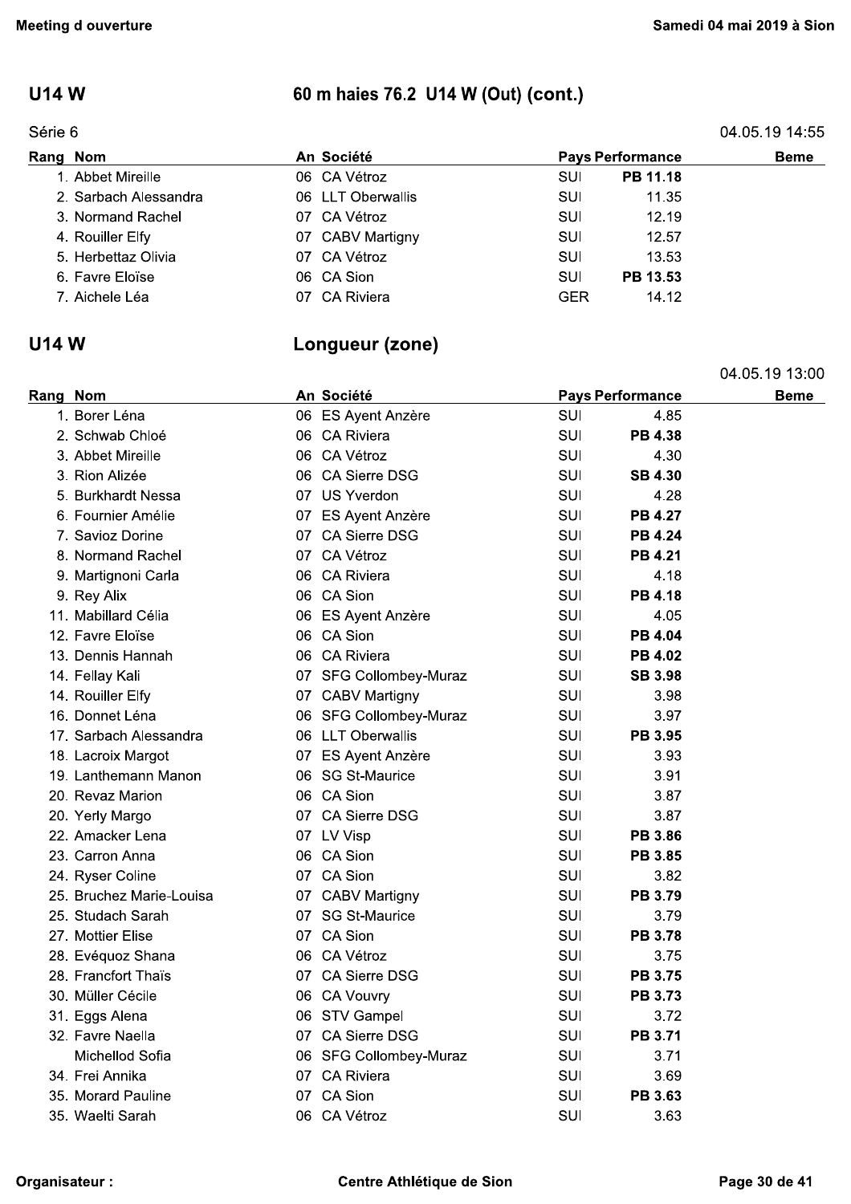## U14 W

### 60 m haies 76.2 U14 W (Out) (cont.)

Série 6 — 04.05.19 14:55

| Rang | Nom | An | Société | Pays | Performance | Beme |
|---|---|---|---|---|---|---|
| 1. | Abbet Mireille | 06 | CA Vétroz | SUI | **PB 11.18** | |
| 2. | Sarbach Alessandra | 06 | LLT Oberwallis | SUI | 11.35 | |
| 3. | Normand Rachel | 07 | CA Vétroz | SUI | 12.19 | |
| 4. | Rouiller Elfy | 07 | CABV Martigny | SUI | 12.57 | |
| 5. | Herbettaz Olivia | 07 | CA Vétroz | SUI | 13.53 | |
| 6. | Favre Eloïse | 06 | CA Sion | SUI | **PB 13.53** | |
| 7. | Aichele Léa | 07 | CA Riviera | GER | 14.12 | |

## U14 W

### Longueur (zone)

04.05.19 13:00

| Rang | Nom | An | Société | Pays | Performance | Beme |
|---|---|---|---|---|---|---|
| 1. | Borer Léna | 06 | ES Ayent Anzère | SUI | 4.85 | |
| 2. | Schwab Chloé | 06 | CA Riviera | SUI | **PB 4.38** | |
| 3. | Abbet Mireille | 06 | CA Vétroz | SUI | 4.30 | |
| 3. | Rion Alizée | 06 | CA Sierre DSG | SUI | **SB 4.30** | |
| 5. | Burkhardt Nessa | 07 | US Yverdon | SUI | 4.28 | |
| 6. | Fournier Amélie | 07 | ES Ayent Anzère | SUI | **PB 4.27** | |
| 7. | Savioz Dorine | 07 | CA Sierre DSG | SUI | **PB 4.24** | |
| 8. | Normand Rachel | 07 | CA Vétroz | SUI | **PB 4.21** | |
| 9. | Martignoni Carla | 06 | CA Riviera | SUI | 4.18 | |
| 9. | Rey Alix | 06 | CA Sion | SUI | **PB 4.18** | |
| 11. | Mabillard Célia | 06 | ES Ayent Anzère | SUI | 4.05 | |
| 12. | Favre Eloïse | 06 | CA Sion | SUI | **PB 4.04** | |
| 13. | Dennis Hannah | 06 | CA Riviera | SUI | **PB 4.02** | |
| 14. | Fellay Kali | 07 | SFG Collombey-Muraz | SUI | **SB 3.98** | |
| 14. | Rouiller Elfy | 07 | CABV Martigny | SUI | 3.98 | |
| 16. | Donnet Léna | 06 | SFG Collombey-Muraz | SUI | 3.97 | |
| 17. | Sarbach Alessandra | 06 | LLT Oberwallis | SUI | **PB 3.95** | |
| 18. | Lacroix Margot | 07 | ES Ayent Anzère | SUI | 3.93 | |
| 19. | Lanthemann Manon | 06 | SG St-Maurice | SUI | 3.91 | |
| 20. | Revaz Marion | 06 | CA Sion | SUI | 3.87 | |
| 20. | Yerly Margo | 07 | CA Sierre DSG | SUI | 3.87 | |
| 22. | Amacker Lena | 07 | LV Visp | SUI | **PB 3.86** | |
| 23. | Carron Anna | 06 | CA Sion | SUI | **PB 3.85** | |
| 24. | Ryser Coline | 07 | CA Sion | SUI | 3.82 | |
| 25. | Bruchez Marie-Louisa | 07 | CABV Martigny | SUI | **PB 3.79** | |
| 25. | Studach Sarah | 07 | SG St-Maurice | SUI | 3.79 | |
| 27. | Mottier Elise | 07 | CA Sion | SUI | **PB 3.78** | |
| 28. | Evéquoz Shana | 06 | CA Vétroz | SUI | 3.75 | |
| 28. | Francfort Thaïs | 07 | CA Sierre DSG | SUI | **PB 3.75** | |
| 30. | Müller Cécile | 06 | CA Vouvry | SUI | **PB 3.73** | |
| 31. | Eggs Alena | 06 | STV Gampel | SUI | 3.72 | |
| 32. | Favre Naella | 07 | CA Sierre DSG | SUI | **PB 3.71** | |
| | Michellod Sofia | 06 | SFG Collombey-Muraz | SUI | 3.71 | |
| 34. | Frei Annika | 07 | CA Riviera | SUI | 3.69 | |
| 35. | Morard Pauline | 07 | CA Sion | SUI | **PB 3.63** | |
| 35. | Waelti Sarah | 06 | CA Vétroz | SUI | 3.63 | |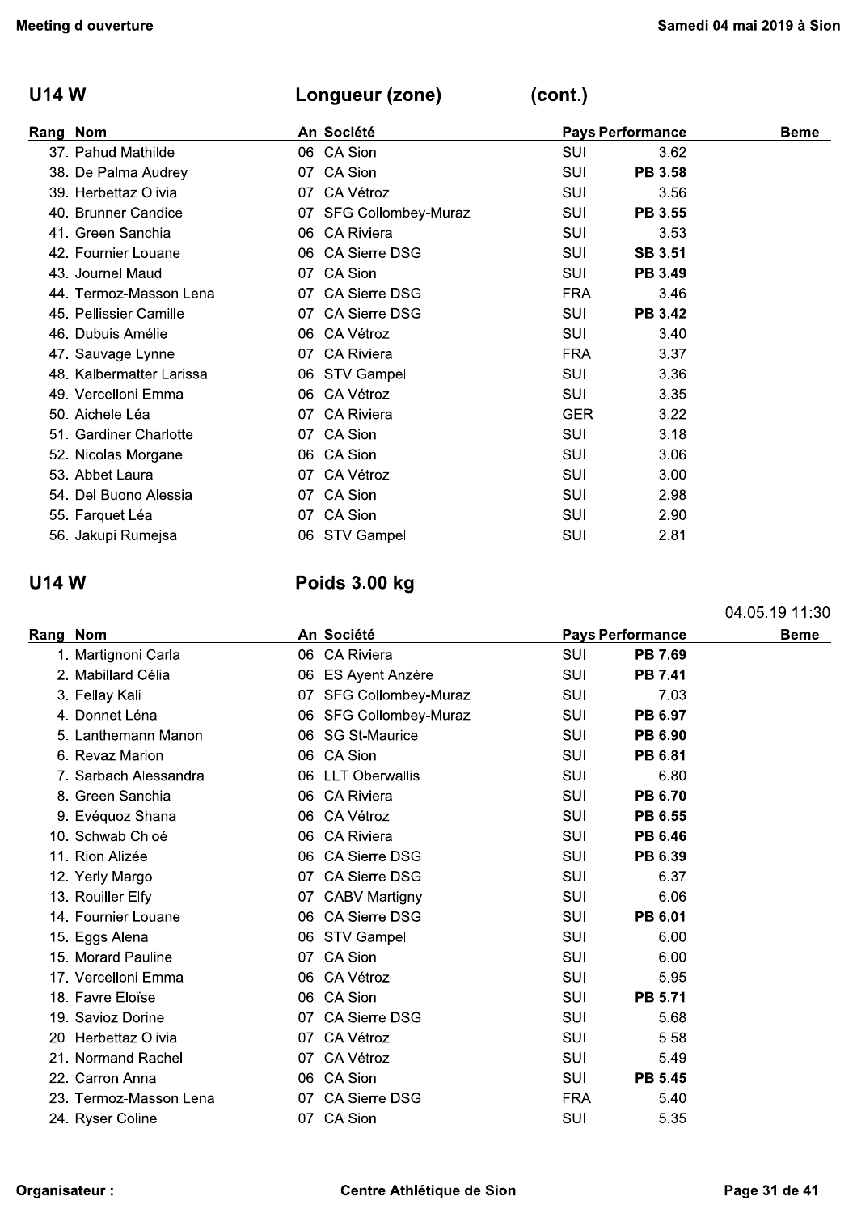## U14 W — Longueur (zone) (cont.)

| Rang | Nom | An | Société | Pays | Performance | Beme |
|---|---|---|---|---|---|---|
| 37. | Pahud Mathilde | 06 | CA Sion | SUI | 3.62 | |
| 38. | De Palma Audrey | 07 | CA Sion | SUI | **PB 3.58** | |
| 39. | Herbettaz Olivia | 07 | CA Vétroz | SUI | 3.56 | |
| 40. | Brunner Candice | 07 | SFG Collombey-Muraz | SUI | **PB 3.55** | |
| 41. | Green Sanchia | 06 | CA Riviera | SUI | 3.53 | |
| 42. | Fournier Louane | 06 | CA Sierre DSG | SUI | **SB 3.51** | |
| 43. | Journel Maud | 07 | CA Sion | SUI | **PB 3.49** | |
| 44. | Termoz-Masson Lena | 07 | CA Sierre DSG | FRA | 3.46 | |
| 45. | Pellissier Camille | 07 | CA Sierre DSG | SUI | **PB 3.42** | |
| 46. | Dubuis Amélie | 06 | CA Vétroz | SUI | 3.40 | |
| 47. | Sauvage Lynne | 07 | CA Riviera | FRA | 3.37 | |
| 48. | Kalbermatter Larissa | 06 | STV Gampel | SUI | 3.36 | |
| 49. | Vercelloni Emma | 06 | CA Vétroz | SUI | 3.35 | |
| 50. | Aichele Léa | 07 | CA Riviera | GER | 3.22 | |
| 51. | Gardiner Charlotte | 07 | CA Sion | SUI | 3.18 | |
| 52. | Nicolas Morgane | 06 | CA Sion | SUI | 3.06 | |
| 53. | Abbet Laura | 07 | CA Vétroz | SUI | 3.00 | |
| 54. | Del Buono Alessia | 07 | CA Sion | SUI | 2.98 | |
| 55. | Farquet Léa | 07 | CA Sion | SUI | 2.90 | |
| 56. | Jakupi Rumejsa | 06 | STV Gampel | SUI | 2.81 | |

## U14 W — Poids 3.00 kg

04.05.19 11:30

| Rang | Nom | An | Société | Pays | Performance | Beme |
|---|---|---|---|---|---|---|
| 1. | Martignoni Carla | 06 | CA Riviera | SUI | **PB 7.69** | |
| 2. | Mabillard Célia | 06 | ES Ayent Anzère | SUI | **PB 7.41** | |
| 3. | Fellay Kali | 07 | SFG Collombey-Muraz | SUI | 7.03 | |
| 4. | Donnet Léna | 06 | SFG Collombey-Muraz | SUI | **PB 6.97** | |
| 5. | Lanthemann Manon | 06 | SG St-Maurice | SUI | **PB 6.90** | |
| 6. | Revaz Marion | 06 | CA Sion | SUI | **PB 6.81** | |
| 7. | Sarbach Alessandra | 06 | LLT Oberwallis | SUI | 6.80 | |
| 8. | Green Sanchia | 06 | CA Riviera | SUI | **PB 6.70** | |
| 9. | Evéquoz Shana | 06 | CA Vétroz | SUI | **PB 6.55** | |
| 10. | Schwab Chloé | 06 | CA Riviera | SUI | **PB 6.46** | |
| 11. | Rion Alizée | 06 | CA Sierre DSG | SUI | **PB 6.39** | |
| 12. | Yerly Margo | 07 | CA Sierre DSG | SUI | 6.37 | |
| 13. | Rouiller Elfy | 07 | CABV Martigny | SUI | 6.06 | |
| 14. | Fournier Louane | 06 | CA Sierre DSG | SUI | **PB 6.01** | |
| 15. | Eggs Alena | 06 | STV Gampel | SUI | 6.00 | |
| 15. | Morard Pauline | 07 | CA Sion | SUI | 6.00 | |
| 17. | Vercelloni Emma | 06 | CA Vétroz | SUI | 5.95 | |
| 18. | Favre Eloïse | 06 | CA Sion | SUI | **PB 5.71** | |
| 19. | Savioz Dorine | 07 | CA Sierre DSG | SUI | 5.68 | |
| 20. | Herbettaz Olivia | 07 | CA Vétroz | SUI | 5.58 | |
| 21. | Normand Rachel | 07 | CA Vétroz | SUI | 5.49 | |
| 22. | Carron Anna | 06 | CA Sion | SUI | **PB 5.45** | |
| 23. | Termoz-Masson Lena | 07 | CA Sierre DSG | FRA | 5.40 | |
| 24. | Ryser Coline | 07 | CA Sion | SUI | 5.35 | |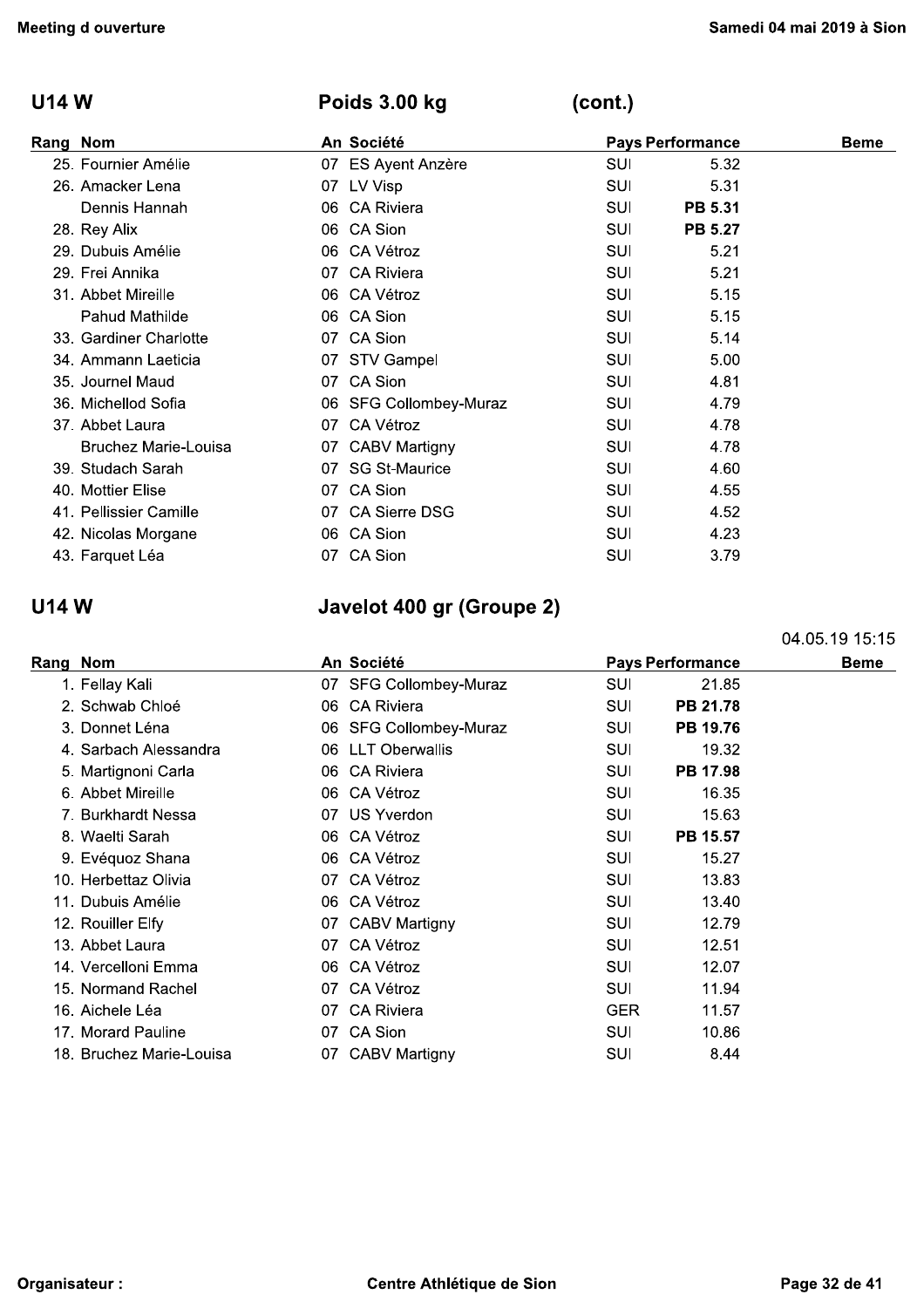## U14 W — Poids 3.00 kg (cont.)

| Rang | Nom | An | Société | Pays | Performance | Beme |
|---|---|---|---|---|---|---|
| 25. | Fournier Amélie | 07 | ES Ayent Anzère | SUI | 5.32 | |
| 26. | Amacker Lena | 07 | LV Visp | SUI | 5.31 | |
| | Dennis Hannah | 06 | CA Riviera | SUI | **PB 5.31** | |
| 28. | Rey Alix | 06 | CA Sion | SUI | **PB 5.27** | |
| 29. | Dubuis Amélie | 06 | CA Vétroz | SUI | 5.21 | |
| 29. | Frei Annika | 07 | CA Riviera | SUI | 5.21 | |
| 31. | Abbet Mireille | 06 | CA Vétroz | SUI | 5.15 | |
| | Pahud Mathilde | 06 | CA Sion | SUI | 5.15 | |
| 33. | Gardiner Charlotte | 07 | CA Sion | SUI | 5.14 | |
| 34. | Ammann Laeticia | 07 | STV Gampel | SUI | 5.00 | |
| 35. | Journel Maud | 07 | CA Sion | SUI | 4.81 | |
| 36. | Michellod Sofia | 06 | SFG Collombey-Muraz | SUI | 4.79 | |
| 37. | Abbet Laura | 07 | CA Vétroz | SUI | 4.78 | |
| | Bruchez Marie-Louisa | 07 | CABV Martigny | SUI | 4.78 | |
| 39. | Studach Sarah | 07 | SG St-Maurice | SUI | 4.60 | |
| 40. | Mottier Elise | 07 | CA Sion | SUI | 4.55 | |
| 41. | Pellissier Camille | 07 | CA Sierre DSG | SUI | 4.52 | |
| 42. | Nicolas Morgane | 06 | CA Sion | SUI | 4.23 | |
| 43. | Farquet Léa | 07 | CA Sion | SUI | 3.79 | |

## U14 W — Javelot 400 gr (Groupe 2)

04.05.19 15:15

| Rang | Nom | An | Société | Pays | Performance | Beme |
|---|---|---|---|---|---|---|
| 1. | Fellay Kali | 07 | SFG Collombey-Muraz | SUI | 21.85 | |
| 2. | Schwab Chloé | 06 | CA Riviera | SUI | **PB 21.78** | |
| 3. | Donnet Léna | 06 | SFG Collombey-Muraz | SUI | **PB 19.76** | |
| 4. | Sarbach Alessandra | 06 | LLT Oberwallis | SUI | 19.32 | |
| 5. | Martignoni Carla | 06 | CA Riviera | SUI | **PB 17.98** | |
| 6. | Abbet Mireille | 06 | CA Vétroz | SUI | 16.35 | |
| 7. | Burkhardt Nessa | 07 | US Yverdon | SUI | 15.63 | |
| 8. | Waelti Sarah | 06 | CA Vétroz | SUI | **PB 15.57** | |
| 9. | Evéquoz Shana | 06 | CA Vétroz | SUI | 15.27 | |
| 10. | Herbettaz Olivia | 07 | CA Vétroz | SUI | 13.83 | |
| 11. | Dubuis Amélie | 06 | CA Vétroz | SUI | 13.40 | |
| 12. | Rouiller Elfy | 07 | CABV Martigny | SUI | 12.79 | |
| 13. | Abbet Laura | 07 | CA Vétroz | SUI | 12.51 | |
| 14. | Vercelloni Emma | 06 | CA Vétroz | SUI | 12.07 | |
| 15. | Normand Rachel | 07 | CA Vétroz | SUI | 11.94 | |
| 16. | Aichele Léa | 07 | CA Riviera | GER | 11.57 | |
| 17. | Morard Pauline | 07 | CA Sion | SUI | 10.86 | |
| 18. | Bruchez Marie-Louisa | 07 | CABV Martigny | SUI | 8.44 | |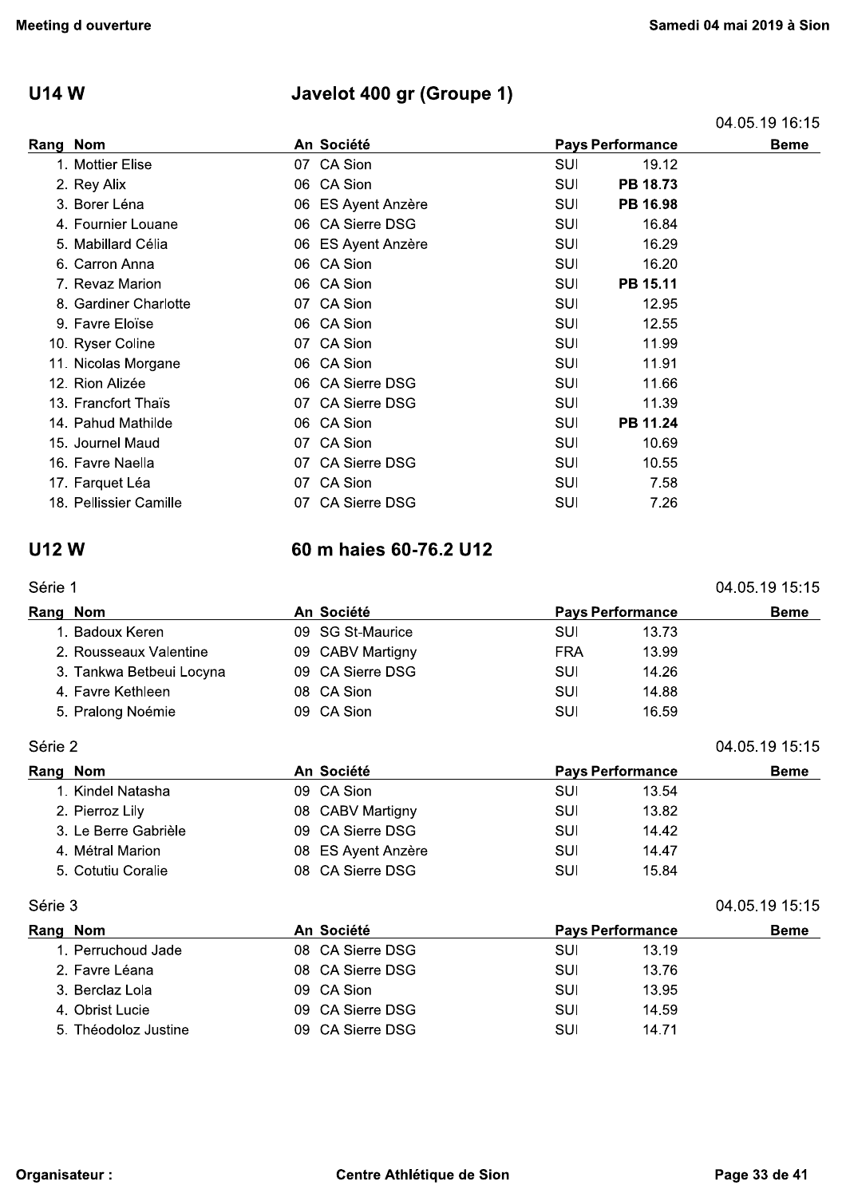## U14 W

### Javelot 400 gr (Groupe 1)

04.05.19 16:15

| Rang | Nom | An | Société | Pays | Performance | Beme |
|---|---|---|---|---|---|---|
| 1. | Mottier Elise | 07 | CA Sion | SUI | 19.12 | |
| 2. | Rey Alix | 06 | CA Sion | SUI | **PB 18.73** | |
| 3. | Borer Léna | 06 | ES Ayent Anzère | SUI | **PB 16.98** | |
| 4. | Fournier Louane | 06 | CA Sierre DSG | SUI | 16.84 | |
| 5. | Mabillard Célia | 06 | ES Ayent Anzère | SUI | 16.29 | |
| 6. | Carron Anna | 06 | CA Sion | SUI | 16.20 | |
| 7. | Revaz Marion | 06 | CA Sion | SUI | **PB 15.11** | |
| 8. | Gardiner Charlotte | 07 | CA Sion | SUI | 12.95 | |
| 9. | Favre Eloïse | 06 | CA Sion | SUI | 12.55 | |
| 10. | Ryser Coline | 07 | CA Sion | SUI | 11.99 | |
| 11. | Nicolas Morgane | 06 | CA Sion | SUI | 11.91 | |
| 12. | Rion Alizée | 06 | CA Sierre DSG | SUI | 11.66 | |
| 13. | Francfort Thaïs | 07 | CA Sierre DSG | SUI | 11.39 | |
| 14. | Pahud Mathilde | 06 | CA Sion | SUI | **PB 11.24** | |
| 15. | Journel Maud | 07 | CA Sion | SUI | 10.69 | |
| 16. | Favre Naella | 07 | CA Sierre DSG | SUI | 10.55 | |
| 17. | Farquet Léa | 07 | CA Sion | SUI | 7.58 | |
| 18. | Pellissier Camille | 07 | CA Sierre DSG | SUI | 7.26 | |

## U12 W

### 60 m haies 60-76.2 U12

Série 1 — 04.05.19 15:15

| Rang | Nom | An | Société | Pays | Performance | Beme |
|---|---|---|---|---|---|---|
| 1. | Badoux Keren | 09 | SG St-Maurice | SUI | 13.73 | |
| 2. | Rousseaux Valentine | 09 | CABV Martigny | FRA | 13.99 | |
| 3. | Tankwa Betbeui Locyna | 09 | CA Sierre DSG | SUI | 14.26 | |
| 4. | Favre Kethleen | 08 | CA Sion | SUI | 14.88 | |
| 5. | Pralong Noémie | 09 | CA Sion | SUI | 16.59 | |

Série 2 — 04.05.19 15:15

| Rang | Nom | An | Société | Pays | Performance | Beme |
|---|---|---|---|---|---|---|
| 1. | Kindel Natasha | 09 | CA Sion | SUI | 13.54 | |
| 2. | Pierroz Lily | 08 | CABV Martigny | SUI | 13.82 | |
| 3. | Le Berre Gabrièle | 09 | CA Sierre DSG | SUI | 14.42 | |
| 4. | Métral Marion | 08 | ES Ayent Anzère | SUI | 14.47 | |
| 5. | Cotutiu Coralie | 08 | CA Sierre DSG | SUI | 15.84 | |

Série 3 — 04.05.19 15:15

| Rang | Nom | An | Société | Pays | Performance | Beme |
|---|---|---|---|---|---|---|
| 1. | Perruchoud Jade | 08 | CA Sierre DSG | SUI | 13.19 | |
| 2. | Favre Léana | 08 | CA Sierre DSG | SUI | 13.76 | |
| 3. | Berclaz Lola | 09 | CA Sion | SUI | 13.95 | |
| 4. | Obrist Lucie | 09 | CA Sierre DSG | SUI | 14.59 | |
| 5. | Théodoloz Justine | 09 | CA Sierre DSG | SUI | 14.71 | |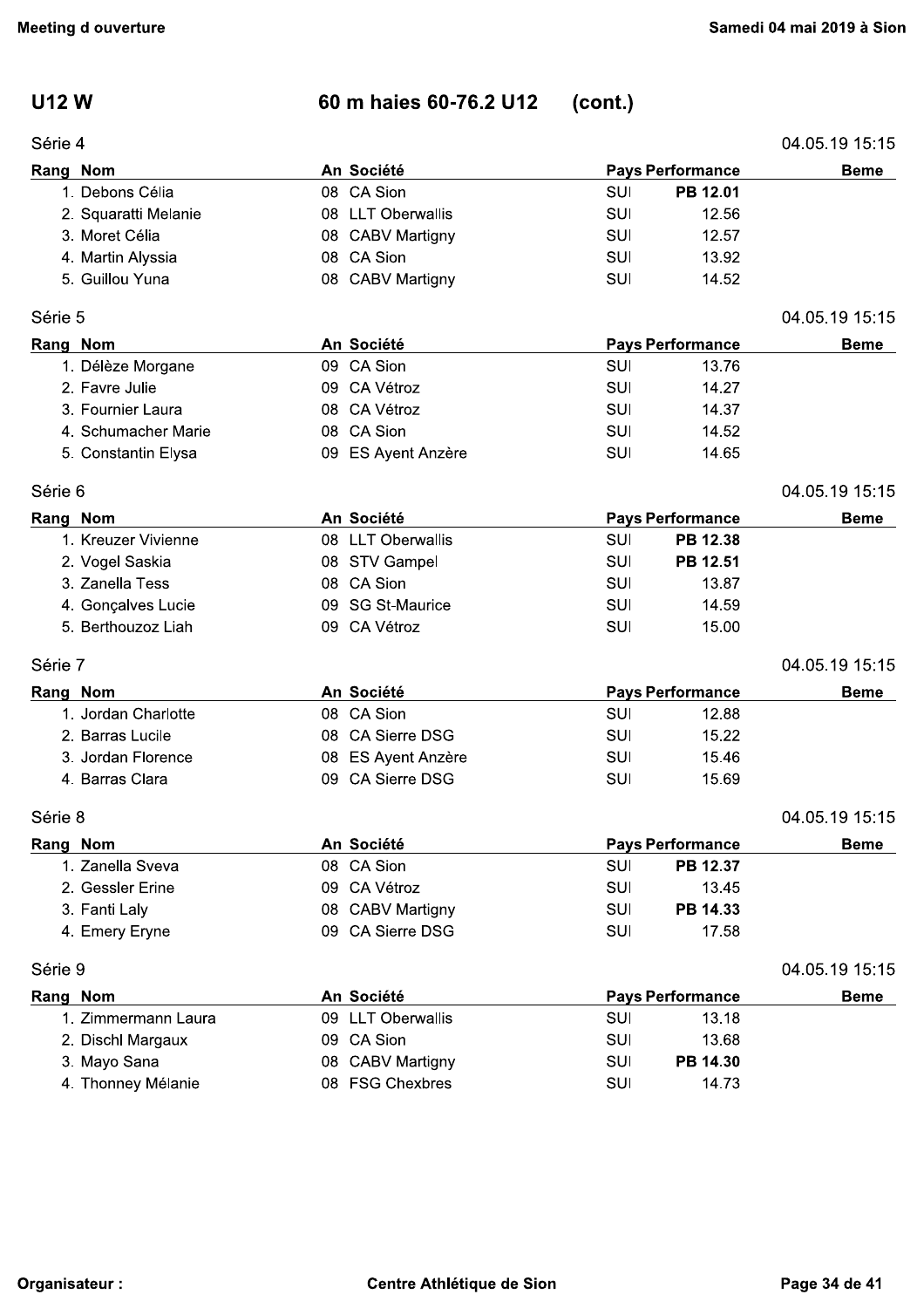## U12 W — 60 m haies 60-76.2 U12 (cont.)

### Série 4

04.05.19 15:15

| Rang | Nom | An | Société | Pays | Performance | Beme |
|---|---|---|---|---|---|---|
| 1. | Debons Célia | 08 | CA Sion | SUI | **PB 12.01** | |
| 2. | Squaratti Melanie | 08 | LLT Oberwallis | SUI | 12.56 | |
| 3. | Moret Célia | 08 | CABV Martigny | SUI | 12.57 | |
| 4. | Martin Alyssia | 08 | CA Sion | SUI | 13.92 | |
| 5. | Guillou Yuna | 08 | CABV Martigny | SUI | 14.52 | |

### Série 5

04.05.19 15:15

| Rang | Nom | An | Société | Pays | Performance | Beme |
|---|---|---|---|---|---|---|
| 1. | Délèze Morgane | 09 | CA Sion | SUI | 13.76 | |
| 2. | Favre Julie | 09 | CA Vétroz | SUI | 14.27 | |
| 3. | Fournier Laura | 08 | CA Vétroz | SUI | 14.37 | |
| 4. | Schumacher Marie | 08 | CA Sion | SUI | 14.52 | |
| 5. | Constantin Elysa | 09 | ES Ayent Anzère | SUI | 14.65 | |

### Série 6

04.05.19 15:15

| Rang | Nom | An | Société | Pays | Performance | Beme |
|---|---|---|---|---|---|---|
| 1. | Kreuzer Vivienne | 08 | LLT Oberwallis | SUI | **PB 12.38** | |
| 2. | Vogel Saskia | 08 | STV Gampel | SUI | **PB 12.51** | |
| 3. | Zanella Tess | 08 | CA Sion | SUI | 13.87 | |
| 4. | Gonçalves Lucie | 09 | SG St-Maurice | SUI | 14.59 | |
| 5. | Berthouzoz Liah | 09 | CA Vétroz | SUI | 15.00 | |

### Série 7

04.05.19 15:15

| Rang | Nom | An | Société | Pays | Performance | Beme |
|---|---|---|---|---|---|---|
| 1. | Jordan Charlotte | 08 | CA Sion | SUI | 12.88 | |
| 2. | Barras Lucile | 08 | CA Sierre DSG | SUI | 15.22 | |
| 3. | Jordan Florence | 08 | ES Ayent Anzère | SUI | 15.46 | |
| 4. | Barras Clara | 09 | CA Sierre DSG | SUI | 15.69 | |

### Série 8

04.05.19 15:15

| Rang | Nom | An | Société | Pays | Performance | Beme |
|---|---|---|---|---|---|---|
| 1. | Zanella Sveva | 08 | CA Sion | SUI | **PB 12.37** | |
| 2. | Gessler Erine | 09 | CA Vétroz | SUI | 13.45 | |
| 3. | Fanti Laly | 08 | CABV Martigny | SUI | **PB 14.33** | |
| 4. | Emery Eryne | 09 | CA Sierre DSG | SUI | 17.58 | |

### Série 9

04.05.19 15:15

| Rang | Nom | An | Société | Pays | Performance | Beme |
|---|---|---|---|---|---|---|
| 1. | Zimmermann Laura | 09 | LLT Oberwallis | SUI | 13.18 | |
| 2. | Dischl Margaux | 09 | CA Sion | SUI | 13.68 | |
| 3. | Mayo Sana | 08 | CABV Martigny | SUI | **PB 14.30** | |
| 4. | Thonney Mélanie | 08 | FSG Chexbres | SUI | 14.73 | |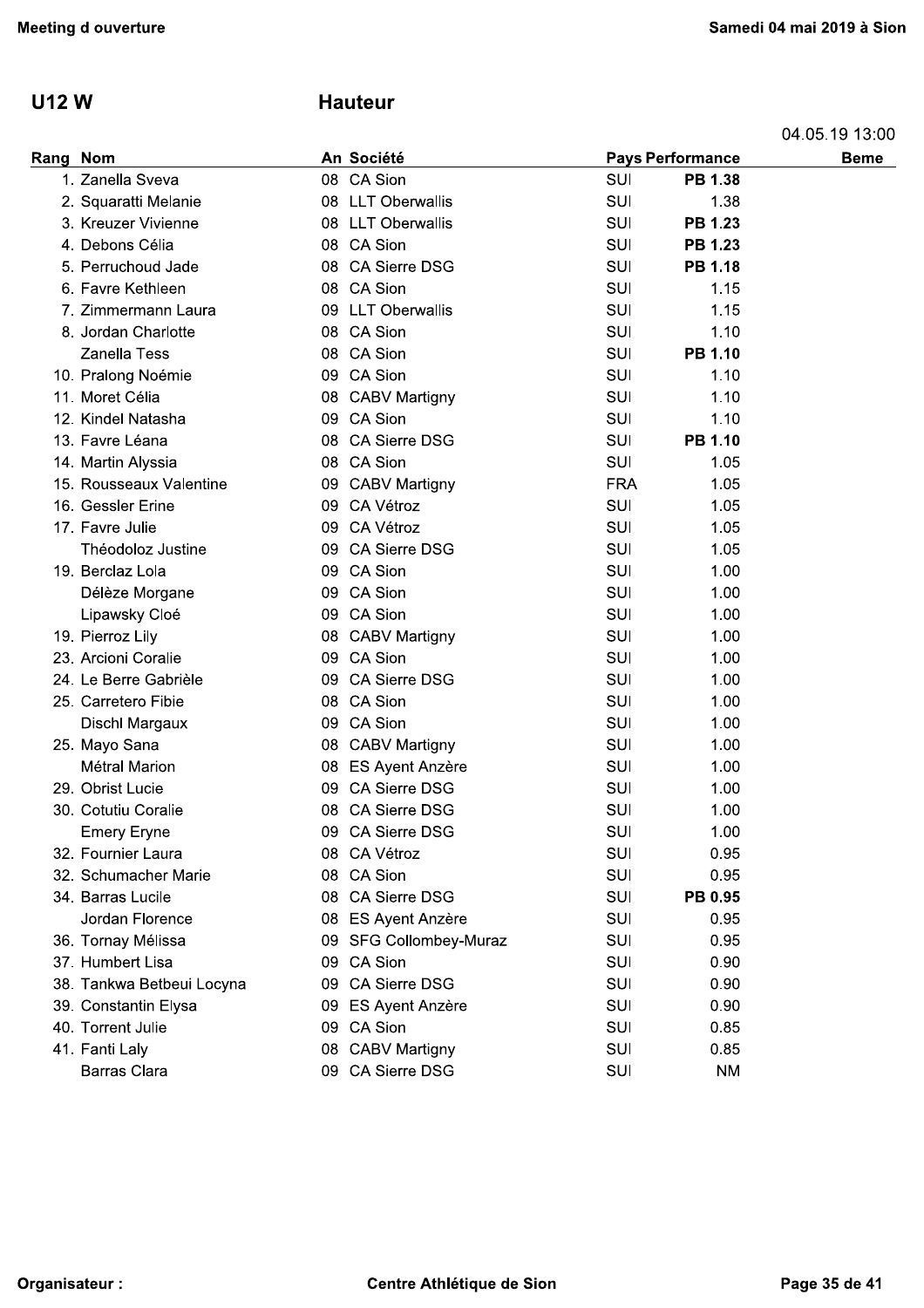## U12 W

## Hauteur

04.05.19 13:00

| Rang | Nom | An | Société | Pays | Performance | Beme |
|---|---|---|---|---|---|---|
| 1. | Zanella Sveva | 08 | CA Sion | SUI | **PB 1.38** | |
| 2. | Squaratti Melanie | 08 | LLT Oberwallis | SUI | 1.38 | |
| 3. | Kreuzer Vivienne | 08 | LLT Oberwallis | SUI | **PB 1.23** | |
| 4. | Debons Célia | 08 | CA Sion | SUI | **PB 1.23** | |
| 5. | Perruchoud Jade | 08 | CA Sierre DSG | SUI | **PB 1.18** | |
| 6. | Favre Kethleen | 08 | CA Sion | SUI | 1.15 | |
| 7. | Zimmermann Laura | 09 | LLT Oberwallis | SUI | 1.15 | |
| 8. | Jordan Charlotte | 08 | CA Sion | SUI | 1.10 | |
| | Zanella Tess | 08 | CA Sion | SUI | **PB 1.10** | |
| 10. | Pralong Noémie | 09 | CA Sion | SUI | 1.10 | |
| 11. | Moret Célia | 08 | CABV Martigny | SUI | 1.10 | |
| 12. | Kindel Natasha | 09 | CA Sion | SUI | 1.10 | |
| 13. | Favre Léana | 08 | CA Sierre DSG | SUI | **PB 1.10** | |
| 14. | Martin Alyssia | 08 | CA Sion | SUI | 1.05 | |
| 15. | Rousseaux Valentine | 09 | CABV Martigny | FRA | 1.05 | |
| 16. | Gessler Erine | 09 | CA Vétroz | SUI | 1.05 | |
| 17. | Favre Julie | 09 | CA Vétroz | SUI | 1.05 | |
| | Théodoloz Justine | 09 | CA Sierre DSG | SUI | 1.05 | |
| 19. | Berclaz Lola | 09 | CA Sion | SUI | 1.00 | |
| | Délèze Morgane | 09 | CA Sion | SUI | 1.00 | |
| | Lipawsky Cloé | 09 | CA Sion | SUI | 1.00 | |
| 19. | Pierroz Lily | 08 | CABV Martigny | SUI | 1.00 | |
| 23. | Arcioni Coralie | 09 | CA Sion | SUI | 1.00 | |
| 24. | Le Berre Gabrièle | 09 | CA Sierre DSG | SUI | 1.00 | |
| 25. | Carretero Fibie | 08 | CA Sion | SUI | 1.00 | |
| | Dischl Margaux | 09 | CA Sion | SUI | 1.00 | |
| 25. | Mayo Sana | 08 | CABV Martigny | SUI | 1.00 | |
| | Métral Marion | 08 | ES Ayent Anzère | SUI | 1.00 | |
| 29. | Obrist Lucie | 09 | CA Sierre DSG | SUI | 1.00 | |
| 30. | Cotutiu Coralie | 08 | CA Sierre DSG | SUI | 1.00 | |
| | Emery Eryne | 09 | CA Sierre DSG | SUI | 1.00 | |
| 32. | Fournier Laura | 08 | CA Vétroz | SUI | 0.95 | |
| 32. | Schumacher Marie | 08 | CA Sion | SUI | 0.95 | |
| 34. | Barras Lucile | 08 | CA Sierre DSG | SUI | **PB 0.95** | |
| | Jordan Florence | 08 | ES Ayent Anzère | SUI | 0.95 | |
| 36. | Tornay Mélissa | 09 | SFG Collombey-Muraz | SUI | 0.95 | |
| 37. | Humbert Lisa | 09 | CA Sion | SUI | 0.90 | |
| 38. | Tankwa Betbeui Locyna | 09 | CA Sierre DSG | SUI | 0.90 | |
| 39. | Constantin Elysa | 09 | ES Ayent Anzère | SUI | 0.90 | |
| 40. | Torrent Julie | 09 | CA Sion | SUI | 0.85 | |
| 41. | Fanti Laly | 08 | CABV Martigny | SUI | 0.85 | |
| | Barras Clara | 09 | CA Sierre DSG | SUI | NM | |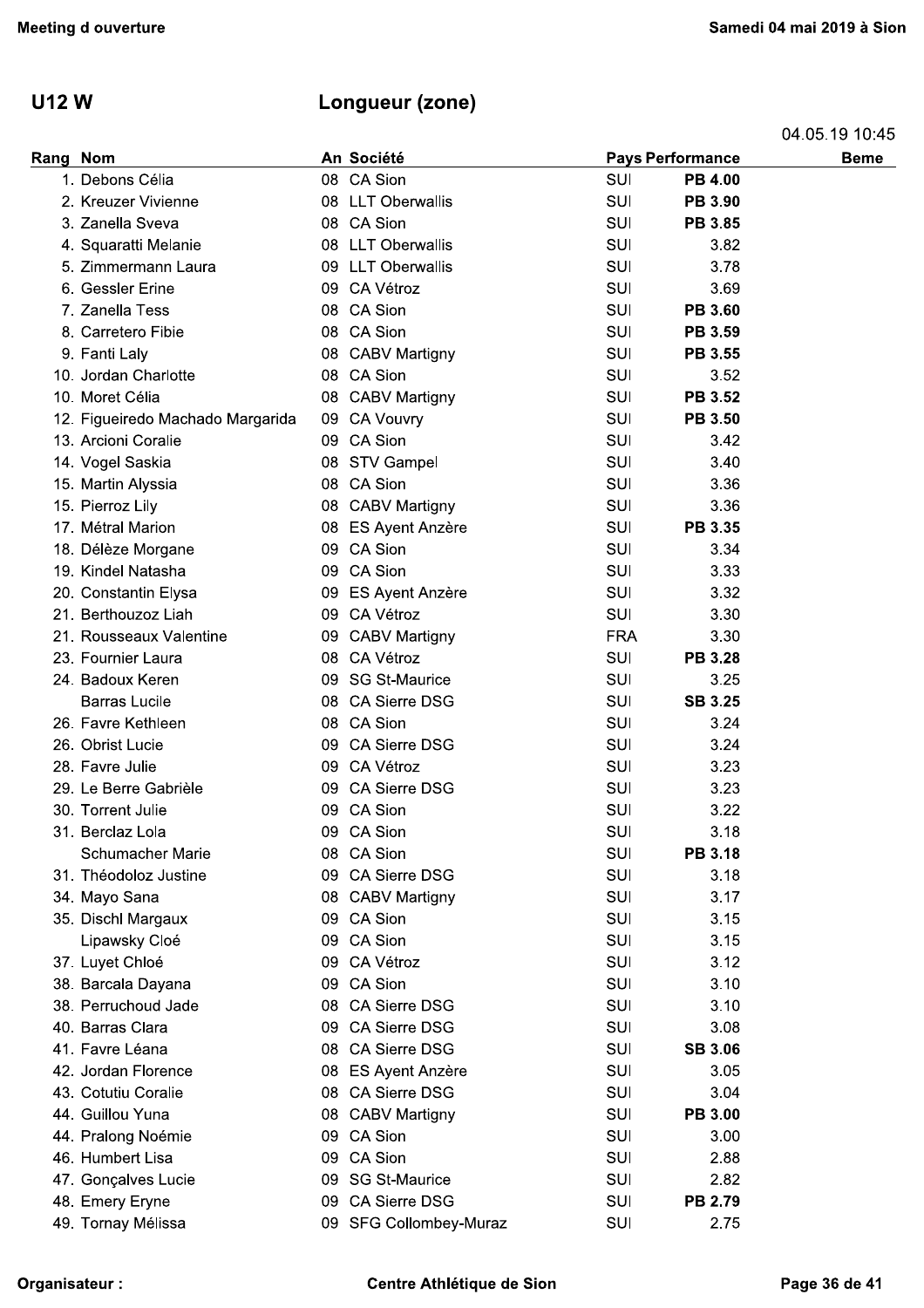## U12 W

## Longueur (zone)

04.05.19 10:45

| Rang | Nom | An | Société | Pays | Performance | Beme |
|---|---|---|---|---|---|---|
| 1. | Debons Célia | 08 | CA Sion | SUI | **PB 4.00** | |
| 2. | Kreuzer Vivienne | 08 | LLT Oberwallis | SUI | **PB 3.90** | |
| 3. | Zanella Sveva | 08 | CA Sion | SUI | **PB 3.85** | |
| 4. | Squaratti Melanie | 08 | LLT Oberwallis | SUI | 3.82 | |
| 5. | Zimmermann Laura | 09 | LLT Oberwallis | SUI | 3.78 | |
| 6. | Gessler Erine | 09 | CA Vétroz | SUI | 3.69 | |
| 7. | Zanella Tess | 08 | CA Sion | SUI | **PB 3.60** | |
| 8. | Carretero Fibie | 08 | CA Sion | SUI | **PB 3.59** | |
| 9. | Fanti Laly | 08 | CABV Martigny | SUI | **PB 3.55** | |
| 10. | Jordan Charlotte | 08 | CA Sion | SUI | 3.52 | |
| 10. | Moret Célia | 08 | CABV Martigny | SUI | **PB 3.52** | |
| 12. | Figueiredo Machado Margarida | 09 | CA Vouvry | SUI | **PB 3.50** | |
| 13. | Arcioni Coralie | 09 | CA Sion | SUI | 3.42 | |
| 14. | Vogel Saskia | 08 | STV Gampel | SUI | 3.40 | |
| 15. | Martin Alyssia | 08 | CA Sion | SUI | 3.36 | |
| 15. | Pierroz Lily | 08 | CABV Martigny | SUI | 3.36 | |
| 17. | Métral Marion | 08 | ES Ayent Anzère | SUI | **PB 3.35** | |
| 18. | Délèze Morgane | 09 | CA Sion | SUI | 3.34 | |
| 19. | Kindel Natasha | 09 | CA Sion | SUI | 3.33 | |
| 20. | Constantin Elysa | 09 | ES Ayent Anzère | SUI | 3.32 | |
| 21. | Berthouzoz Liah | 09 | CA Vétroz | SUI | 3.30 | |
| 21. | Rousseaux Valentine | 09 | CABV Martigny | FRA | 3.30 | |
| 23. | Fournier Laura | 08 | CA Vétroz | SUI | **PB 3.28** | |
| 24. | Badoux Keren | 09 | SG St-Maurice | SUI | 3.25 | |
| | Barras Lucile | 08 | CA Sierre DSG | SUI | **SB 3.25** | |
| 26. | Favre Kethleen | 08 | CA Sion | SUI | 3.24 | |
| 26. | Obrist Lucie | 09 | CA Sierre DSG | SUI | 3.24 | |
| 28. | Favre Julie | 09 | CA Vétroz | SUI | 3.23 | |
| 29. | Le Berre Gabrièle | 09 | CA Sierre DSG | SUI | 3.23 | |
| 30. | Torrent Julie | 09 | CA Sion | SUI | 3.22 | |
| 31. | Berclaz Lola | 09 | CA Sion | SUI | 3.18 | |
| | Schumacher Marie | 08 | CA Sion | SUI | **PB 3.18** | |
| 31. | Théodoloz Justine | 09 | CA Sierre DSG | SUI | 3.18 | |
| 34. | Mayo Sana | 08 | CABV Martigny | SUI | 3.17 | |
| 35. | Dischl Margaux | 09 | CA Sion | SUI | 3.15 | |
| | Lipawsky Cloé | 09 | CA Sion | SUI | 3.15 | |
| 37. | Luyet Chloé | 09 | CA Vétroz | SUI | 3.12 | |
| 38. | Barcala Dayana | 09 | CA Sion | SUI | 3.10 | |
| 38. | Perruchoud Jade | 08 | CA Sierre DSG | SUI | 3.10 | |
| 40. | Barras Clara | 09 | CA Sierre DSG | SUI | 3.08 | |
| 41. | Favre Léana | 08 | CA Sierre DSG | SUI | **SB 3.06** | |
| 42. | Jordan Florence | 08 | ES Ayent Anzère | SUI | 3.05 | |
| 43. | Cotutiu Coralie | 08 | CA Sierre DSG | SUI | 3.04 | |
| 44. | Guillou Yuna | 08 | CABV Martigny | SUI | **PB 3.00** | |
| 44. | Pralong Noémie | 09 | CA Sion | SUI | 3.00 | |
| 46. | Humbert Lisa | 09 | CA Sion | SUI | 2.88 | |
| 47. | Gonçalves Lucie | 09 | SG St-Maurice | SUI | 2.82 | |
| 48. | Emery Eryne | 09 | CA Sierre DSG | SUI | **PB 2.79** | |
| 49. | Tornay Mélissa | 09 | SFG Collombey-Muraz | SUI | 2.75 | |

Organisateur : Centre Athlétique de Sion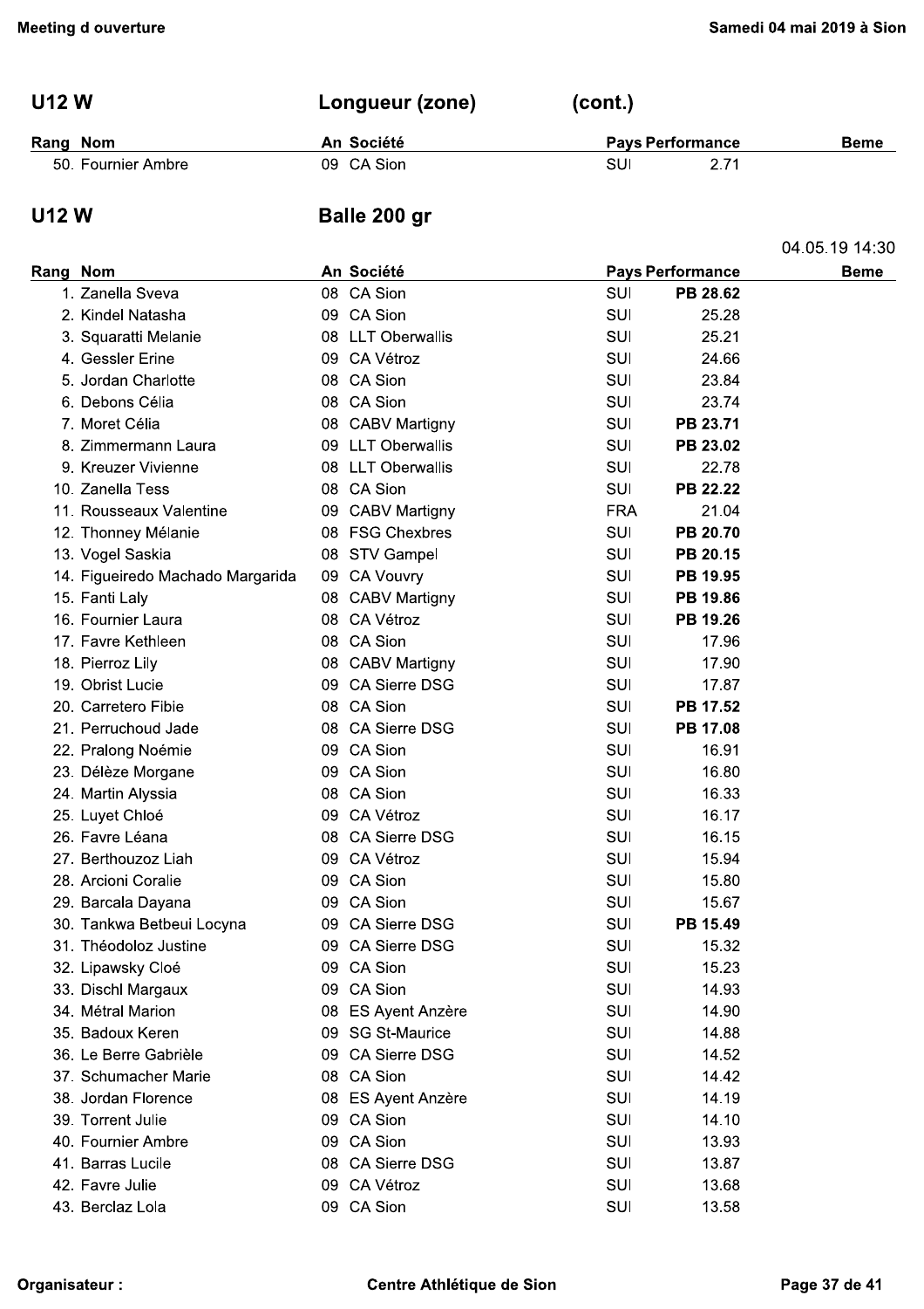## U12 W — Longueur (zone) (cont.)

| Rang | Nom | An | Société | Pays | Performance | Beme |
|---|---|---|---|---|---|---|
| 50. | Fournier Ambre | 09 | CA Sion | SUI | 2.71 | |

## U12 W — Balle 200 gr

04.05.19 14:30

| Rang | Nom | An | Société | Pays | Performance | Beme |
|---|---|---|---|---|---|---|
| 1. | Zanella Sveva | 08 | CA Sion | SUI | **PB 28.62** | |
| 2. | Kindel Natasha | 09 | CA Sion | SUI | 25.28 | |
| 3. | Squaratti Melanie | 08 | LLT Oberwallis | SUI | 25.21 | |
| 4. | Gessler Erine | 09 | CA Vétroz | SUI | 24.66 | |
| 5. | Jordan Charlotte | 08 | CA Sion | SUI | 23.84 | |
| 6. | Debons Célia | 08 | CA Sion | SUI | 23.74 | |
| 7. | Moret Célia | 08 | CABV Martigny | SUI | **PB 23.71** | |
| 8. | Zimmermann Laura | 09 | LLT Oberwallis | SUI | **PB 23.02** | |
| 9. | Kreuzer Vivienne | 08 | LLT Oberwallis | SUI | 22.78 | |
| 10. | Zanella Tess | 08 | CA Sion | SUI | **PB 22.22** | |
| 11. | Rousseaux Valentine | 09 | CABV Martigny | FRA | 21.04 | |
| 12. | Thonney Mélanie | 08 | FSG Chexbres | SUI | **PB 20.70** | |
| 13. | Vogel Saskia | 08 | STV Gampel | SUI | **PB 20.15** | |
| 14. | Figueiredo Machado Margarida | 09 | CA Vouvry | SUI | **PB 19.95** | |
| 15. | Fanti Laly | 08 | CABV Martigny | SUI | **PB 19.86** | |
| 16. | Fournier Laura | 08 | CA Vétroz | SUI | **PB 19.26** | |
| 17. | Favre Kethleen | 08 | CA Sion | SUI | 17.96 | |
| 18. | Pierroz Lily | 08 | CABV Martigny | SUI | 17.90 | |
| 19. | Obrist Lucie | 09 | CA Sierre DSG | SUI | 17.87 | |
| 20. | Carretero Fibie | 08 | CA Sion | SUI | **PB 17.52** | |
| 21. | Perruchoud Jade | 08 | CA Sierre DSG | SUI | **PB 17.08** | |
| 22. | Pralong Noémie | 09 | CA Sion | SUI | 16.91 | |
| 23. | Délèze Morgane | 09 | CA Sion | SUI | 16.80 | |
| 24. | Martin Alyssia | 08 | CA Sion | SUI | 16.33 | |
| 25. | Luyet Chloé | 09 | CA Vétroz | SUI | 16.17 | |
| 26. | Favre Léana | 08 | CA Sierre DSG | SUI | 16.15 | |
| 27. | Berthouzoz Liah | 09 | CA Vétroz | SUI | 15.94 | |
| 28. | Arcioni Coralie | 09 | CA Sion | SUI | 15.80 | |
| 29. | Barcala Dayana | 09 | CA Sion | SUI | 15.67 | |
| 30. | Tankwa Betbeui Locyna | 09 | CA Sierre DSG | SUI | **PB 15.49** | |
| 31. | Théodoloz Justine | 09 | CA Sierre DSG | SUI | 15.32 | |
| 32. | Lipawsky Cloé | 09 | CA Sion | SUI | 15.23 | |
| 33. | Dischl Margaux | 09 | CA Sion | SUI | 14.93 | |
| 34. | Métral Marion | 08 | ES Ayent Anzère | SUI | 14.90 | |
| 35. | Badoux Keren | 09 | SG St-Maurice | SUI | 14.88 | |
| 36. | Le Berre Gabrièle | 09 | CA Sierre DSG | SUI | 14.52 | |
| 37. | Schumacher Marie | 08 | CA Sion | SUI | 14.42 | |
| 38. | Jordan Florence | 08 | ES Ayent Anzère | SUI | 14.19 | |
| 39. | Torrent Julie | 09 | CA Sion | SUI | 14.10 | |
| 40. | Fournier Ambre | 09 | CA Sion | SUI | 13.93 | |
| 41. | Barras Lucile | 08 | CA Sierre DSG | SUI | 13.87 | |
| 42. | Favre Julie | 09 | CA Vétroz | SUI | 13.68 | |
| 43. | Berclaz Lola | 09 | CA Sion | SUI | 13.58 | |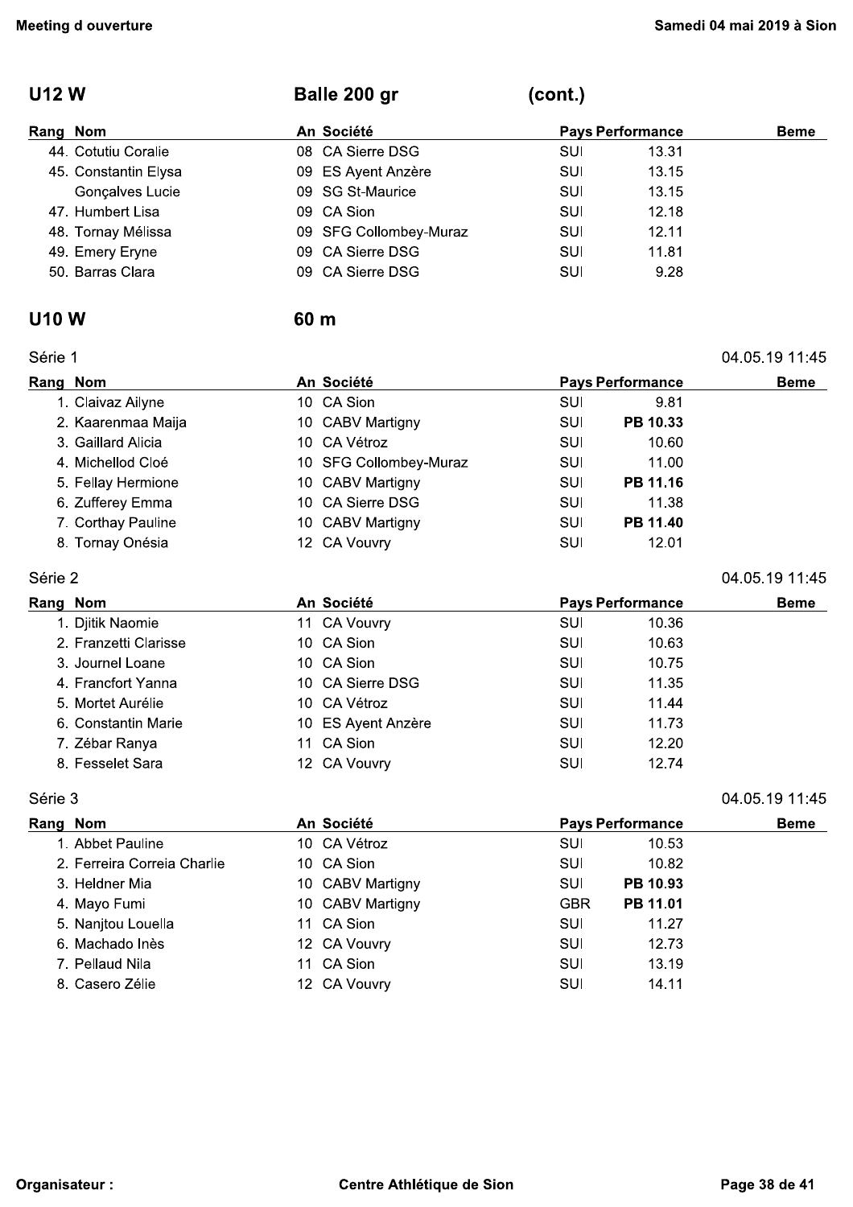## U12 W — Balle 200 gr (cont.)

| Rang | Nom | An | Société | Pays | Performance | Beme |
|---|---|---|---|---|---|---|
| 44. | Cotutiu Coralie | 08 | CA Sierre DSG | SUI | 13.31 | |
| 45. | Constantin Elysa | 09 | ES Ayent Anzère | SUI | 13.15 | |
| | Gonçalves Lucie | 09 | SG St-Maurice | SUI | 13.15 | |
| 47. | Humbert Lisa | 09 | CA Sion | SUI | 12.18 | |
| 48. | Tornay Mélissa | 09 | SFG Collombey-Muraz | SUI | 12.11 | |
| 49. | Emery Eryne | 09 | CA Sierre DSG | SUI | 11.81 | |
| 50. | Barras Clara | 09 | CA Sierre DSG | SUI | 9.28 | |

## U10 W — 60 m

### Série 1 — 04.05.19 11:45

| Rang | Nom | An | Société | Pays | Performance | Beme |
|---|---|---|---|---|---|---|
| 1. | Claivaz Ailyne | 10 | CA Sion | SUI | 9.81 | |
| 2. | Kaarenmaa Maija | 10 | CABV Martigny | SUI | **PB 10.33** | |
| 3. | Gaillard Alicia | 10 | CA Vétroz | SUI | 10.60 | |
| 4. | Michellod Cloé | 10 | SFG Collombey-Muraz | SUI | 11.00 | |
| 5. | Fellay Hermione | 10 | CABV Martigny | SUI | **PB 11.16** | |
| 6. | Zufferey Emma | 10 | CA Sierre DSG | SUI | 11.38 | |
| 7. | Corthay Pauline | 10 | CABV Martigny | SUI | **PB 11.40** | |
| 8. | Tornay Onésia | 12 | CA Vouvry | SUI | 12.01 | |

### Série 2 — 04.05.19 11:45

| Rang | Nom | An | Société | Pays | Performance | Beme |
|---|---|---|---|---|---|---|
| 1. | Djitik Naomie | 11 | CA Vouvry | SUI | 10.36 | |
| 2. | Franzetti Clarisse | 10 | CA Sion | SUI | 10.63 | |
| 3. | Journel Loane | 10 | CA Sion | SUI | 10.75 | |
| 4. | Francfort Yanna | 10 | CA Sierre DSG | SUI | 11.35 | |
| 5. | Mortet Aurélie | 10 | CA Vétroz | SUI | 11.44 | |
| 6. | Constantin Marie | 10 | ES Ayent Anzère | SUI | 11.73 | |
| 7. | Zébar Ranya | 11 | CA Sion | SUI | 12.20 | |
| 8. | Fesselet Sara | 12 | CA Vouvry | SUI | 12.74 | |

### Série 3 — 04.05.19 11:45

| Rang | Nom | An | Société | Pays | Performance | Beme |
|---|---|---|---|---|---|---|
| 1. | Abbet Pauline | 10 | CA Vétroz | SUI | 10.53 | |
| 2. | Ferreira Correia Charlie | 10 | CA Sion | SUI | 10.82 | |
| 3. | Heldner Mia | 10 | CABV Martigny | SUI | **PB 10.93** | |
| 4. | Mayo Fumi | 10 | CABV Martigny | GBR | **PB 11.01** | |
| 5. | Nanjtou Louella | 11 | CA Sion | SUI | 11.27 | |
| 6. | Machado Inès | 12 | CA Vouvry | SUI | 12.73 | |
| 7. | Pellaud Nila | 11 | CA Sion | SUI | 13.19 | |
| 8. | Casero Zélie | 12 | CA Vouvry | SUI | 14.11 | |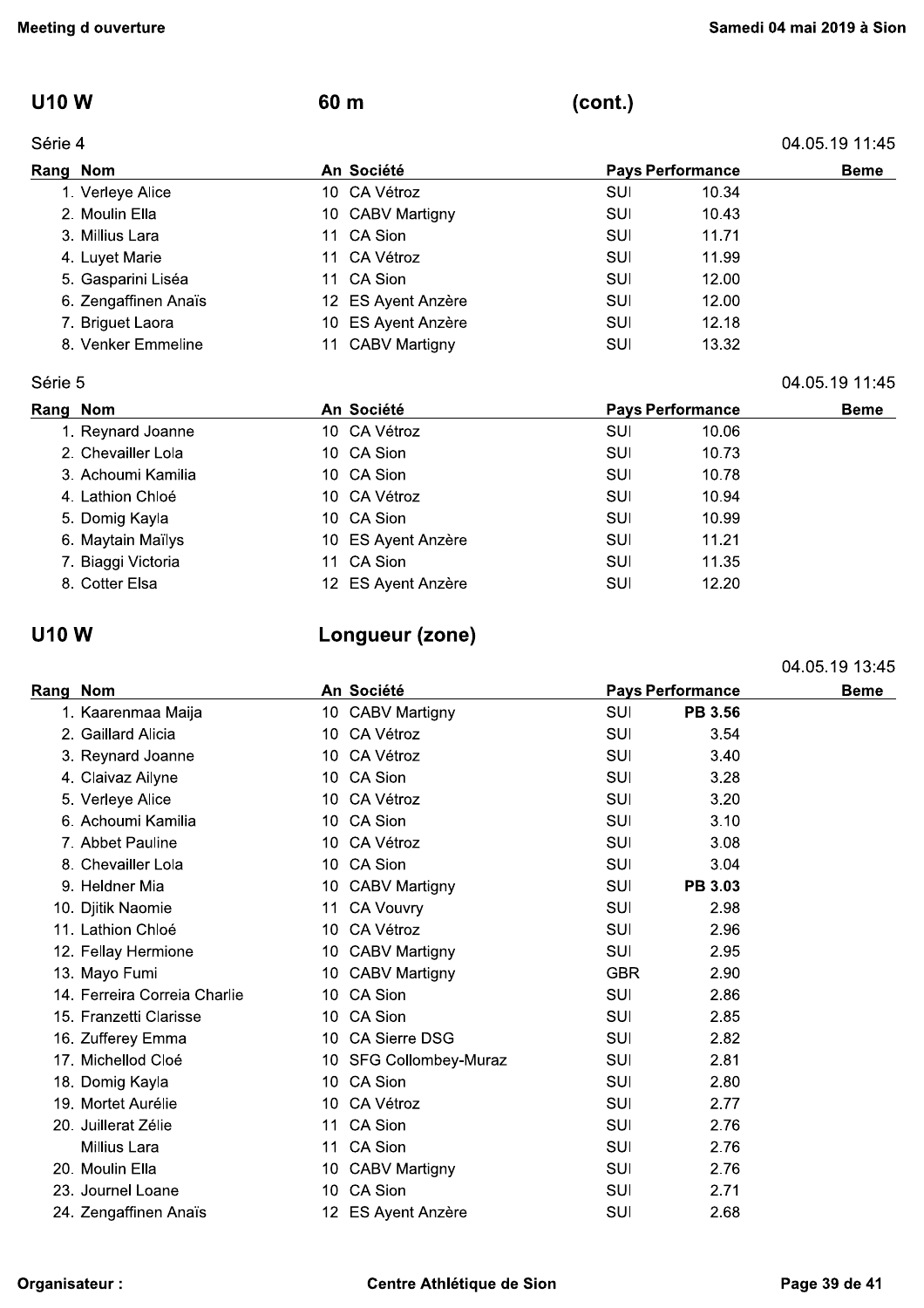## U10 W — 60 m (cont.)

### Série 4

04.05.19 11:45

| Rang | Nom | An | Société | Pays | Performance | Beme |
|---|---|---|---|---|---|---|
| 1. | Verleye Alice | 10 | CA Vétroz | SUI | 10.34 | |
| 2. | Moulin Ella | 10 | CABV Martigny | SUI | 10.43 | |
| 3. | Millius Lara | 11 | CA Sion | SUI | 11.71 | |
| 4. | Luyet Marie | 11 | CA Vétroz | SUI | 11.99 | |
| 5. | Gasparini Liséa | 11 | CA Sion | SUI | 12.00 | |
| 6. | Zengaffinen Anaïs | 12 | ES Ayent Anzère | SUI | 12.00 | |
| 7. | Briguet Laora | 10 | ES Ayent Anzère | SUI | 12.18 | |
| 8. | Venker Emmeline | 11 | CABV Martigny | SUI | 13.32 | |

### Série 5

04.05.19 11:45

| Rang | Nom | An | Société | Pays | Performance | Beme |
|---|---|---|---|---|---|---|
| 1. | Reynard Joanne | 10 | CA Vétroz | SUI | 10.06 | |
| 2. | Chevailler Lola | 10 | CA Sion | SUI | 10.73 | |
| 3. | Achoumi Kamilia | 10 | CA Sion | SUI | 10.78 | |
| 4. | Lathion Chloé | 10 | CA Vétroz | SUI | 10.94 | |
| 5. | Domig Kayla | 10 | CA Sion | SUI | 10.99 | |
| 6. | Maytain Maïlys | 10 | ES Ayent Anzère | SUI | 11.21 | |
| 7. | Biaggi Victoria | 11 | CA Sion | SUI | 11.35 | |
| 8. | Cotter Elsa | 12 | ES Ayent Anzère | SUI | 12.20 | |

## U10 W — Longueur (zone)

04.05.19 13:45

| Rang | Nom | An | Société | Pays | Performance | Beme |
|---|---|---|---|---|---|---|
| 1. | Kaarenmaa Maija | 10 | CABV Martigny | SUI | **PB 3.56** | |
| 2. | Gaillard Alicia | 10 | CA Vétroz | SUI | 3.54 | |
| 3. | Reynard Joanne | 10 | CA Vétroz | SUI | 3.40 | |
| 4. | Claivaz Ailyne | 10 | CA Sion | SUI | 3.28 | |
| 5. | Verleye Alice | 10 | CA Vétroz | SUI | 3.20 | |
| 6. | Achoumi Kamilia | 10 | CA Sion | SUI | 3.10 | |
| 7. | Abbet Pauline | 10 | CA Vétroz | SUI | 3.08 | |
| 8. | Chevailler Lola | 10 | CA Sion | SUI | 3.04 | |
| 9. | Heldner Mia | 10 | CABV Martigny | SUI | **PB 3.03** | |
| 10. | Djitik Naomie | 11 | CA Vouvry | SUI | 2.98 | |
| 11. | Lathion Chloé | 10 | CA Vétroz | SUI | 2.96 | |
| 12. | Fellay Hermione | 10 | CABV Martigny | SUI | 2.95 | |
| 13. | Mayo Fumi | 10 | CABV Martigny | GBR | 2.90 | |
| 14. | Ferreira Correia Charlie | 10 | CA Sion | SUI | 2.86 | |
| 15. | Franzetti Clarisse | 10 | CA Sion | SUI | 2.85 | |
| 16. | Zufferey Emma | 10 | CA Sierre DSG | SUI | 2.82 | |
| 17. | Michellod Cloé | 10 | SFG Collombey-Muraz | SUI | 2.81 | |
| 18. | Domig Kayla | 10 | CA Sion | SUI | 2.80 | |
| 19. | Mortet Aurélie | 10 | CA Vétroz | SUI | 2.77 | |
| 20. | Juillerat Zélie | 11 | CA Sion | SUI | 2.76 | |
| | Millius Lara | 11 | CA Sion | SUI | 2.76 | |
| 20. | Moulin Ella | 10 | CABV Martigny | SUI | 2.76 | |
| 23. | Journel Loane | 10 | CA Sion | SUI | 2.71 | |
| 24. | Zengaffinen Anaïs | 12 | ES Ayent Anzère | SUI | 2.68 | |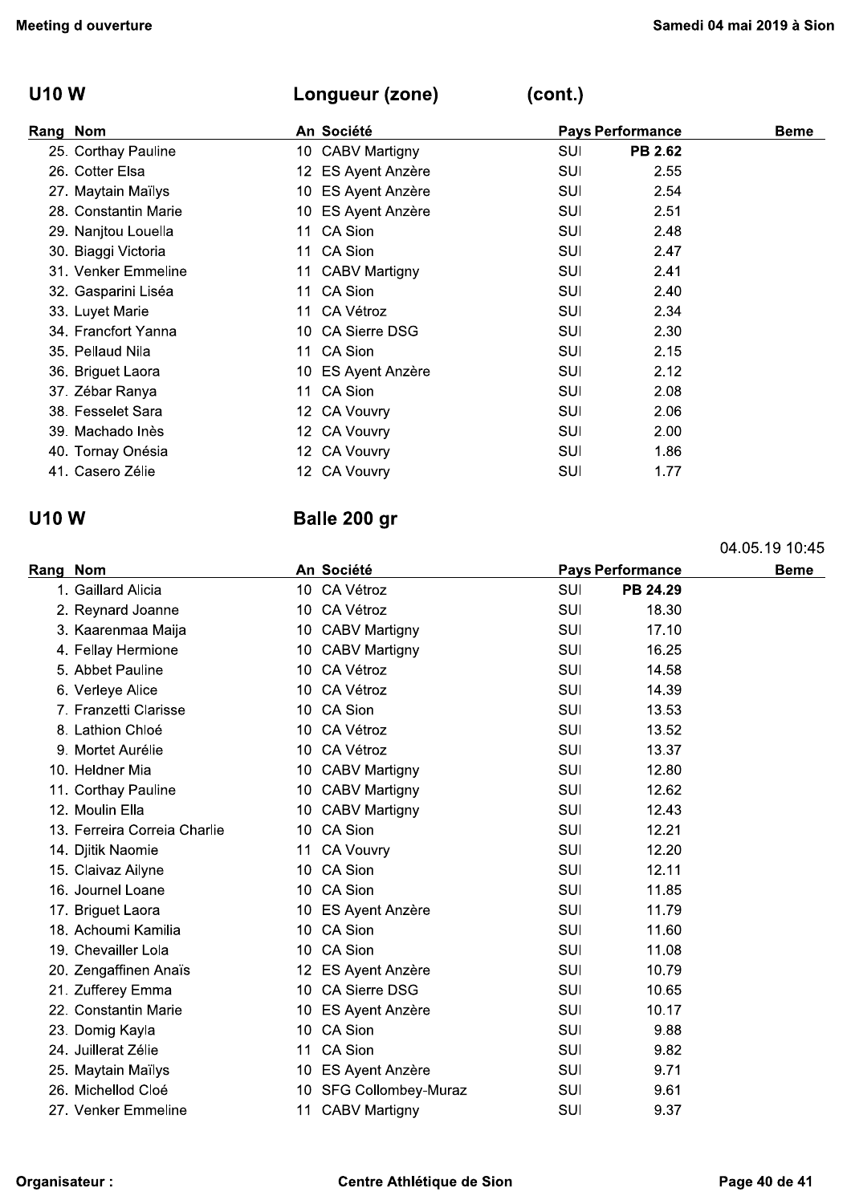## U10 W — Longueur (zone) (cont.)

| Rang | Nom | An | Société | Pays | Performance | Beme |
|---|---|---|---|---|---|---|
| 25. | Corthay Pauline | 10 | CABV Martigny | SUI | **PB 2.62** | |
| 26. | Cotter Elsa | 12 | ES Ayent Anzère | SUI | 2.55 | |
| 27. | Maytain Maïlys | 10 | ES Ayent Anzère | SUI | 2.54 | |
| 28. | Constantin Marie | 10 | ES Ayent Anzère | SUI | 2.51 | |
| 29. | Nanjtou Louella | 11 | CA Sion | SUI | 2.48 | |
| 30. | Biaggi Victoria | 11 | CA Sion | SUI | 2.47 | |
| 31. | Venker Emmeline | 11 | CABV Martigny | SUI | 2.41 | |
| 32. | Gasparini Liséa | 11 | CA Sion | SUI | 2.40 | |
| 33. | Luyet Marie | 11 | CA Vétroz | SUI | 2.34 | |
| 34. | Francfort Yanna | 10 | CA Sierre DSG | SUI | 2.30 | |
| 35. | Pellaud Nila | 11 | CA Sion | SUI | 2.15 | |
| 36. | Briguet Laora | 10 | ES Ayent Anzère | SUI | 2.12 | |
| 37. | Zébar Ranya | 11 | CA Sion | SUI | 2.08 | |
| 38. | Fesselet Sara | 12 | CA Vouvry | SUI | 2.06 | |
| 39. | Machado Inès | 12 | CA Vouvry | SUI | 2.00 | |
| 40. | Tornay Onésia | 12 | CA Vouvry | SUI | 1.86 | |
| 41. | Casero Zélie | 12 | CA Vouvry | SUI | 1.77 | |

## U10 W — Balle 200 gr

04.05.19 10:45

| Rang | Nom | An | Société | Pays | Performance | Beme |
|---|---|---|---|---|---|---|
| 1. | Gaillard Alicia | 10 | CA Vétroz | SUI | **PB 24.29** | |
| 2. | Reynard Joanne | 10 | CA Vétroz | SUI | 18.30 | |
| 3. | Kaarenmaa Maija | 10 | CABV Martigny | SUI | 17.10 | |
| 4. | Fellay Hermione | 10 | CABV Martigny | SUI | 16.25 | |
| 5. | Abbet Pauline | 10 | CA Vétroz | SUI | 14.58 | |
| 6. | Verleye Alice | 10 | CA Vétroz | SUI | 14.39 | |
| 7. | Franzetti Clarisse | 10 | CA Sion | SUI | 13.53 | |
| 8. | Lathion Chloé | 10 | CA Vétroz | SUI | 13.52 | |
| 9. | Mortet Aurélie | 10 | CA Vétroz | SUI | 13.37 | |
| 10. | Heldner Mia | 10 | CABV Martigny | SUI | 12.80 | |
| 11. | Corthay Pauline | 10 | CABV Martigny | SUI | 12.62 | |
| 12. | Moulin Ella | 10 | CABV Martigny | SUI | 12.43 | |
| 13. | Ferreira Correia Charlie | 10 | CA Sion | SUI | 12.21 | |
| 14. | Djitik Naomie | 11 | CA Vouvry | SUI | 12.20 | |
| 15. | Claivaz Ailyne | 10 | CA Sion | SUI | 12.11 | |
| 16. | Journel Loane | 10 | CA Sion | SUI | 11.85 | |
| 17. | Briguet Laora | 10 | ES Ayent Anzère | SUI | 11.79 | |
| 18. | Achoumi Kamilia | 10 | CA Sion | SUI | 11.60 | |
| 19. | Chevaillier Lola | 10 | CA Sion | SUI | 11.08 | |
| 20. | Zengaffinen Anaïs | 12 | ES Ayent Anzère | SUI | 10.79 | |
| 21. | Zufferey Emma | 10 | CA Sierre DSG | SUI | 10.65 | |
| 22. | Constantin Marie | 10 | ES Ayent Anzère | SUI | 10.17 | |
| 23. | Domig Kayla | 10 | CA Sion | SUI | 9.88 | |
| 24. | Juillerat Zélie | 11 | CA Sion | SUI | 9.82 | |
| 25. | Maytain Maïlys | 10 | ES Ayent Anzère | SUI | 9.71 | |
| 26. | Michellod Cloé | 10 | SFG Collombey-Muraz | SUI | 9.61 | |
| 27. | Venker Emmeline | 11 | CABV Martigny | SUI | 9.37 | |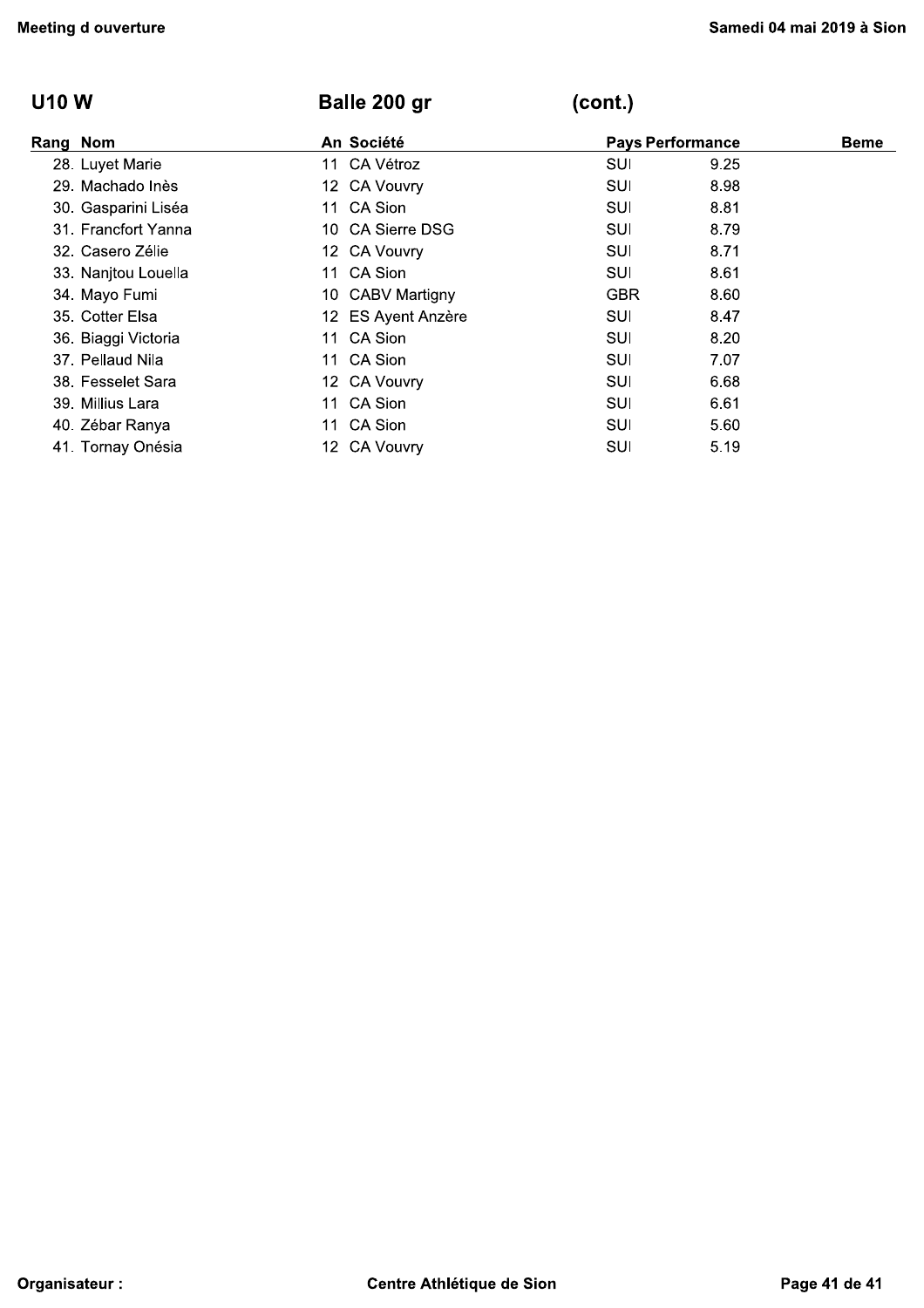## U10 W — Balle 200 gr (cont.)

| Rang | Nom | An | Société | Pays | Performance | Beme |
|---|---|---|---|---|---|---|
| 28. | Luyet Marie | 11 | CA Vétroz | SUI | 9.25 | |
| 29. | Machado Inès | 12 | CA Vouvry | SUI | 8.98 | |
| 30. | Gasparini Liséa | 11 | CA Sion | SUI | 8.81 | |
| 31. | Francfort Yanna | 10 | CA Sierre DSG | SUI | 8.79 | |
| 32. | Casero Zélie | 12 | CA Vouvry | SUI | 8.71 | |
| 33. | Nanjtou Louella | 11 | CA Sion | SUI | 8.61 | |
| 34. | Mayo Fumi | 10 | CABV Martigny | GBR | 8.60 | |
| 35. | Cotter Elsa | 12 | ES Ayent Anzère | SUI | 8.47 | |
| 36. | Biaggi Victoria | 11 | CA Sion | SUI | 8.20 | |
| 37. | Pellaud Nila | 11 | CA Sion | SUI | 7.07 | |
| 38. | Fesselet Sara | 12 | CA Vouvry | SUI | 6.68 | |
| 39. | Millius Lara | 11 | CA Sion | SUI | 6.61 | |
| 40. | Zébar Ranya | 11 | CA Sion | SUI | 5.60 | |
| 41. | Tornay Onésia | 12 | CA Vouvry | SUI | 5.19 | |